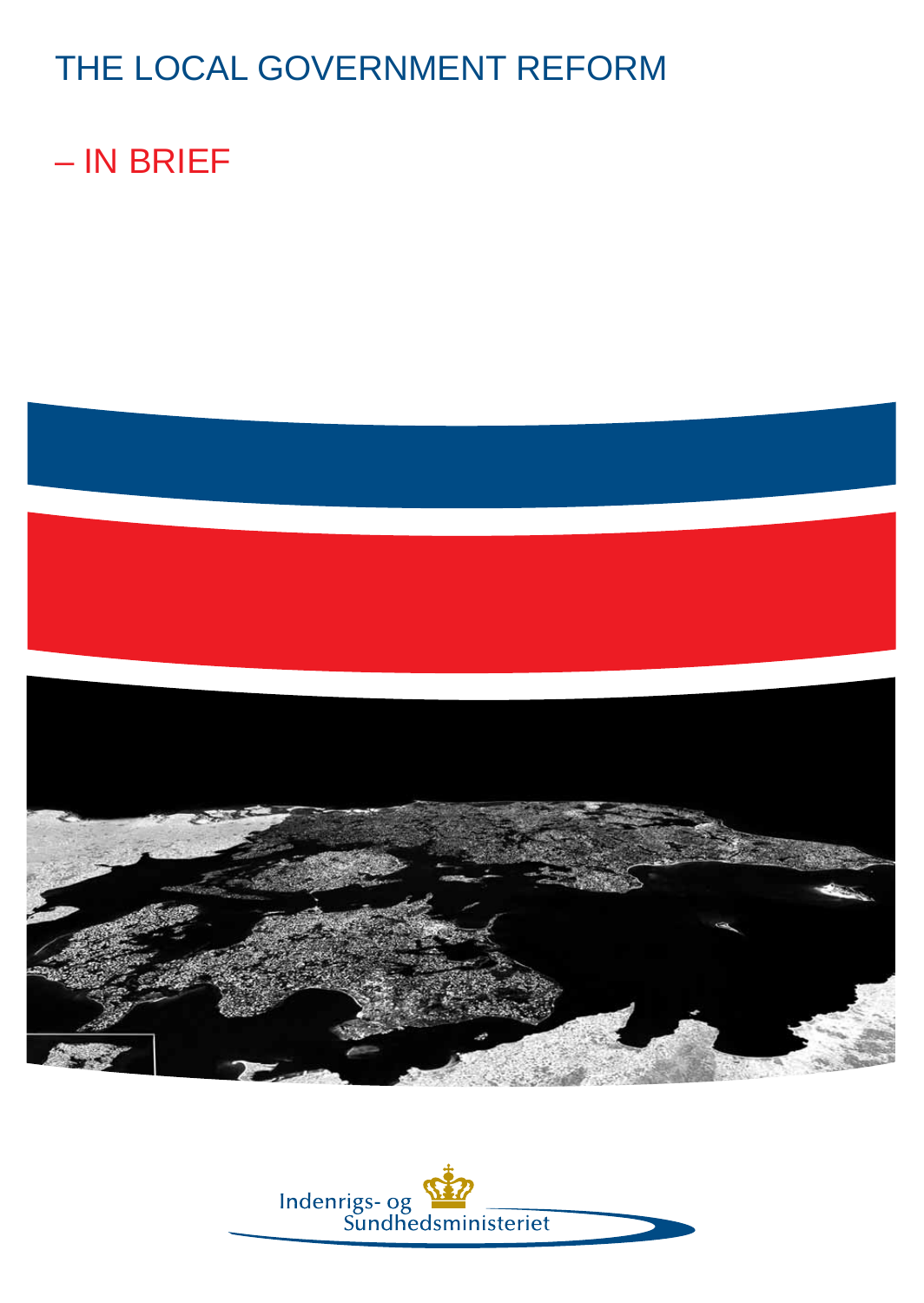# THE LOCAL GOVERNMENT REFORM

## – IN BRIEF

Indenrigs- og Sundhedsministeriet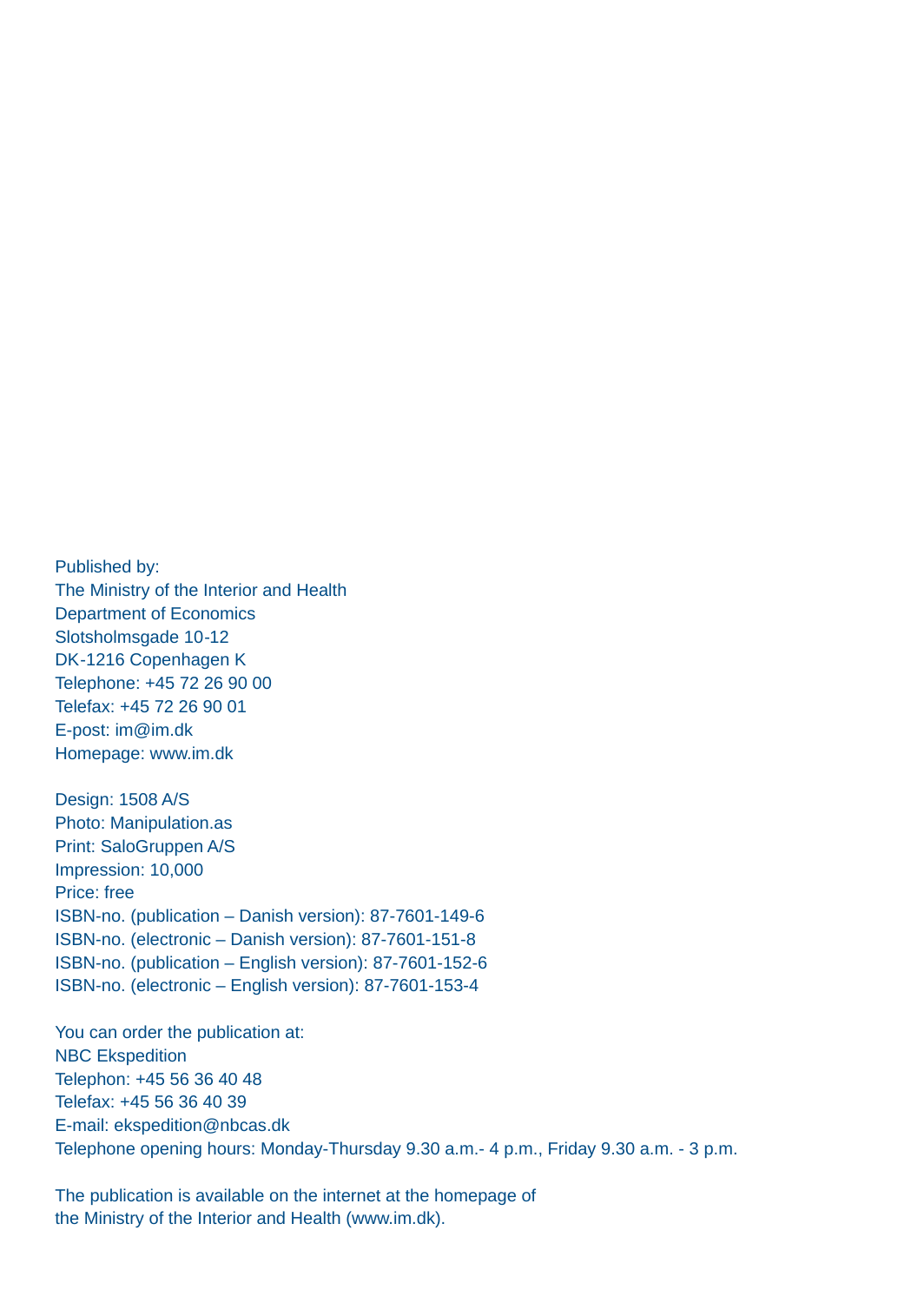Published by:
The Ministry of the Interior and Health
Department of Economics
Slotsholmsgade 10-12
DK-1216 Copenhagen K
Telephone: +45 72 26 90 00
Telefax: +45 72 26 90 01
E-post: im@im.dk
Homepage: www.im.dk

Design: 1508 A/S
Photo: Manipulation.as
Print: SaloGruppen A/S
Impression: 10,000
Price: free
ISBN-no. (publication – Danish version): 87-7601-149-6
ISBN-no. (electronic – Danish version): 87-7601-151-8
ISBN-no. (publication – English version): 87-7601-152-6
ISBN-no. (electronic – English version): 87-7601-153-4

You can order the publication at:
NBC Ekspedition
Telephon: +45 56 36 40 48
Telefax: +45 56 36 40 39
E-mail: ekspedition@nbcas.dk
Telephone opening hours: Monday-Thursday 9.30 a.m.- 4 p.m., Friday 9.30 a.m. - 3 p.m.

The publication is available on the internet at the homepage of
the Ministry of the Interior and Health (www.im.dk).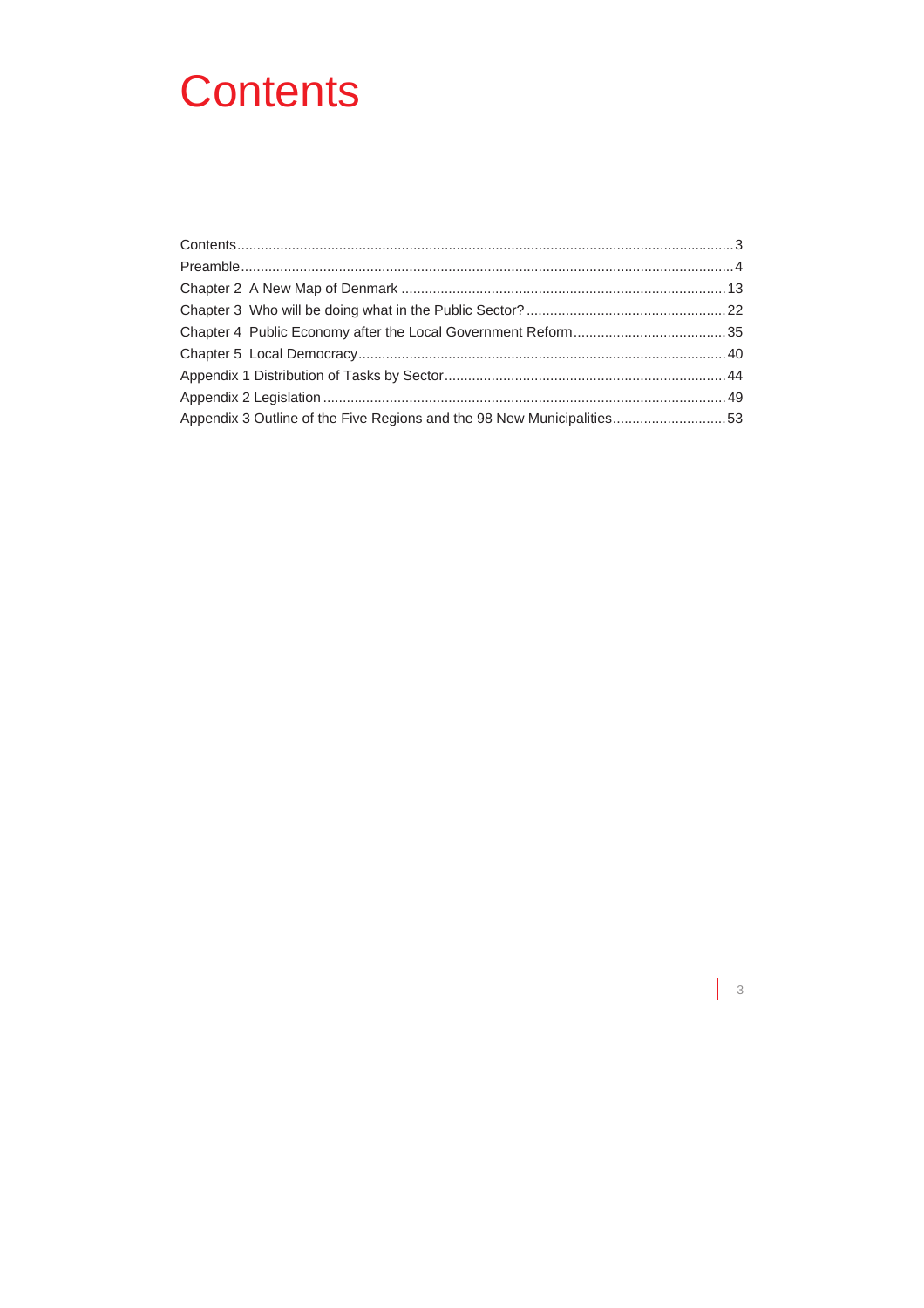# Contents

Contents .......... 3
Preamble .......... 4
Chapter 2 A New Map of Denmark .......... 13
Chapter 3 Who will be doing what in the Public Sector? .......... 22
Chapter 4 Public Economy after the Local Government Reform .......... 35
Chapter 5 Local Democracy .......... 40
Appendix 1 Distribution of Tasks by Sector .......... 44
Appendix 2 Legislation .......... 49
Appendix 3 Outline of the Five Regions and the 98 New Municipalities .......... 53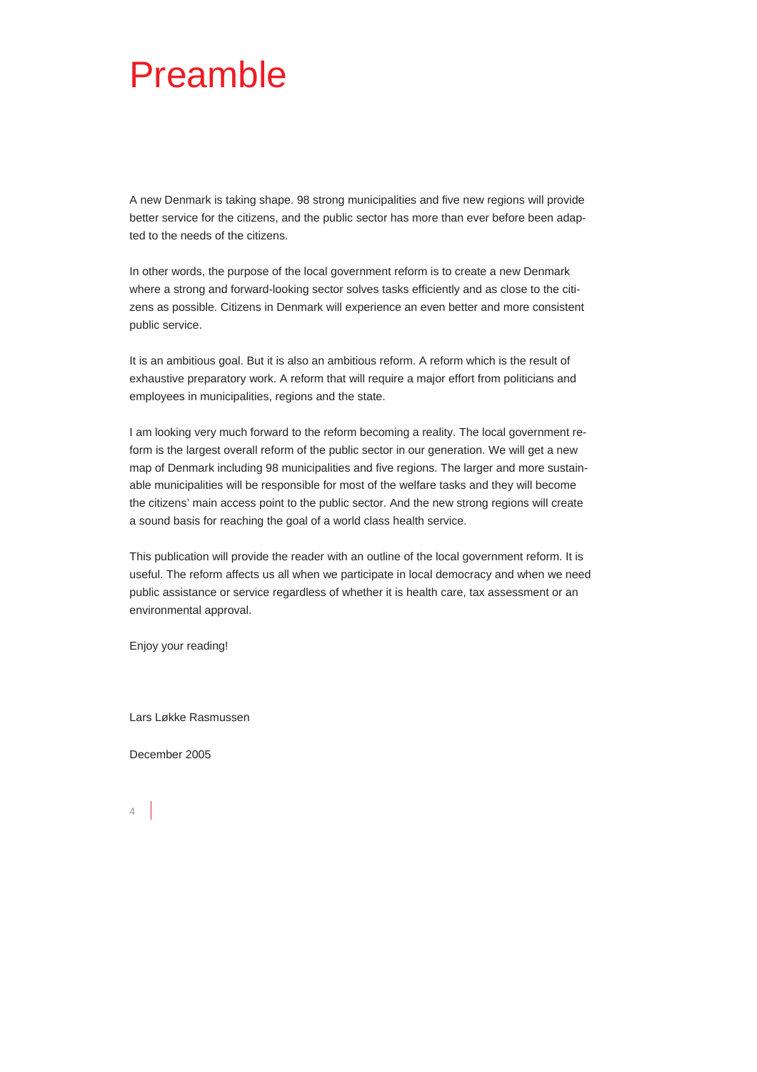# Preamble

A new Denmark is taking shape. 98 strong municipalities and five new regions will provide better service for the citizens, and the public sector has more than ever before been adapted to the needs of the citizens.

In other words, the purpose of the local government reform is to create a new Denmark where a strong and forward-looking sector solves tasks efficiently and as close to the citizens as possible. Citizens in Denmark will experience an even better and more consistent public service.

It is an ambitious goal. But it is also an ambitious reform. A reform which is the result of exhaustive preparatory work. A reform that will require a major effort from politicians and employees in municipalities, regions and the state.

I am looking very much forward to the reform becoming a reality. The local government reform is the largest overall reform of the public sector in our generation. We will get a new map of Denmark including 98 municipalities and five regions. The larger and more sustainable municipalities will be responsible for most of the welfare tasks and they will become the citizens' main access point to the public sector. And the new strong regions will create a sound basis for reaching the goal of a world class health service.

This publication will provide the reader with an outline of the local government reform. It is useful. The reform affects us all when we participate in local democracy and when we need public assistance or service regardless of whether it is health care, tax assessment or an environmental approval.

Enjoy your reading!

Lars Løkke Rasmussen

December 2005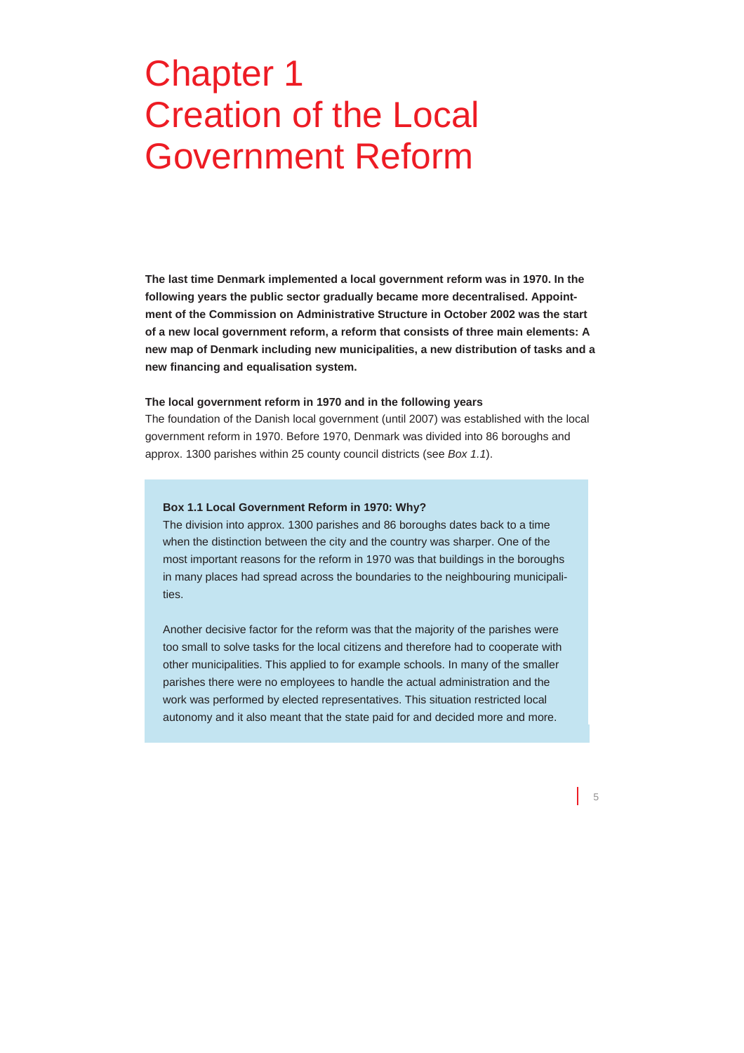# Chapter 1 Creation of the Local Government Reform

**The last time Denmark implemented a local government reform was in 1970. In the following years the public sector gradually became more decentralised. Appointment of the Commission on Administrative Structure in October 2002 was the start of a new local government reform, a reform that consists of three main elements: A new map of Denmark including new municipalities, a new distribution of tasks and a new financing and equalisation system.**

**The local government reform in 1970 and in the following years**

The foundation of the Danish local government (until 2007) was established with the local government reform in 1970. Before 1970, Denmark was divided into 86 boroughs and approx. 1300 parishes within 25 county council districts (see *Box 1.1*).

> **Box 1.1 Local Government Reform in 1970: Why?**
>
> The division into approx. 1300 parishes and 86 boroughs dates back to a time when the distinction between the city and the country was sharper. One of the most important reasons for the reform in 1970 was that buildings in the boroughs in many places had spread across the boundaries to the neighbouring municipalities.
>
> Another decisive factor for the reform was that the majority of the parishes were too small to solve tasks for the local citizens and therefore had to cooperate with other municipalities. This applied to for example schools. In many of the smaller parishes there were no employees to handle the actual administration and the work was performed by elected representatives. This situation restricted local autonomy and it also meant that the state paid for and decided more and more.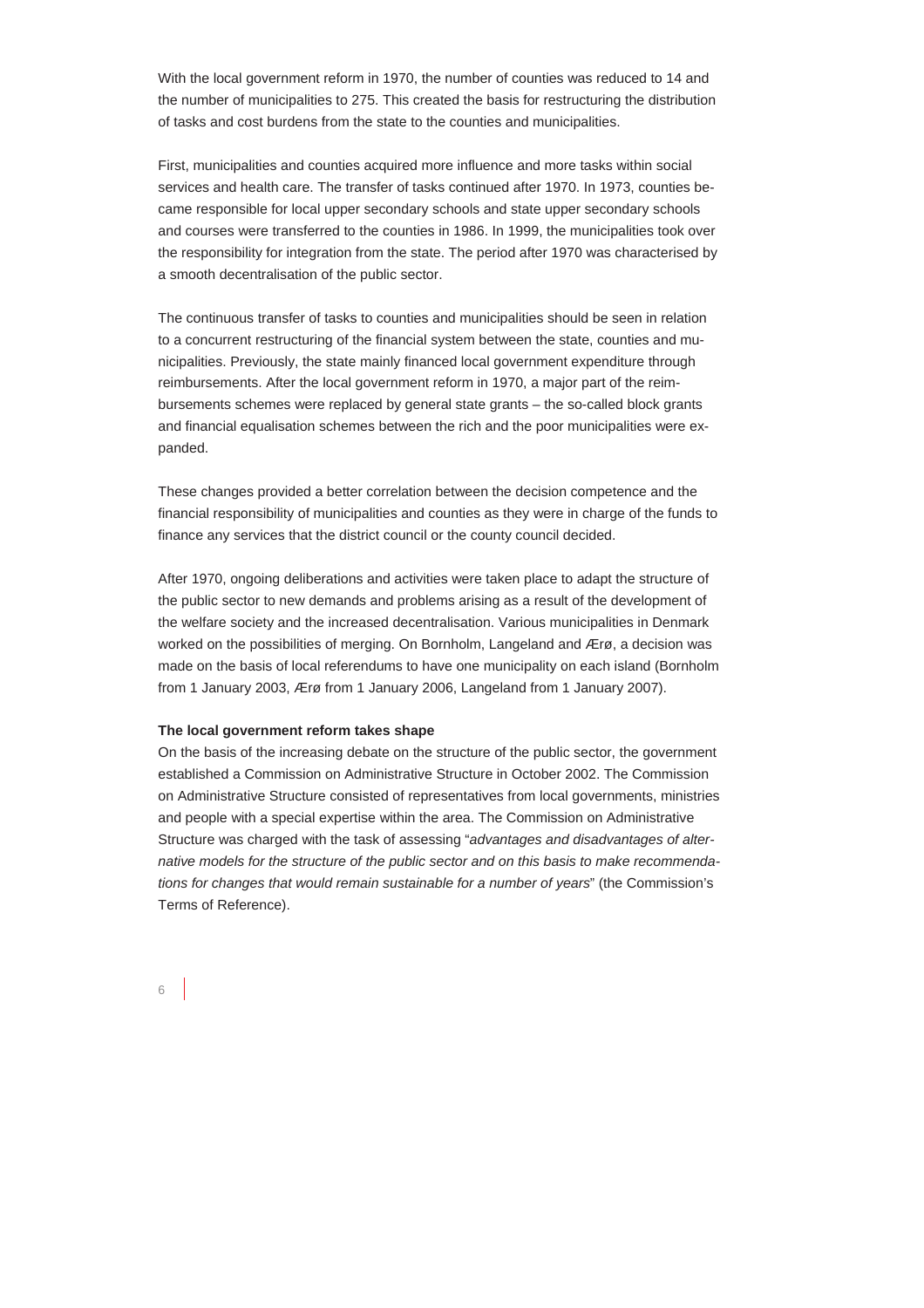With the local government reform in 1970, the number of counties was reduced to 14 and the number of municipalities to 275. This created the basis for restructuring the distribution of tasks and cost burdens from the state to the counties and municipalities.

First, municipalities and counties acquired more influence and more tasks within social services and health care. The transfer of tasks continued after 1970. In 1973, counties became responsible for local upper secondary schools and state upper secondary schools and courses were transferred to the counties in 1986. In 1999, the municipalities took over the responsibility for integration from the state. The period after 1970 was characterised by a smooth decentralisation of the public sector.

The continuous transfer of tasks to counties and municipalities should be seen in relation to a concurrent restructuring of the financial system between the state, counties and municipalities. Previously, the state mainly financed local government expenditure through reimbursements. After the local government reform in 1970, a major part of the reimbursements schemes were replaced by general state grants – the so-called block grants and financial equalisation schemes between the rich and the poor municipalities were expanded.

These changes provided a better correlation between the decision competence and the financial responsibility of municipalities and counties as they were in charge of the funds to finance any services that the district council or the county council decided.

After 1970, ongoing deliberations and activities were taken place to adapt the structure of the public sector to new demands and problems arising as a result of the development of the welfare society and the increased decentralisation. Various municipalities in Denmark worked on the possibilities of merging. On Bornholm, Langeland and Ærø, a decision was made on the basis of local referendums to have one municipality on each island (Bornholm from 1 January 2003, Ærø from 1 January 2006, Langeland from 1 January 2007).

**The local government reform takes shape**

On the basis of the increasing debate on the structure of the public sector, the government established a Commission on Administrative Structure in October 2002. The Commission on Administrative Structure consisted of representatives from local governments, ministries and people with a special expertise within the area. The Commission on Administrative Structure was charged with the task of assessing "*advantages and disadvantages of alternative models for the structure of the public sector and on this basis to make recommendations for changes that would remain sustainable for a number of years*" (the Commission's Terms of Reference).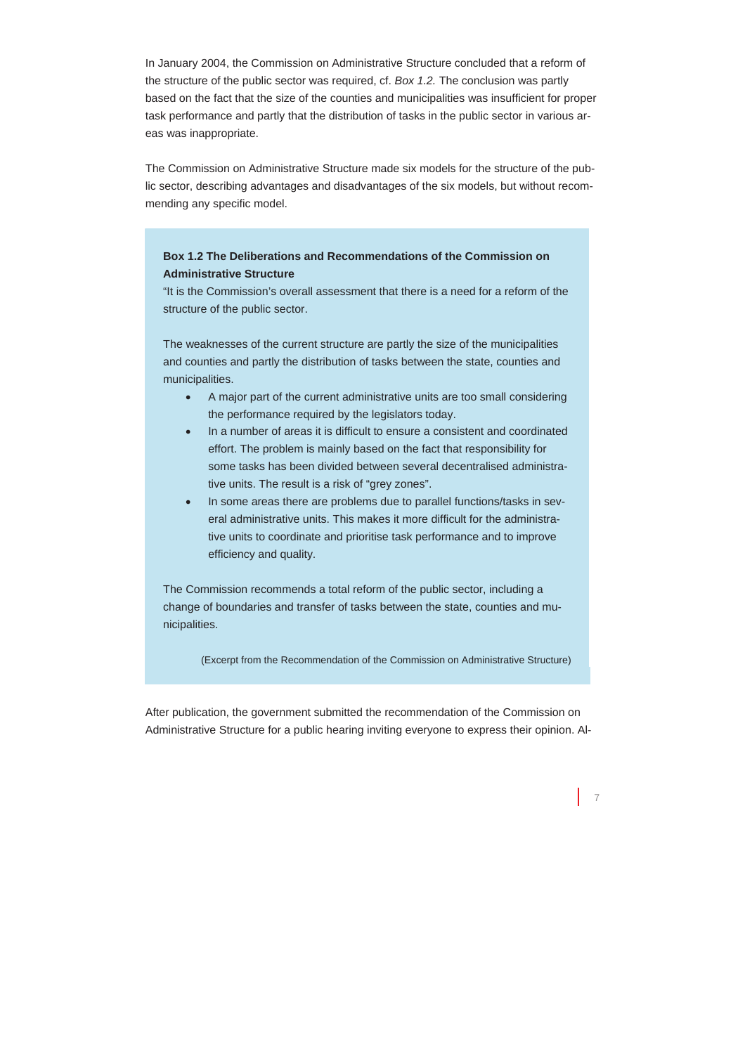In January 2004, the Commission on Administrative Structure concluded that a reform of the structure of the public sector was required, cf. *Box 1.2.* The conclusion was partly based on the fact that the size of the counties and municipalities was insufficient for proper task performance and partly that the distribution of tasks in the public sector in various areas was inappropriate.

The Commission on Administrative Structure made six models for the structure of the public sector, describing advantages and disadvantages of the six models, but without recommending any specific model.

> **Box 1.2 The Deliberations and Recommendations of the Commission on Administrative Structure**
>
> "It is the Commission's overall assessment that there is a need for a reform of the structure of the public sector.
>
> The weaknesses of the current structure are partly the size of the municipalities and counties and partly the distribution of tasks between the state, counties and municipalities.
>
> - A major part of the current administrative units are too small considering the performance required by the legislators today.
> - In a number of areas it is difficult to ensure a consistent and coordinated effort. The problem is mainly based on the fact that responsibility for some tasks has been divided between several decentralised administrative units. The result is a risk of "grey zones".
> - In some areas there are problems due to parallel functions/tasks in several administrative units. This makes it more difficult for the administrative units to coordinate and prioritise task performance and to improve efficiency and quality.
>
> The Commission recommends a total reform of the public sector, including a change of boundaries and transfer of tasks between the state, counties and municipalities.
>
> (Excerpt from the Recommendation of the Commission on Administrative Structure)

After publication, the government submitted the recommendation of the Commission on Administrative Structure for a public hearing inviting everyone to express their opinion. Al-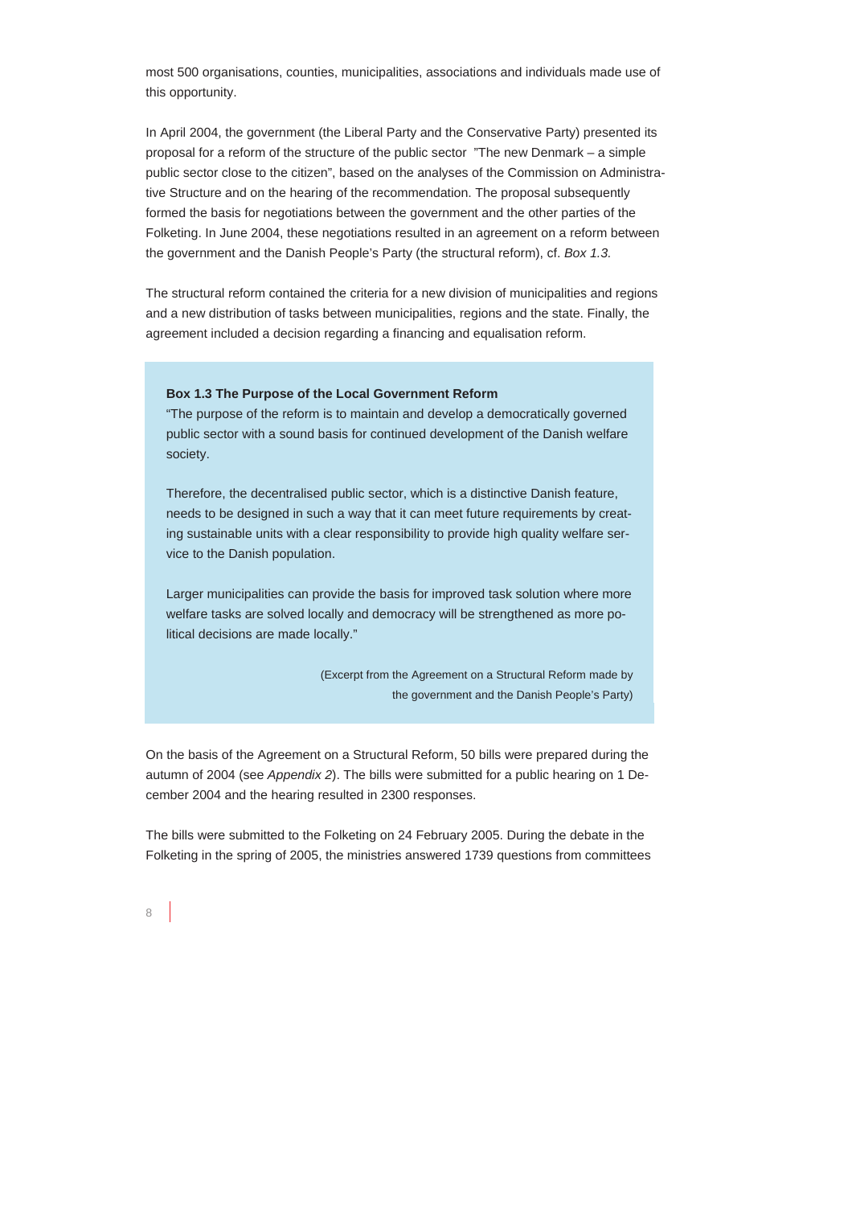most 500 organisations, counties, municipalities, associations and individuals made use of this opportunity.

In April 2004, the government (the Liberal Party and the Conservative Party) presented its proposal for a reform of the structure of the public sector "The new Denmark – a simple public sector close to the citizen", based on the analyses of the Commission on Administrative Structure and on the hearing of the recommendation. The proposal subsequently formed the basis for negotiations between the government and the other parties of the Folketing. In June 2004, these negotiations resulted in an agreement on a reform between the government and the Danish People's Party (the structural reform), cf. *Box 1.3.*

The structural reform contained the criteria for a new division of municipalities and regions and a new distribution of tasks between municipalities, regions and the state. Finally, the agreement included a decision regarding a financing and equalisation reform.

> **Box 1.3 The Purpose of the Local Government Reform**
>
> "The purpose of the reform is to maintain and develop a democratically governed public sector with a sound basis for continued development of the Danish welfare society.
>
> Therefore, the decentralised public sector, which is a distinctive Danish feature, needs to be designed in such a way that it can meet future requirements by creating sustainable units with a clear responsibility to provide high quality welfare service to the Danish population.
>
> Larger municipalities can provide the basis for improved task solution where more welfare tasks are solved locally and democracy will be strengthened as more political decisions are made locally."
>
> (Excerpt from the Agreement on a Structural Reform made by the government and the Danish People's Party)

On the basis of the Agreement on a Structural Reform, 50 bills were prepared during the autumn of 2004 (see *Appendix 2*). The bills were submitted for a public hearing on 1 December 2004 and the hearing resulted in 2300 responses.

The bills were submitted to the Folketing on 24 February 2005. During the debate in the Folketing in the spring of 2005, the ministries answered 1739 questions from committees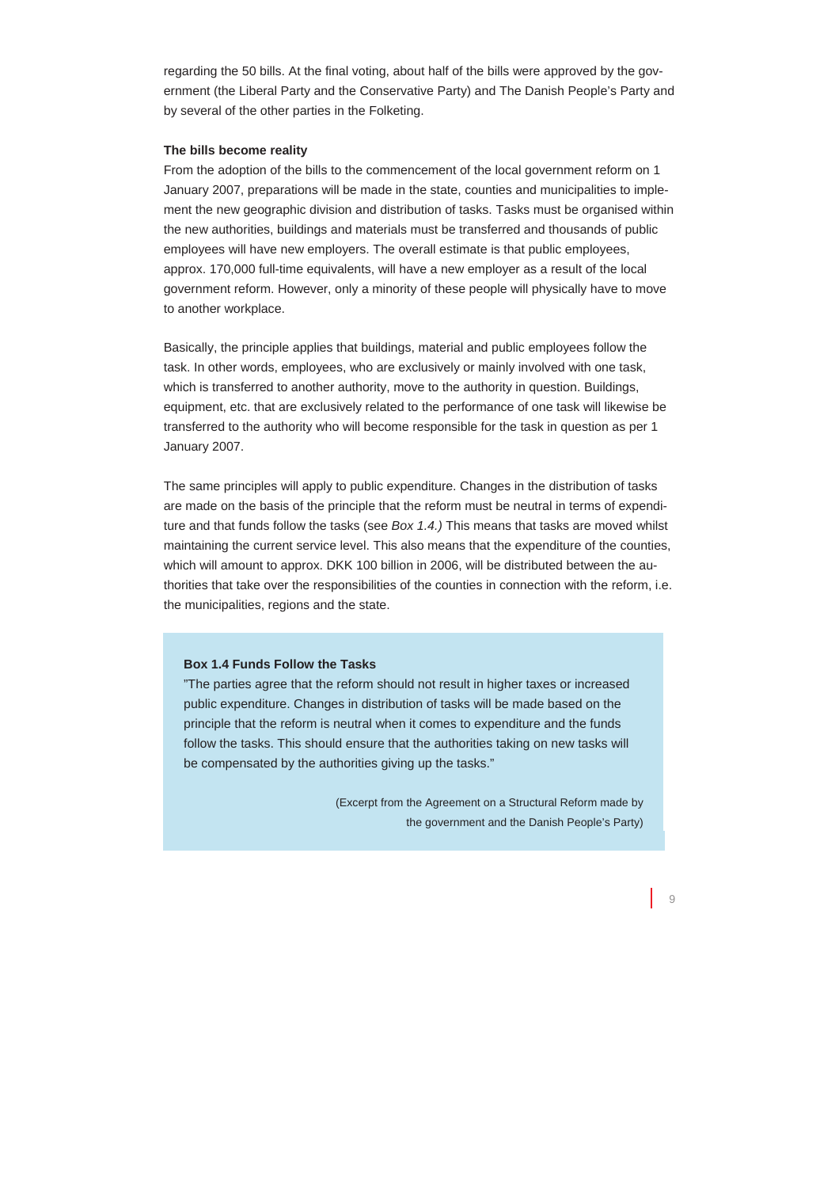regarding the 50 bills. At the final voting, about half of the bills were approved by the government (the Liberal Party and the Conservative Party) and The Danish People's Party and by several of the other parties in the Folketing.

**The bills become reality**

From the adoption of the bills to the commencement of the local government reform on 1 January 2007, preparations will be made in the state, counties and municipalities to implement the new geographic division and distribution of tasks. Tasks must be organised within the new authorities, buildings and materials must be transferred and thousands of public employees will have new employers. The overall estimate is that public employees, approx. 170,000 full-time equivalents, will have a new employer as a result of the local government reform. However, only a minority of these people will physically have to move to another workplace.

Basically, the principle applies that buildings, material and public employees follow the task. In other words, employees, who are exclusively or mainly involved with one task, which is transferred to another authority, move to the authority in question. Buildings, equipment, etc. that are exclusively related to the performance of one task will likewise be transferred to the authority who will become responsible for the task in question as per 1 January 2007.

The same principles will apply to public expenditure. Changes in the distribution of tasks are made on the basis of the principle that the reform must be neutral in terms of expenditure and that funds follow the tasks (see *Box 1.4.)* This means that tasks are moved whilst maintaining the current service level. This also means that the expenditure of the counties, which will amount to approx. DKK 100 billion in 2006, will be distributed between the authorities that take over the responsibilities of the counties in connection with the reform, i.e. the municipalities, regions and the state.

> **Box 1.4 Funds Follow the Tasks**
>
> "The parties agree that the reform should not result in higher taxes or increased public expenditure. Changes in distribution of tasks will be made based on the principle that the reform is neutral when it comes to expenditure and the funds follow the tasks. This should ensure that the authorities taking on new tasks will be compensated by the authorities giving up the tasks."
>
> (Excerpt from the Agreement on a Structural Reform made by the government and the Danish People's Party)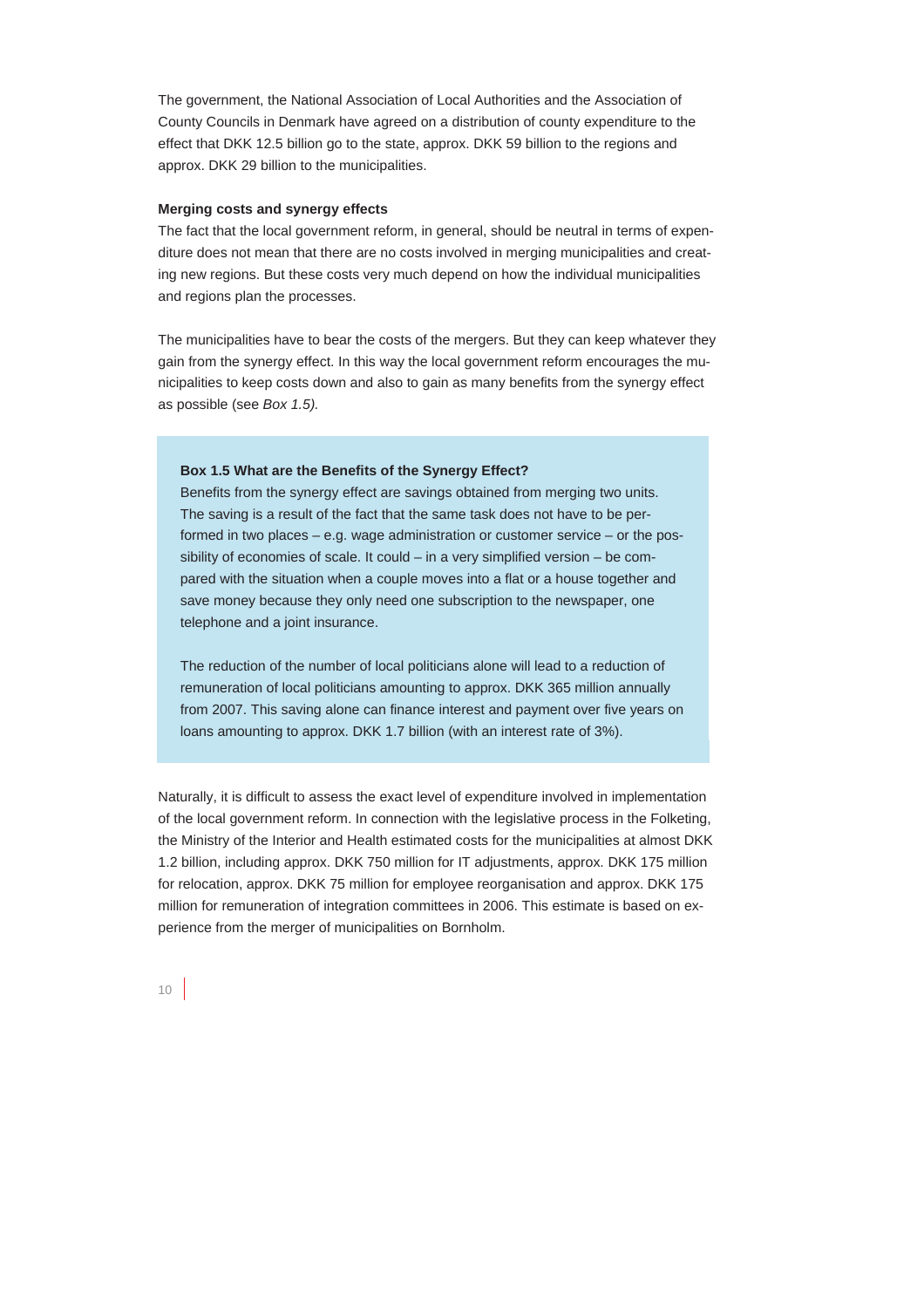The government, the National Association of Local Authorities and the Association of County Councils in Denmark have agreed on a distribution of county expenditure to the effect that DKK 12.5 billion go to the state, approx. DKK 59 billion to the regions and approx. DKK 29 billion to the municipalities.

**Merging costs and synergy effects**

The fact that the local government reform, in general, should be neutral in terms of expenditure does not mean that there are no costs involved in merging municipalities and creating new regions. But these costs very much depend on how the individual municipalities and regions plan the processes.

The municipalities have to bear the costs of the mergers. But they can keep whatever they gain from the synergy effect. In this way the local government reform encourages the municipalities to keep costs down and also to gain as many benefits from the synergy effect as possible (see *Box 1.5).*

> **Box 1.5 What are the Benefits of the Synergy Effect?**
>
> Benefits from the synergy effect are savings obtained from merging two units. The saving is a result of the fact that the same task does not have to be performed in two places – e.g. wage administration or customer service – or the possibility of economies of scale. It could – in a very simplified version – be compared with the situation when a couple moves into a flat or a house together and save money because they only need one subscription to the newspaper, one telephone and a joint insurance.
>
> The reduction of the number of local politicians alone will lead to a reduction of remuneration of local politicians amounting to approx. DKK 365 million annually from 2007. This saving alone can finance interest and payment over five years on loans amounting to approx. DKK 1.7 billion (with an interest rate of 3%).

Naturally, it is difficult to assess the exact level of expenditure involved in implementation of the local government reform. In connection with the legislative process in the Folketing, the Ministry of the Interior and Health estimated costs for the municipalities at almost DKK 1.2 billion, including approx. DKK 750 million for IT adjustments, approx. DKK 175 million for relocation, approx. DKK 75 million for employee reorganisation and approx. DKK 175 million for remuneration of integration committees in 2006. This estimate is based on experience from the merger of municipalities on Bornholm.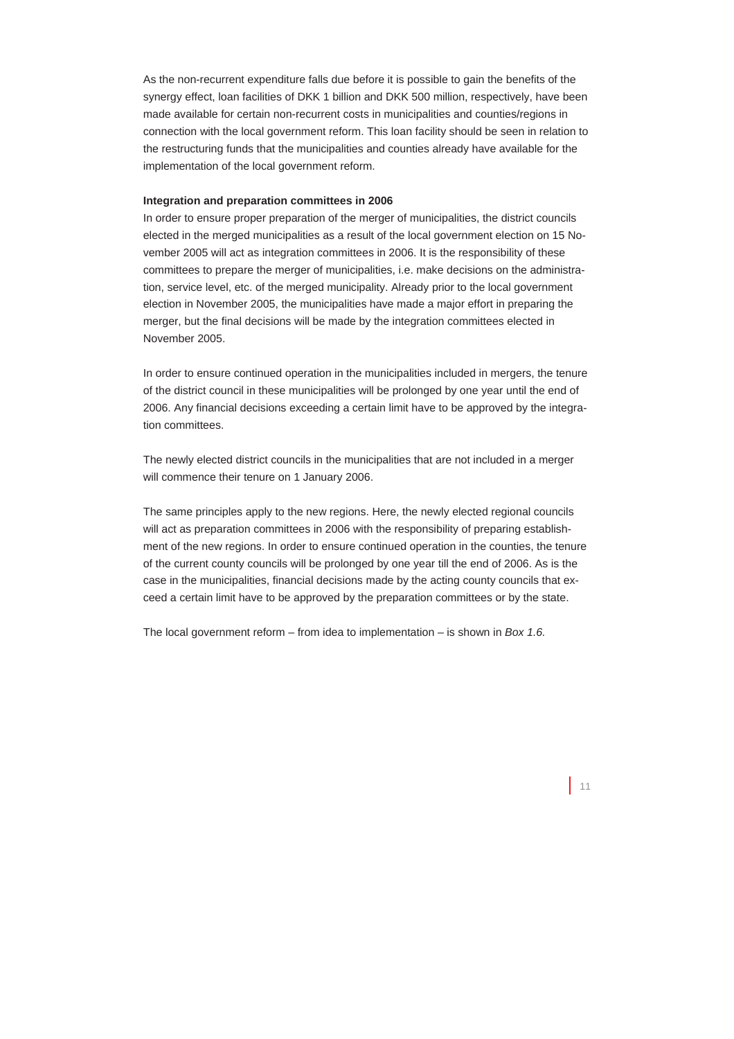As the non-recurrent expenditure falls due before it is possible to gain the benefits of the synergy effect, loan facilities of DKK 1 billion and DKK 500 million, respectively, have been made available for certain non-recurrent costs in municipalities and counties/regions in connection with the local government reform. This loan facility should be seen in relation to the restructuring funds that the municipalities and counties already have available for the implementation of the local government reform.

**Integration and preparation committees in 2006**

In order to ensure proper preparation of the merger of municipalities, the district councils elected in the merged municipalities as a result of the local government election on 15 November 2005 will act as integration committees in 2006. It is the responsibility of these committees to prepare the merger of municipalities, i.e. make decisions on the administration, service level, etc. of the merged municipality. Already prior to the local government election in November 2005, the municipalities have made a major effort in preparing the merger, but the final decisions will be made by the integration committees elected in November 2005.

In order to ensure continued operation in the municipalities included in mergers, the tenure of the district council in these municipalities will be prolonged by one year until the end of 2006. Any financial decisions exceeding a certain limit have to be approved by the integration committees.

The newly elected district councils in the municipalities that are not included in a merger will commence their tenure on 1 January 2006.

The same principles apply to the new regions. Here, the newly elected regional councils will act as preparation committees in 2006 with the responsibility of preparing establishment of the new regions. In order to ensure continued operation in the counties, the tenure of the current county councils will be prolonged by one year till the end of 2006. As is the case in the municipalities, financial decisions made by the acting county councils that exceed a certain limit have to be approved by the preparation committees or by the state.

The local government reform – from idea to implementation – is shown in *Box 1.6.*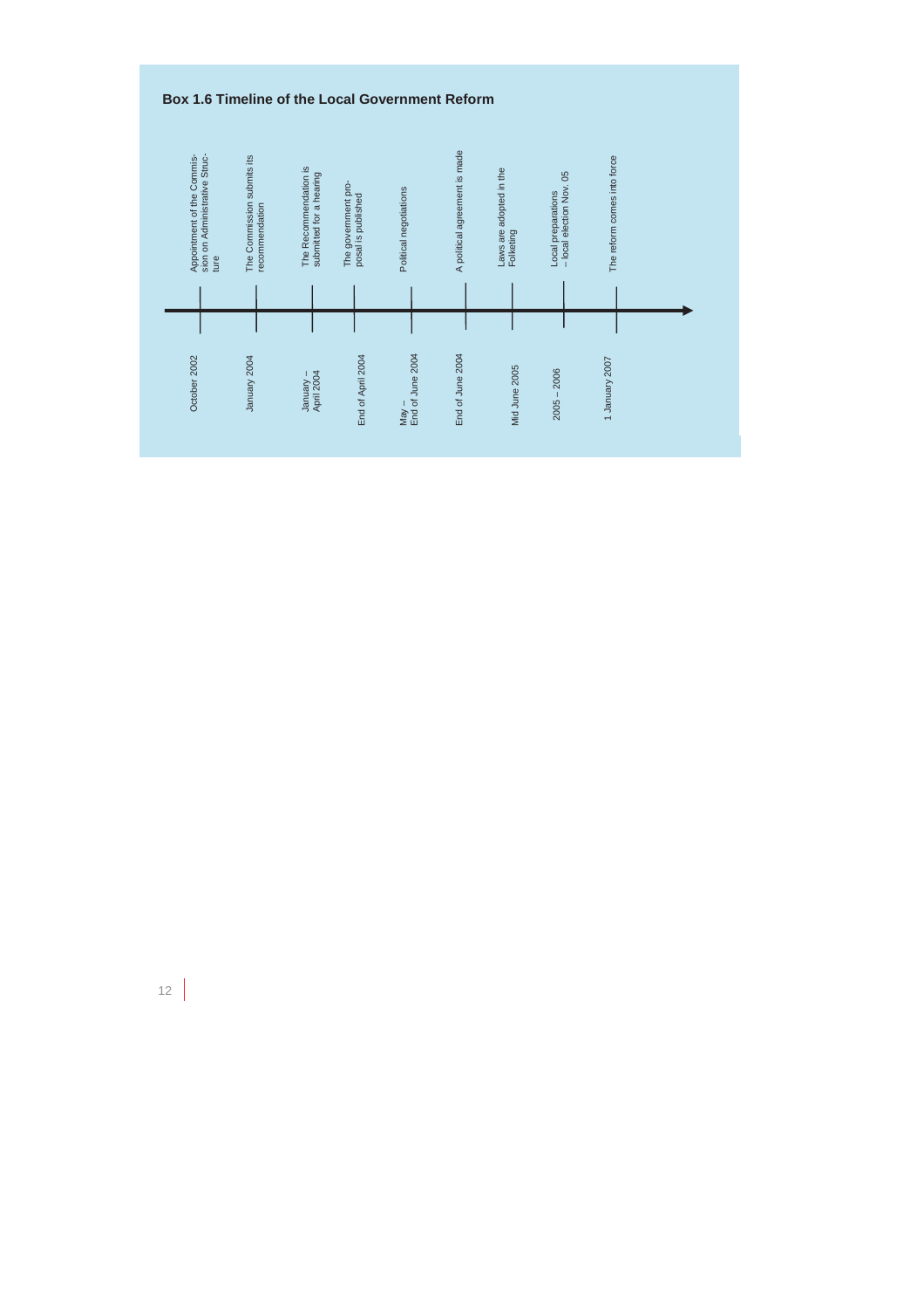### Box 1.6 Timeline of the Local Government Reform

| Date | Event |
|---|---|
| October 2002 | Appointment of the Commission on Administrative Structure |
| January 2004 | The Commission submits its recommendation |
| January – April 2004 | The Recommendation is submitted for a hearing |
| End of April 2004 | The government proposal is published |
| May – End of June 2004 | Political negotiations |
| End of June 2004 | A political agreement is made |
| Mid June 2005 | Laws are adopted in the Folketing |
| 2005 – 2006 | Local preparations – local election Nov. 05 |
| 1 January 2007 | The reform comes into force |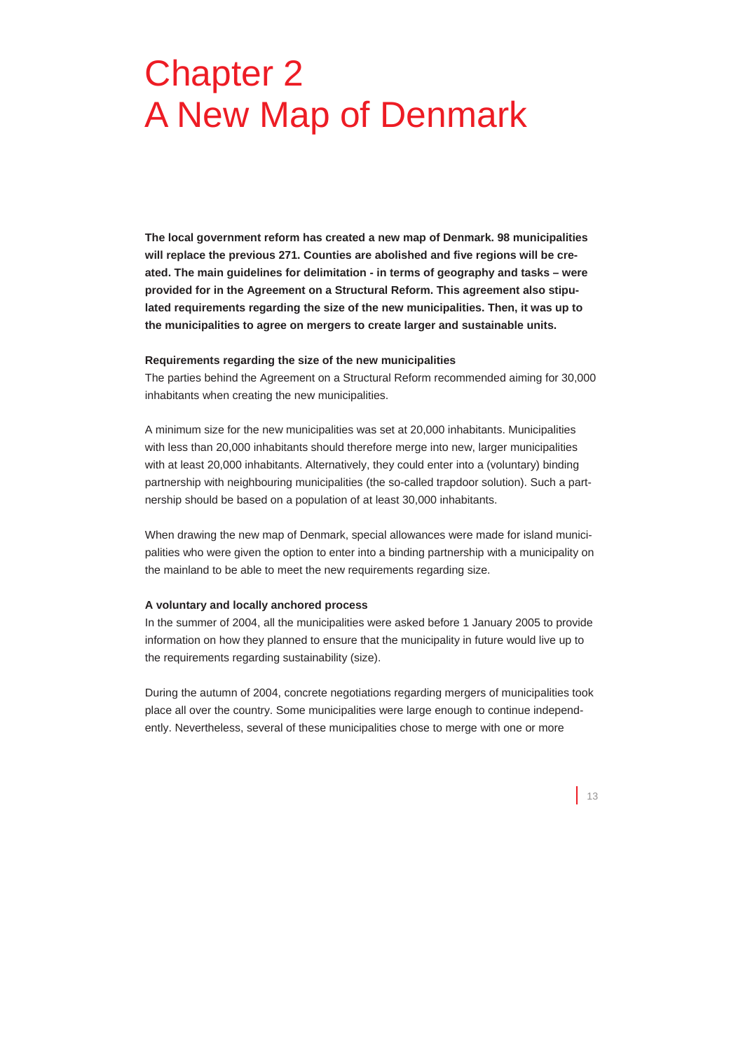# Chapter 2
# A New Map of Denmark

**The local government reform has created a new map of Denmark. 98 municipalities will replace the previous 271. Counties are abolished and five regions will be created. The main guidelines for delimitation - in terms of geography and tasks – were provided for in the Agreement on a Structural Reform. This agreement also stipulated requirements regarding the size of the new municipalities. Then, it was up to the municipalities to agree on mergers to create larger and sustainable units.**

#### Requirements regarding the size of the new municipalities

The parties behind the Agreement on a Structural Reform recommended aiming for 30,000 inhabitants when creating the new municipalities.

A minimum size for the new municipalities was set at 20,000 inhabitants. Municipalities with less than 20,000 inhabitants should therefore merge into new, larger municipalities with at least 20,000 inhabitants. Alternatively, they could enter into a (voluntary) binding partnership with neighbouring municipalities (the so-called trapdoor solution). Such a partnership should be based on a population of at least 30,000 inhabitants.

When drawing the new map of Denmark, special allowances were made for island municipalities who were given the option to enter into a binding partnership with a municipality on the mainland to be able to meet the new requirements regarding size.

#### A voluntary and locally anchored process

In the summer of 2004, all the municipalities were asked before 1 January 2005 to provide information on how they planned to ensure that the municipality in future would live up to the requirements regarding sustainability (size).

During the autumn of 2004, concrete negotiations regarding mergers of municipalities took place all over the country. Some municipalities were large enough to continue independently. Nevertheless, several of these municipalities chose to merge with one or more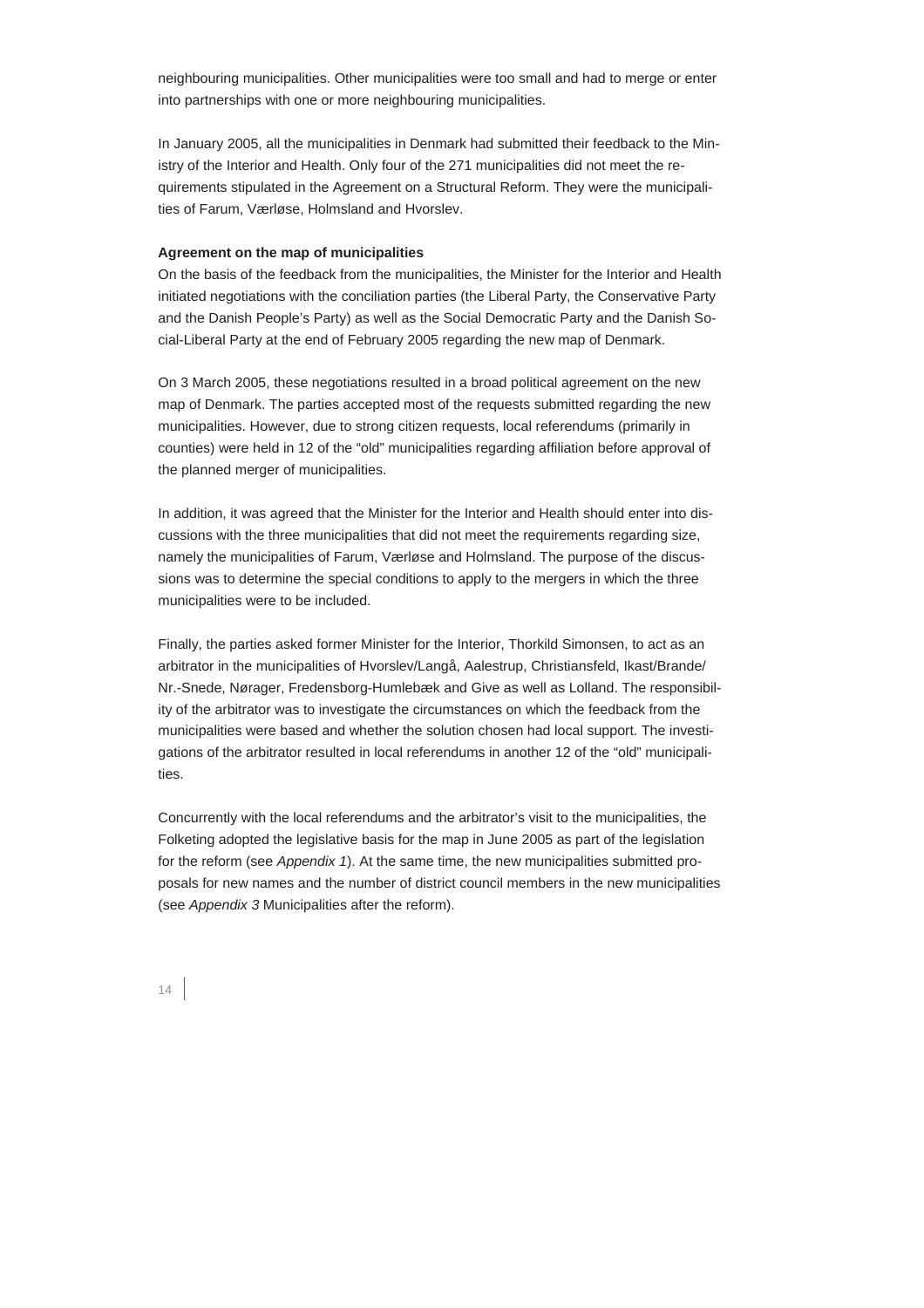neighbouring municipalities. Other municipalities were too small and had to merge or enter into partnerships with one or more neighbouring municipalities.

In January 2005, all the municipalities in Denmark had submitted their feedback to the Ministry of the Interior and Health. Only four of the 271 municipalities did not meet the requirements stipulated in the Agreement on a Structural Reform. They were the municipalities of Farum, Værløse, Holmsland and Hvorslev.

**Agreement on the map of municipalities**

On the basis of the feedback from the municipalities, the Minister for the Interior and Health initiated negotiations with the conciliation parties (the Liberal Party, the Conservative Party and the Danish People's Party) as well as the Social Democratic Party and the Danish Social-Liberal Party at the end of February 2005 regarding the new map of Denmark.

On 3 March 2005, these negotiations resulted in a broad political agreement on the new map of Denmark. The parties accepted most of the requests submitted regarding the new municipalities. However, due to strong citizen requests, local referendums (primarily in counties) were held in 12 of the "old" municipalities regarding affiliation before approval of the planned merger of municipalities.

In addition, it was agreed that the Minister for the Interior and Health should enter into discussions with the three municipalities that did not meet the requirements regarding size, namely the municipalities of Farum, Værløse and Holmsland. The purpose of the discussions was to determine the special conditions to apply to the mergers in which the three municipalities were to be included.

Finally, the parties asked former Minister for the Interior, Thorkild Simonsen, to act as an arbitrator in the municipalities of Hvorslev/Langå, Aalestrup, Christiansfeld, Ikast/Brande/Nr.-Snede, Nørager, Fredensborg-Humlebæk and Give as well as Lolland. The responsibility of the arbitrator was to investigate the circumstances on which the feedback from the municipalities were based and whether the solution chosen had local support. The investigations of the arbitrator resulted in local referendums in another 12 of the "old" municipalities.

Concurrently with the local referendums and the arbitrator's visit to the municipalities, the Folketing adopted the legislative basis for the map in June 2005 as part of the legislation for the reform (see *Appendix 1*). At the same time, the new municipalities submitted proposals for new names and the number of district council members in the new municipalities (see *Appendix 3* Municipalities after the reform).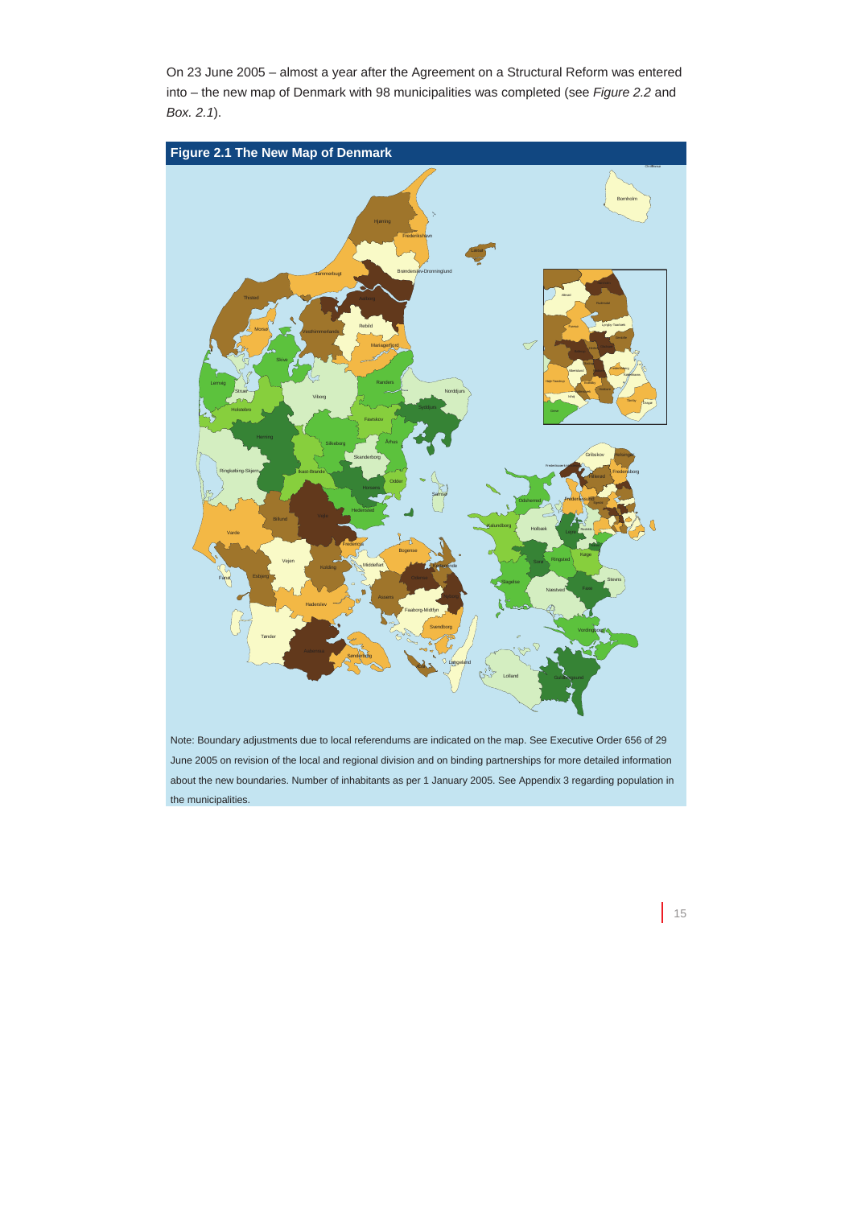On 23 June 2005 – almost a year after the Agreement on a Structural Reform was entered into – the new map of Denmark with 98 municipalities was completed (see *Figure 2.2* and *Box. 2.1*).

**Figure 2.1 The New Map of Denmark**

Note: Boundary adjustments due to local referendums are indicated on the map. See Executive Order 656 of 29 June 2005 on revision of the local and regional division and on binding partnerships for more detailed information about the new boundaries. Number of inhabitants as per 1 January 2005. See Appendix 3 regarding population in the municipalities.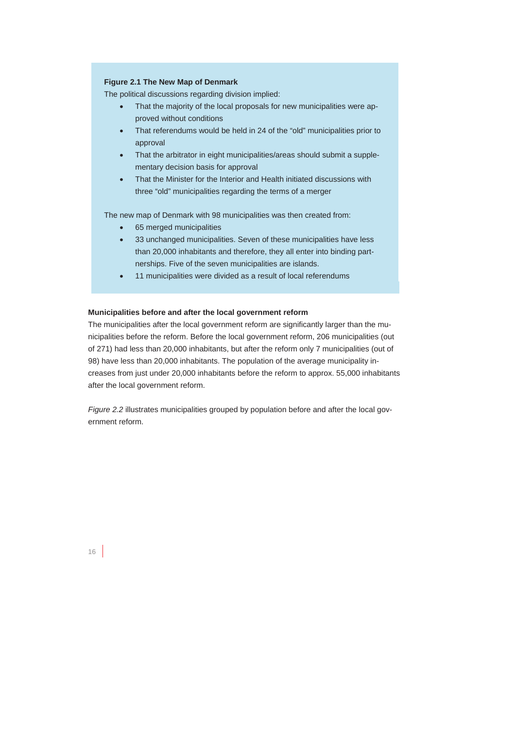**Figure 2.1 The New Map of Denmark**

The political discussions regarding division implied:

- That the majority of the local proposals for new municipalities were approved without conditions
- That referendums would be held in 24 of the "old" municipalities prior to approval
- That the arbitrator in eight municipalities/areas should submit a supplementary decision basis for approval
- That the Minister for the Interior and Health initiated discussions with three "old" municipalities regarding the terms of a merger

The new map of Denmark with 98 municipalities was then created from:

- 65 merged municipalities
- 33 unchanged municipalities. Seven of these municipalities have less than 20,000 inhabitants and therefore, they all enter into binding partnerships. Five of the seven municipalities are islands.
- 11 municipalities were divided as a result of local referendums

**Municipalities before and after the local government reform**

The municipalities after the local government reform are significantly larger than the municipalities before the reform. Before the local government reform, 206 municipalities (out of 271) had less than 20,000 inhabitants, but after the reform only 7 municipalities (out of 98) have less than 20,000 inhabitants. The population of the average municipality increases from just under 20,000 inhabitants before the reform to approx. 55,000 inhabitants after the local government reform.

*Figure 2.2* illustrates municipalities grouped by population before and after the local government reform.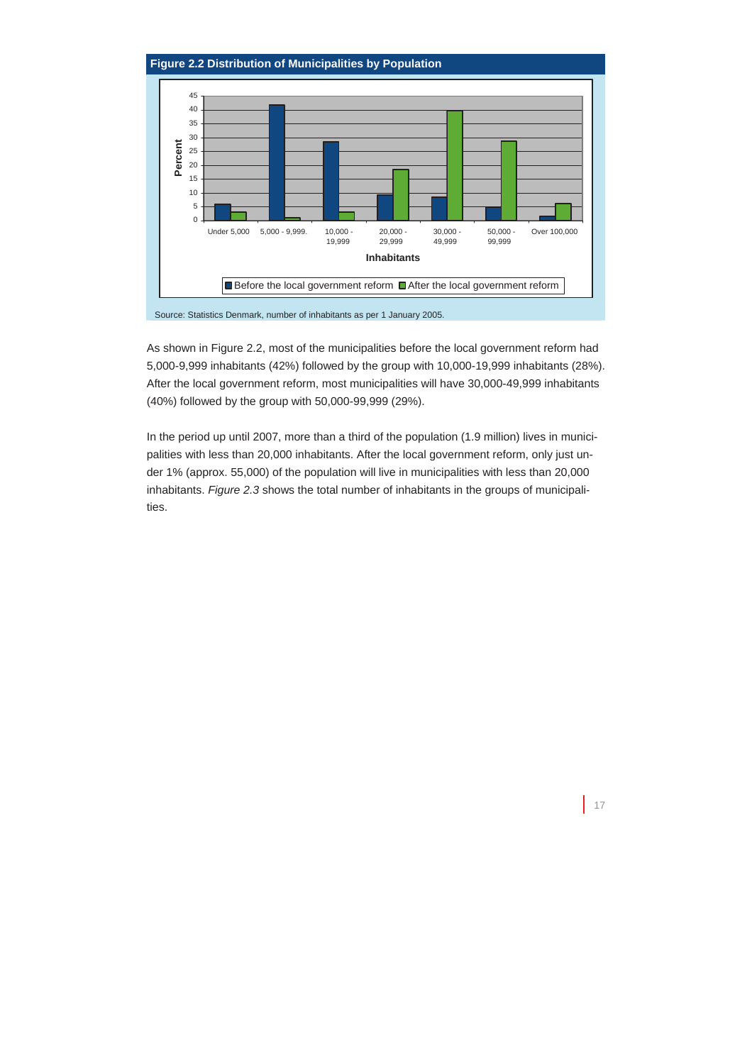**Figure 2.2 Distribution of Municipalities by Population**

Source: Statistics Denmark, number of inhabitants as per 1 January 2005.

As shown in Figure 2.2, most of the municipalities before the local government reform had 5,000-9,999 inhabitants (42%) followed by the group with 10,000-19,999 inhabitants (28%). After the local government reform, most municipalities will have 30,000-49,999 inhabitants (40%) followed by the group with 50,000-99,999 (29%).

In the period up until 2007, more than a third of the population (1.9 million) lives in municipalities with less than 20,000 inhabitants. After the local government reform, only just under 1% (approx. 55,000) of the population will live in municipalities with less than 20,000 inhabitants. *Figure 2.3* shows the total number of inhabitants in the groups of municipalities.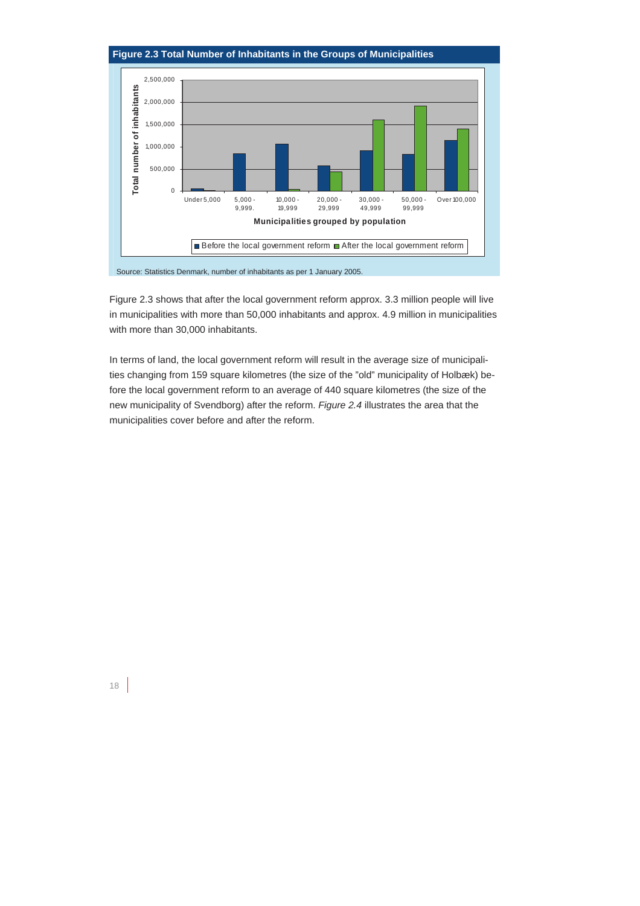**Figure 2.3 Total Number of Inhabitants in the Groups of Municipalities**

Source: Statistics Denmark, number of inhabitants as per 1 January 2005.

Figure 2.3 shows that after the local government reform approx. 3.3 million people will live in municipalities with more than 50,000 inhabitants and approx. 4.9 million in municipalities with more than 30,000 inhabitants.

In terms of land, the local government reform will result in the average size of municipalities changing from 159 square kilometres (the size of the "old" municipality of Holbæk) before the local government reform to an average of 440 square kilometres (the size of the new municipality of Svendborg) after the reform. *Figure 2.4* illustrates the area that the municipalities cover before and after the reform.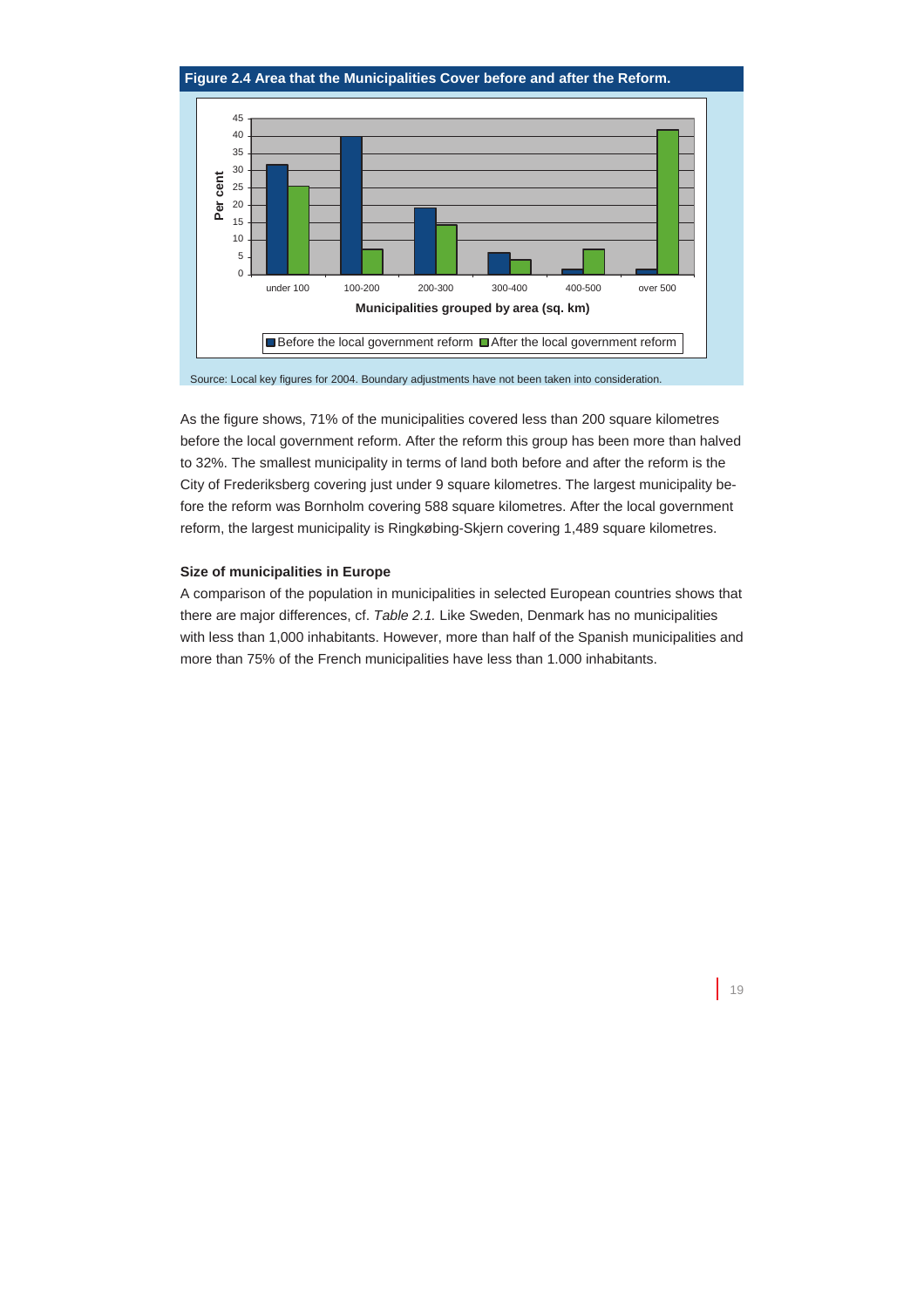**Figure 2.4 Area that the Municipalities Cover before and after the Reform.**

Source: Local key figures for 2004. Boundary adjustments have not been taken into consideration.

As the figure shows, 71% of the municipalities covered less than 200 square kilometres before the local government reform. After the reform this group has been more than halved to 32%. The smallest municipality in terms of land both before and after the reform is the City of Frederiksberg covering just under 9 square kilometres. The largest municipality before the reform was Bornholm covering 588 square kilometres. After the local government reform, the largest municipality is Ringkøbing-Skjern covering 1,489 square kilometres.

#### Size of municipalities in Europe

A comparison of the population in municipalities in selected European countries shows that there are major differences, cf. *Table 2.1.* Like Sweden, Denmark has no municipalities with less than 1,000 inhabitants. However, more than half of the Spanish municipalities and more than 75% of the French municipalities have less than 1.000 inhabitants.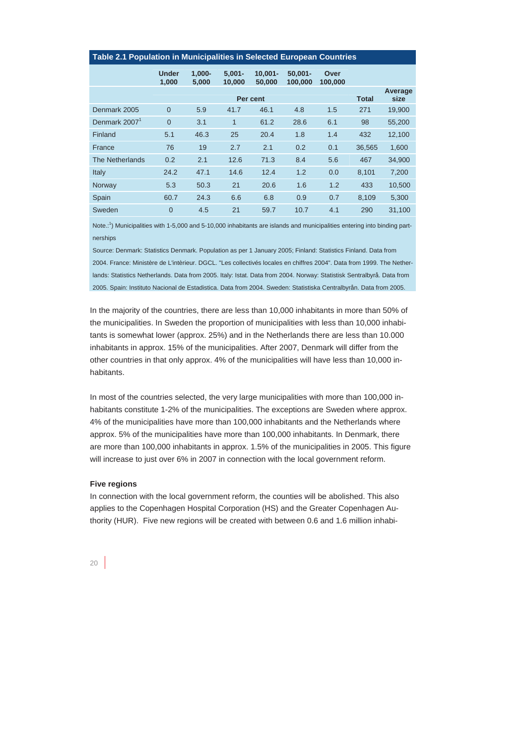**Table 2.1 Population in Municipalities in Selected European Countries**

| | Under 1,000 | 1,000-5,000 | 5,001-10,000 | 10,001-50,000 | 50,001-100,000 | Over 100,000 | | |
|---|---|---|---|---|---|---|---|---|
| | Per cent | | | | | | Total | Average size |
| Denmark 2005 | 0 | 5.9 | 41.7 | 46.1 | 4.8 | 1.5 | 271 | 19,900 |
| Denmark 2007[1] | 0 | 3.1 | 1 | 61.2 | 28.6 | 6.1 | 98 | 55,200 |
| Finland | 5.1 | 46.3 | 25 | 20.4 | 1.8 | 1.4 | 432 | 12,100 |
| France | 76 | 19 | 2.7 | 2.1 | 0.2 | 0.1 | 36,565 | 1,600 |
| The Netherlands | 0.2 | 2.1 | 12.6 | 71.3 | 8.4 | 5.6 | 467 | 34,900 |
| Italy | 24.2 | 47.1 | 14.6 | 12.4 | 1.2 | 0.0 | 8,101 | 7,200 |
| Norway | 5.3 | 50.3 | 21 | 20.6 | 1.6 | 1.2 | 433 | 10,500 |
| Spain | 60.7 | 24.3 | 6.6 | 6.8 | 0.9 | 0.7 | 8,109 | 5,300 |
| Sweden | 0 | 4.5 | 21 | 59.7 | 10.7 | 4.1 | 290 | 31,100 |

Note.:[1]) Municipalities with 1-5,000 and 5-10,000 inhabitants are islands and municipalities entering into binding partnerships

Source: Denmark: Statistics Denmark. Population as per 1 January 2005; Finland: Statistics Finland. Data from 2004. France: Ministère de L'intèrieur. DGCL. "Les collectivés locales en chiffres 2004". Data from 1999. The Netherlands: Statistics Netherlands. Data from 2005. Italy: Istat. Data from 2004. Norway: Statistisk Sentralbyrå. Data from 2005. Spain: Instituto Nacional de Estadistica. Data from 2004. Sweden: Statistiska Centralbyrån. Data from 2005.

In the majority of the countries, there are less than 10,000 inhabitants in more than 50% of the municipalities. In Sweden the proportion of municipalities with less than 10,000 inhabitants is somewhat lower (approx. 25%) and in the Netherlands there are less than 10.000 inhabitants in approx. 15% of the municipalities. After 2007, Denmark will differ from the other countries in that only approx. 4% of the municipalities will have less than 10,000 inhabitants.

In most of the countries selected, the very large municipalities with more than 100,000 inhabitants constitute 1-2% of the municipalities. The exceptions are Sweden where approx. 4% of the municipalities have more than 100,000 inhabitants and the Netherlands where approx. 5% of the municipalities have more than 100,000 inhabitants. In Denmark, there are more than 100,000 inhabitants in approx. 1.5% of the municipalities in 2005. This figure will increase to just over 6% in 2007 in connection with the local government reform.

**Five regions**

In connection with the local government reform, the counties will be abolished. This also applies to the Copenhagen Hospital Corporation (HS) and the Greater Copenhagen Authority (HUR). Five new regions will be created with between 0.6 and 1.6 million inhabi-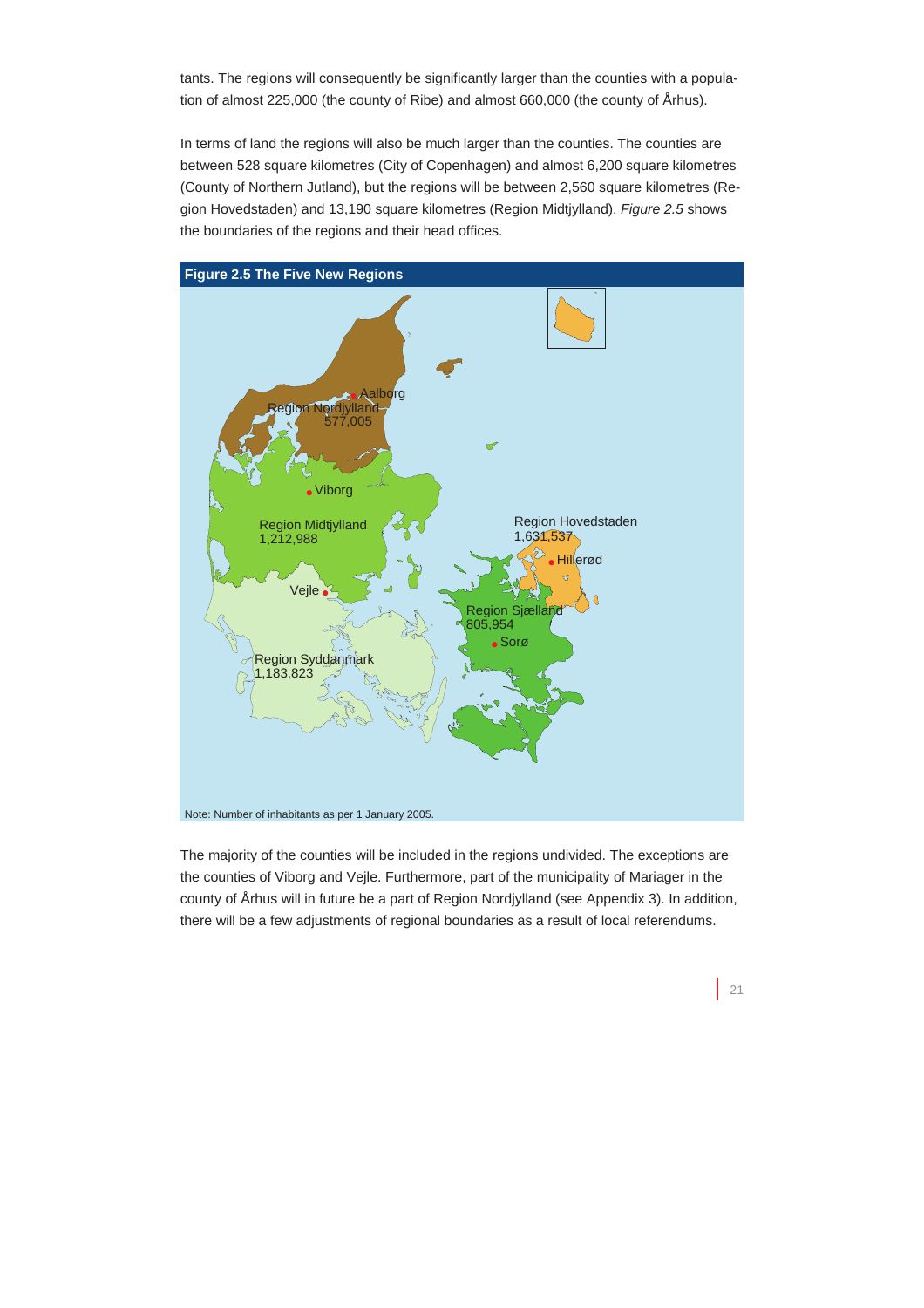tants. The regions will consequently be significantly larger than the counties with a population of almost 225,000 (the county of Ribe) and almost 660,000 (the county of Århus).

In terms of land the regions will also be much larger than the counties. The counties are between 528 square kilometres (City of Copenhagen) and almost 6,200 square kilometres (County of Northern Jutland), but the regions will be between 2,560 square kilometres (Region Hovedstaden) and 13,190 square kilometres (Region Midtjylland). *Figure 2.5* shows the boundaries of the regions and their head offices.

**Figure 2.5 The Five New Regions**

Region Nordjylland 577,005 – Aalborg

Region Midtjylland 1,212,988 – Viborg

Region Syddanmark 1,183,823 – Vejle

Region Sjælland 805,954 – Sorø

Region Hovedstaden 1,631,537 – Hillerød

Note: Number of inhabitants as per 1 January 2005.

The majority of the counties will be included in the regions undivided. The exceptions are the counties of Viborg and Vejle. Furthermore, part of the municipality of Mariager in the county of Århus will in future be a part of Region Nordjylland (see Appendix 3). In addition, there will be a few adjustments of regional boundaries as a result of local referendums.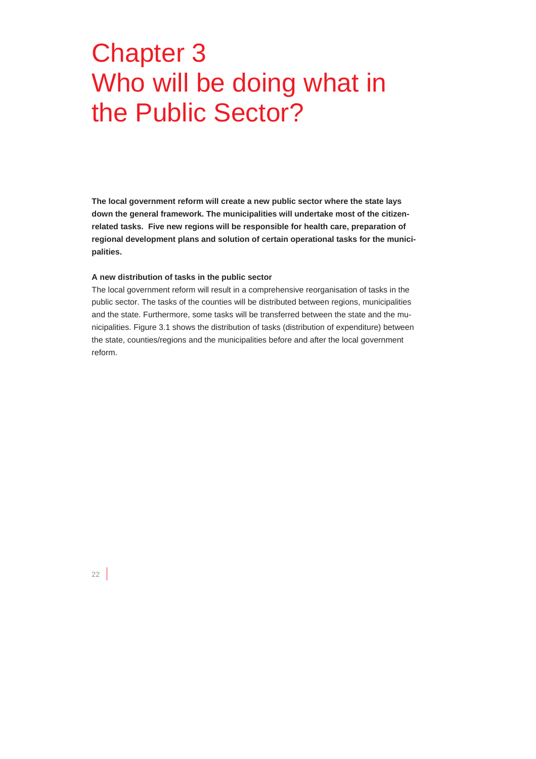# Chapter 3
# Who will be doing what in the Public Sector?

**The local government reform will create a new public sector where the state lays down the general framework. The municipalities will undertake most of the citizen-related tasks. Five new regions will be responsible for health care, preparation of regional development plans and solution of certain operational tasks for the municipalities.**

### A new distribution of tasks in the public sector

The local government reform will result in a comprehensive reorganisation of tasks in the public sector. The tasks of the counties will be distributed between regions, municipalities and the state. Furthermore, some tasks will be transferred between the state and the municipalities. Figure 3.1 shows the distribution of tasks (distribution of expenditure) between the state, counties/regions and the municipalities before and after the local government reform.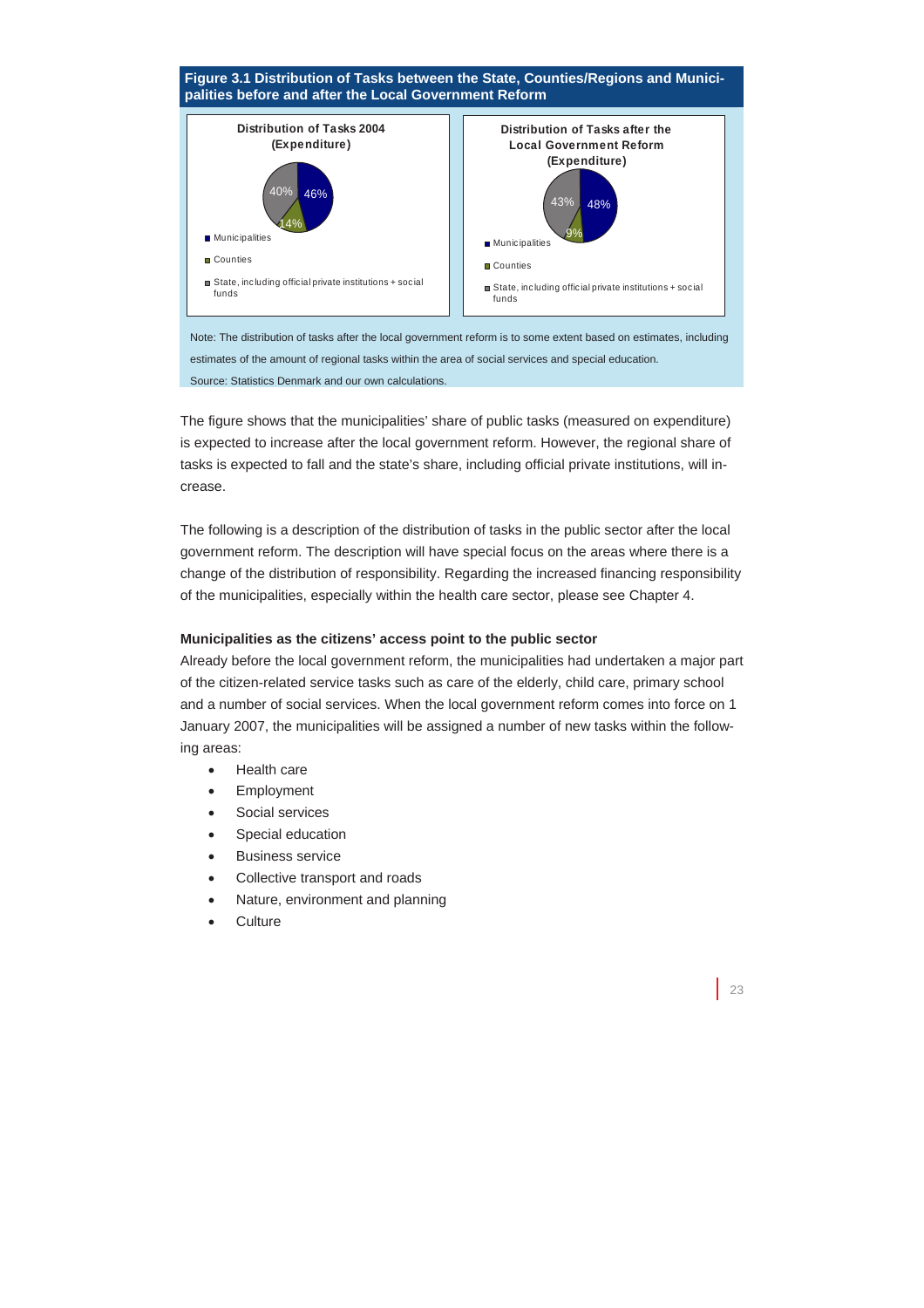**Figure 3.1 Distribution of Tasks between the State, Counties/Regions and Municipalities before and after the Local Government Reform**

**Distribution of Tasks 2004 (Expenditure)**

- Municipalities: 46%
- Counties: 14%
- State, including official private institutions + social funds: 40%

**Distribution of Tasks after the Local Government Reform (Expenditure)**

- Municipalities: 48%
- Counties: 9%
- State, including official private institutions + social funds: 43%

Note: The distribution of tasks after the local government reform is to some extent based on estimates, including estimates of the amount of regional tasks within the area of social services and special education.

Source: Statistics Denmark and our own calculations.

The figure shows that the municipalities' share of public tasks (measured on expenditure) is expected to increase after the local government reform. However, the regional share of tasks is expected to fall and the state's share, including official private institutions, will increase.

The following is a description of the distribution of tasks in the public sector after the local government reform. The description will have special focus on the areas where there is a change of the distribution of responsibility. Regarding the increased financing responsibility of the municipalities, especially within the health care sector, please see Chapter 4.

**Municipalities as the citizens' access point to the public sector**

Already before the local government reform, the municipalities had undertaken a major part of the citizen-related service tasks such as care of the elderly, child care, primary school and a number of social services. When the local government reform comes into force on 1 January 2007, the municipalities will be assigned a number of new tasks within the following areas:

- Health care
- Employment
- Social services
- Special education
- Business service
- Collective transport and roads
- Nature, environment and planning
- Culture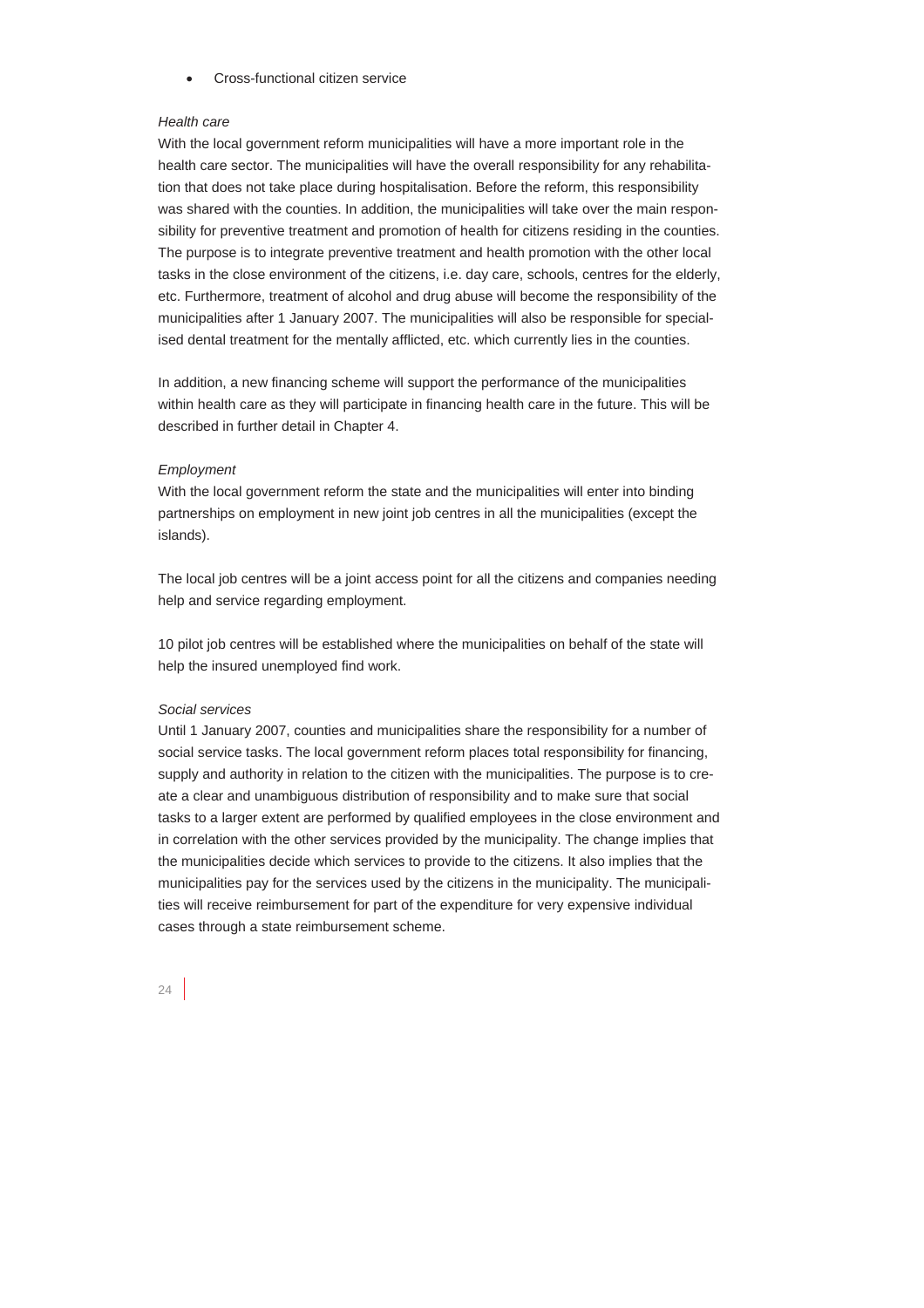- Cross-functional citizen service

*Health care*

With the local government reform municipalities will have a more important role in the health care sector. The municipalities will have the overall responsibility for any rehabilitation that does not take place during hospitalisation. Before the reform, this responsibility was shared with the counties. In addition, the municipalities will take over the main responsibility for preventive treatment and promotion of health for citizens residing in the counties. The purpose is to integrate preventive treatment and health promotion with the other local tasks in the close environment of the citizens, i.e. day care, schools, centres for the elderly, etc. Furthermore, treatment of alcohol and drug abuse will become the responsibility of the municipalities after 1 January 2007. The municipalities will also be responsible for specialised dental treatment for the mentally afflicted, etc. which currently lies in the counties.

In addition, a new financing scheme will support the performance of the municipalities within health care as they will participate in financing health care in the future. This will be described in further detail in Chapter 4.

*Employment*

With the local government reform the state and the municipalities will enter into binding partnerships on employment in new joint job centres in all the municipalities (except the islands).

The local job centres will be a joint access point for all the citizens and companies needing help and service regarding employment.

10 pilot job centres will be established where the municipalities on behalf of the state will help the insured unemployed find work.

*Social services*

Until 1 January 2007, counties and municipalities share the responsibility for a number of social service tasks. The local government reform places total responsibility for financing, supply and authority in relation to the citizen with the municipalities. The purpose is to create a clear and unambiguous distribution of responsibility and to make sure that social tasks to a larger extent are performed by qualified employees in the close environment and in correlation with the other services provided by the municipality. The change implies that the municipalities decide which services to provide to the citizens. It also implies that the municipalities pay for the services used by the citizens in the municipality. The municipalities will receive reimbursement for part of the expenditure for very expensive individual cases through a state reimbursement scheme.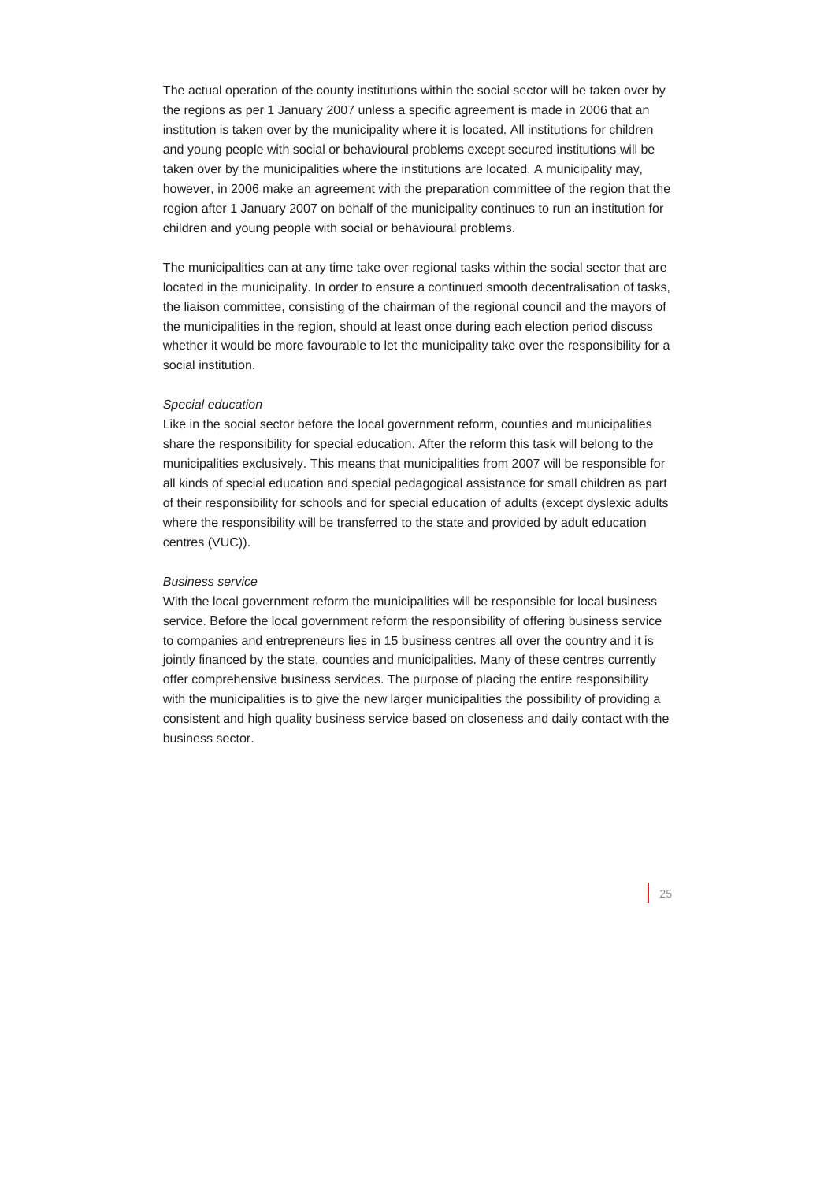The actual operation of the county institutions within the social sector will be taken over by the regions as per 1 January 2007 unless a specific agreement is made in 2006 that an institution is taken over by the municipality where it is located. All institutions for children and young people with social or behavioural problems except secured institutions will be taken over by the municipalities where the institutions are located. A municipality may, however, in 2006 make an agreement with the preparation committee of the region that the region after 1 January 2007 on behalf of the municipality continues to run an institution for children and young people with social or behavioural problems.

The municipalities can at any time take over regional tasks within the social sector that are located in the municipality. In order to ensure a continued smooth decentralisation of tasks, the liaison committee, consisting of the chairman of the regional council and the mayors of the municipalities in the region, should at least once during each election period discuss whether it would be more favourable to let the municipality take over the responsibility for a social institution.

*Special education*

Like in the social sector before the local government reform, counties and municipalities share the responsibility for special education. After the reform this task will belong to the municipalities exclusively. This means that municipalities from 2007 will be responsible for all kinds of special education and special pedagogical assistance for small children as part of their responsibility for schools and for special education of adults (except dyslexic adults where the responsibility will be transferred to the state and provided by adult education centres (VUC)).

*Business service*

With the local government reform the municipalities will be responsible for local business service. Before the local government reform the responsibility of offering business service to companies and entrepreneurs lies in 15 business centres all over the country and it is jointly financed by the state, counties and municipalities. Many of these centres currently offer comprehensive business services. The purpose of placing the entire responsibility with the municipalities is to give the new larger municipalities the possibility of providing a consistent and high quality business service based on closeness and daily contact with the business sector.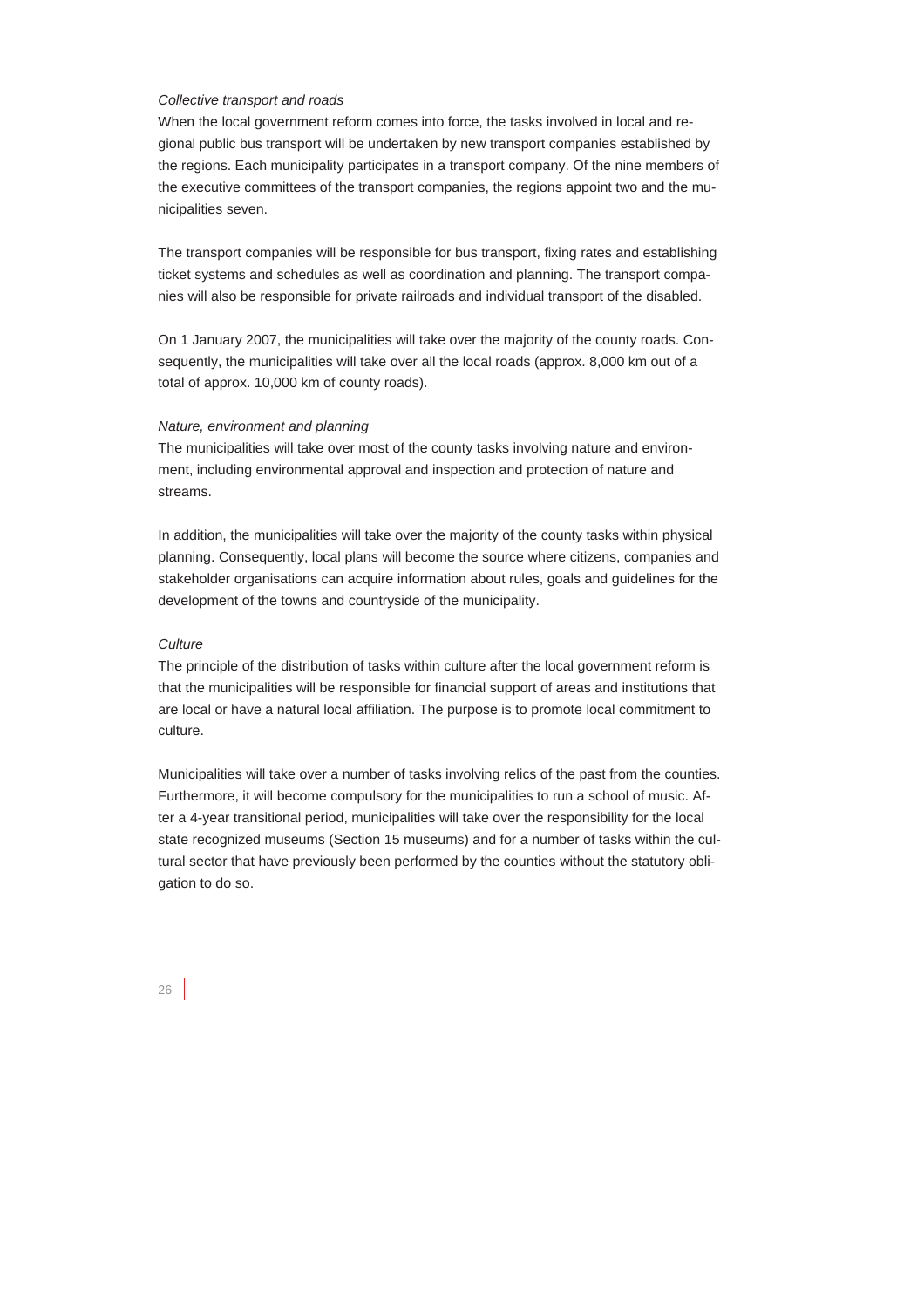*Collective transport and roads*

When the local government reform comes into force, the tasks involved in local and regional public bus transport will be undertaken by new transport companies established by the regions. Each municipality participates in a transport company. Of the nine members of the executive committees of the transport companies, the regions appoint two and the municipalities seven.

The transport companies will be responsible for bus transport, fixing rates and establishing ticket systems and schedules as well as coordination and planning. The transport companies will also be responsible for private railroads and individual transport of the disabled.

On 1 January 2007, the municipalities will take over the majority of the county roads. Consequently, the municipalities will take over all the local roads (approx. 8,000 km out of a total of approx. 10,000 km of county roads).

*Nature, environment and planning*

The municipalities will take over most of the county tasks involving nature and environment, including environmental approval and inspection and protection of nature and streams.

In addition, the municipalities will take over the majority of the county tasks within physical planning. Consequently, local plans will become the source where citizens, companies and stakeholder organisations can acquire information about rules, goals and guidelines for the development of the towns and countryside of the municipality.

*Culture*

The principle of the distribution of tasks within culture after the local government reform is that the municipalities will be responsible for financial support of areas and institutions that are local or have a natural local affiliation. The purpose is to promote local commitment to culture.

Municipalities will take over a number of tasks involving relics of the past from the counties. Furthermore, it will become compulsory for the municipalities to run a school of music. After a 4-year transitional period, municipalities will take over the responsibility for the local state recognized museums (Section 15 museums) and for a number of tasks within the cultural sector that have previously been performed by the counties without the statutory obligation to do so.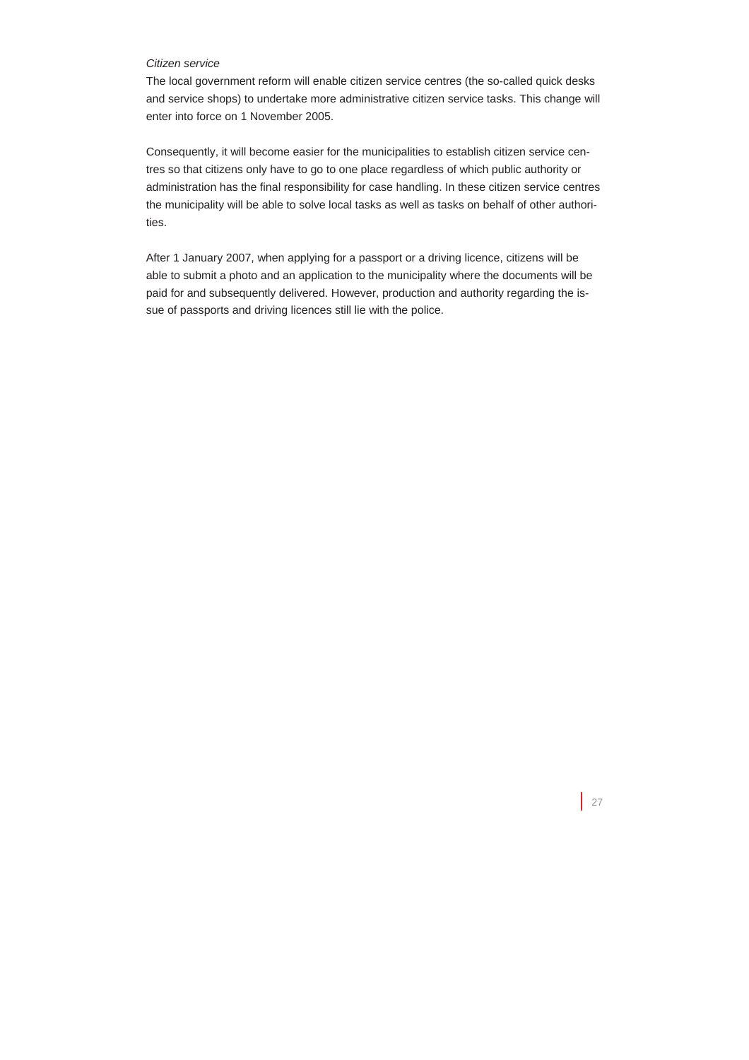*Citizen service*

The local government reform will enable citizen service centres (the so-called quick desks and service shops) to undertake more administrative citizen service tasks. This change will enter into force on 1 November 2005.

Consequently, it will become easier for the municipalities to establish citizen service centres so that citizens only have to go to one place regardless of which public authority or administration has the final responsibility for case handling. In these citizen service centres the municipality will be able to solve local tasks as well as tasks on behalf of other authorities.

After 1 January 2007, when applying for a passport or a driving licence, citizens will be able to submit a photo and an application to the municipality where the documents will be paid for and subsequently delivered. However, production and authority regarding the issue of passports and driving licences still lie with the police.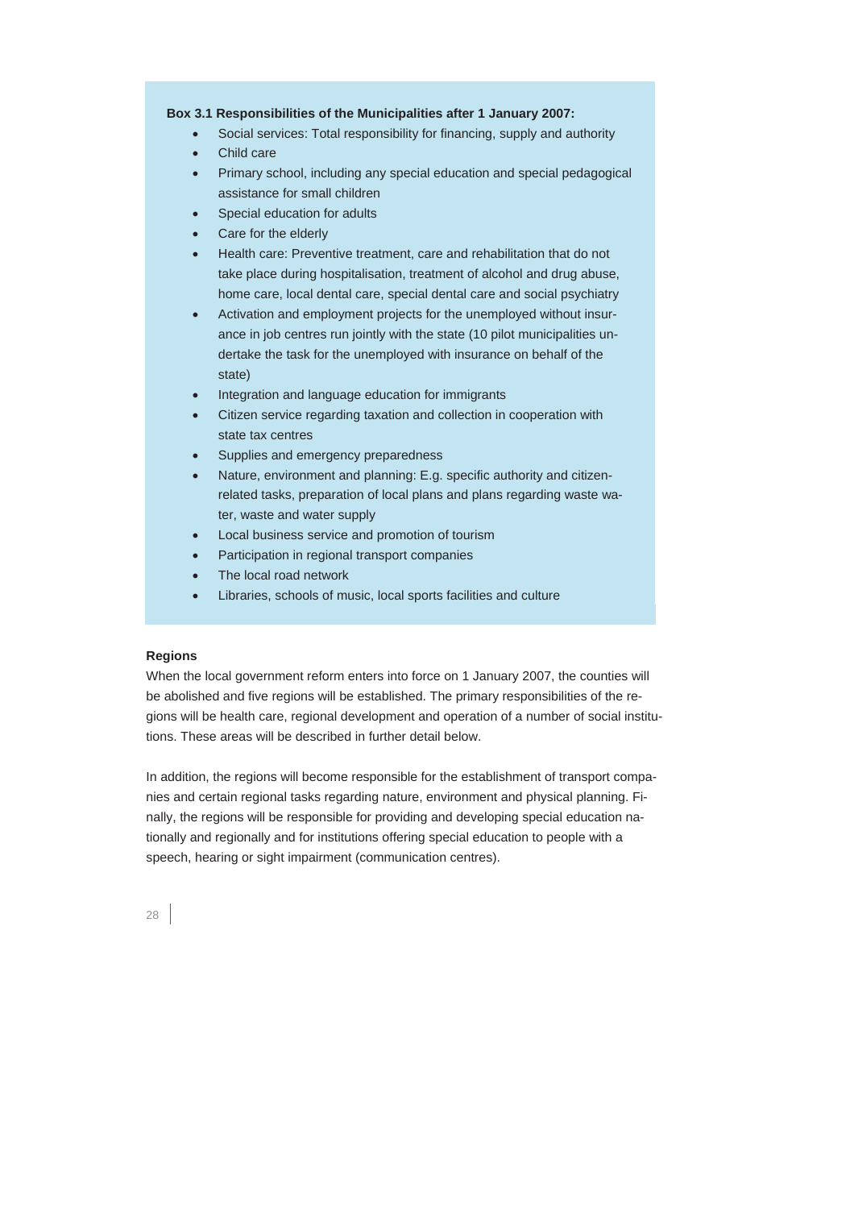**Box 3.1 Responsibilities of the Municipalities after 1 January 2007:**

- Social services: Total responsibility for financing, supply and authority
- Child care
- Primary school, including any special education and special pedagogical assistance for small children
- Special education for adults
- Care for the elderly
- Health care: Preventive treatment, care and rehabilitation that do not take place during hospitalisation, treatment of alcohol and drug abuse, home care, local dental care, special dental care and social psychiatry
- Activation and employment projects for the unemployed without insurance in job centres run jointly with the state (10 pilot municipalities undertake the task for the unemployed with insurance on behalf of the state)
- Integration and language education for immigrants
- Citizen service regarding taxation and collection in cooperation with state tax centres
- Supplies and emergency preparedness
- Nature, environment and planning: E.g. specific authority and citizen-related tasks, preparation of local plans and plans regarding waste water, waste and water supply
- Local business service and promotion of tourism
- Participation in regional transport companies
- The local road network
- Libraries, schools of music, local sports facilities and culture

**Regions**

When the local government reform enters into force on 1 January 2007, the counties will be abolished and five regions will be established. The primary responsibilities of the regions will be health care, regional development and operation of a number of social institutions. These areas will be described in further detail below.

In addition, the regions will become responsible for the establishment of transport companies and certain regional tasks regarding nature, environment and physical planning. Finally, the regions will be responsible for providing and developing special education nationally and regionally and for institutions offering special education to people with a speech, hearing or sight impairment (communication centres).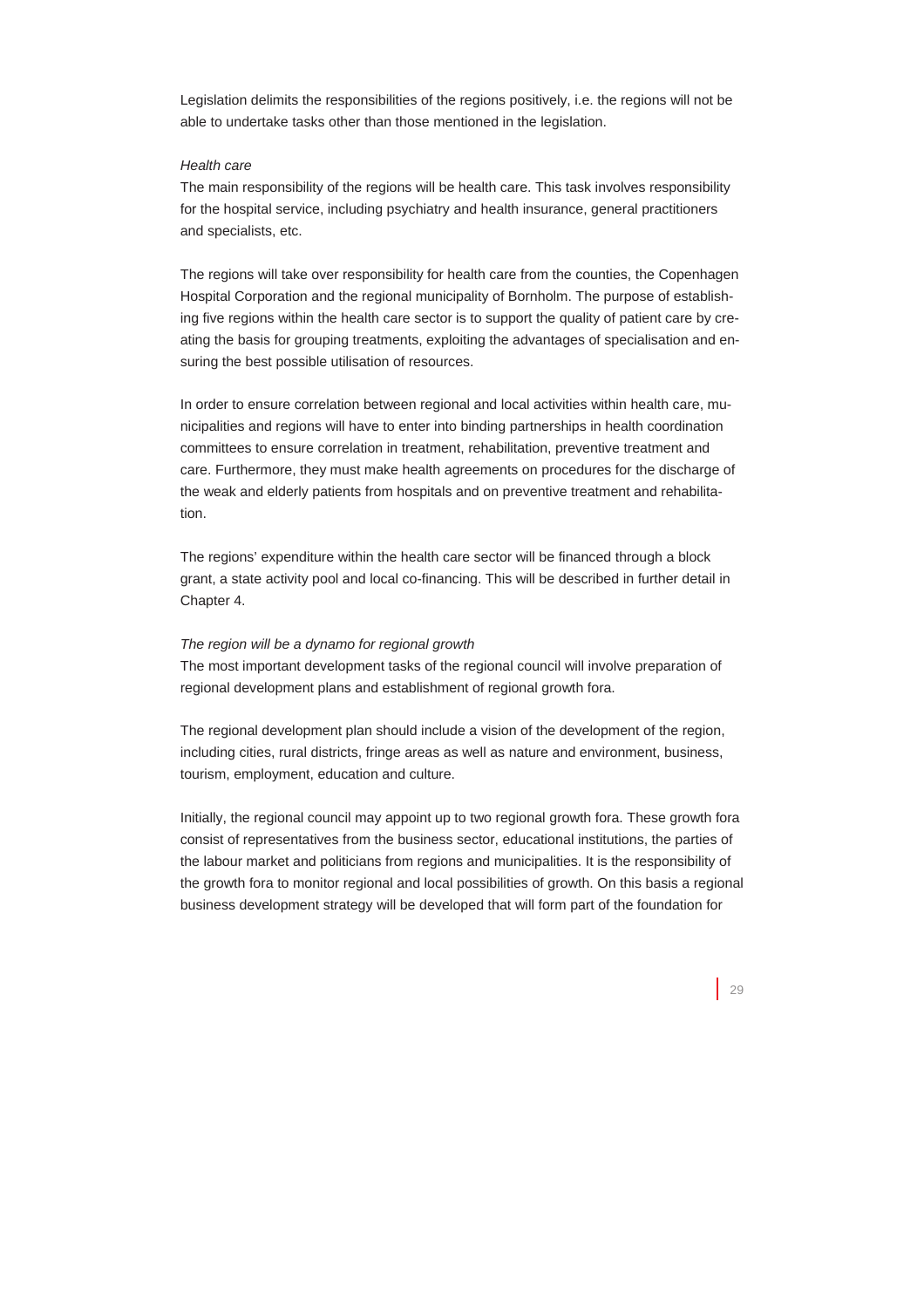Legislation delimits the responsibilities of the regions positively, i.e. the regions will not be able to undertake tasks other than those mentioned in the legislation.

*Health care*

The main responsibility of the regions will be health care. This task involves responsibility for the hospital service, including psychiatry and health insurance, general practitioners and specialists, etc.

The regions will take over responsibility for health care from the counties, the Copenhagen Hospital Corporation and the regional municipality of Bornholm. The purpose of establishing five regions within the health care sector is to support the quality of patient care by creating the basis for grouping treatments, exploiting the advantages of specialisation and ensuring the best possible utilisation of resources.

In order to ensure correlation between regional and local activities within health care, municipalities and regions will have to enter into binding partnerships in health coordination committees to ensure correlation in treatment, rehabilitation, preventive treatment and care. Furthermore, they must make health agreements on procedures for the discharge of the weak and elderly patients from hospitals and on preventive treatment and rehabilitation.

The regions' expenditure within the health care sector will be financed through a block grant, a state activity pool and local co-financing. This will be described in further detail in Chapter 4.

*The region will be a dynamo for regional growth*

The most important development tasks of the regional council will involve preparation of regional development plans and establishment of regional growth fora.

The regional development plan should include a vision of the development of the region, including cities, rural districts, fringe areas as well as nature and environment, business, tourism, employment, education and culture.

Initially, the regional council may appoint up to two regional growth fora. These growth fora consist of representatives from the business sector, educational institutions, the parties of the labour market and politicians from regions and municipalities. It is the responsibility of the growth fora to monitor regional and local possibilities of growth. On this basis a regional business development strategy will be developed that will form part of the foundation for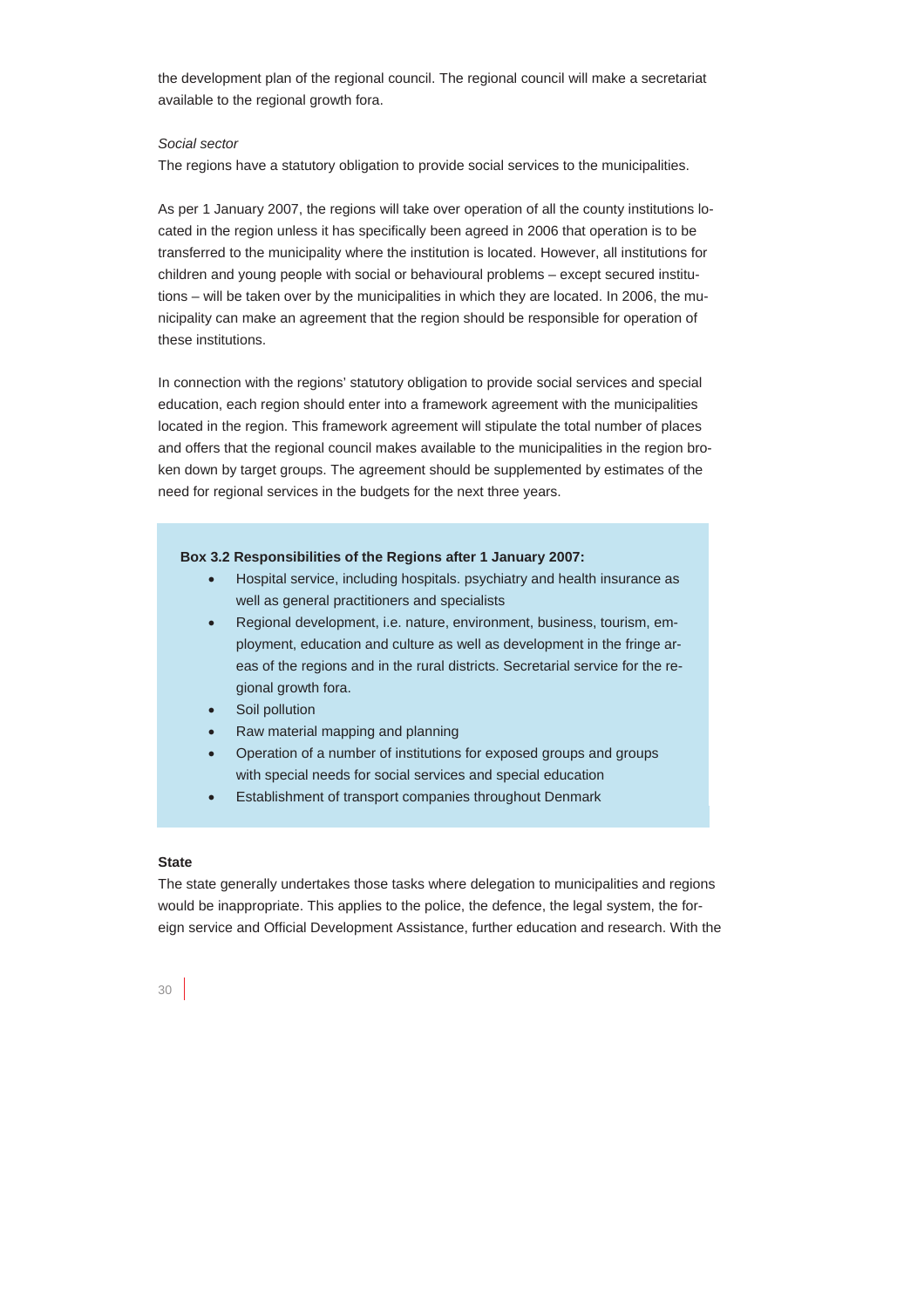the development plan of the regional council. The regional council will make a secretariat available to the regional growth fora.

*Social sector*

The regions have a statutory obligation to provide social services to the municipalities.

As per 1 January 2007, the regions will take over operation of all the county institutions located in the region unless it has specifically been agreed in 2006 that operation is to be transferred to the municipality where the institution is located. However, all institutions for children and young people with social or behavioural problems – except secured institutions – will be taken over by the municipalities in which they are located. In 2006, the municipality can make an agreement that the region should be responsible for operation of these institutions.

In connection with the regions' statutory obligation to provide social services and special education, each region should enter into a framework agreement with the municipalities located in the region. This framework agreement will stipulate the total number of places and offers that the regional council makes available to the municipalities in the region broken down by target groups. The agreement should be supplemented by estimates of the need for regional services in the budgets for the next three years.

**Box 3.2 Responsibilities of the Regions after 1 January 2007:**

- Hospital service, including hospitals. psychiatry and health insurance as well as general practitioners and specialists
- Regional development, i.e. nature, environment, business, tourism, employment, education and culture as well as development in the fringe areas of the regions and in the rural districts. Secretarial service for the regional growth fora.
- Soil pollution
- Raw material mapping and planning
- Operation of a number of institutions for exposed groups and groups with special needs for social services and special education
- Establishment of transport companies throughout Denmark

**State**

The state generally undertakes those tasks where delegation to municipalities and regions would be inappropriate. This applies to the police, the defence, the legal system, the foreign service and Official Development Assistance, further education and research. With the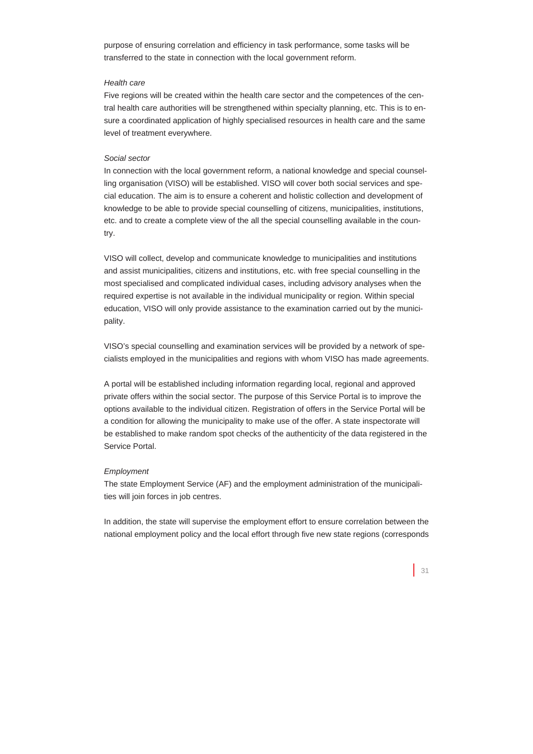purpose of ensuring correlation and efficiency in task performance, some tasks will be transferred to the state in connection with the local government reform.

*Health care*

Five regions will be created within the health care sector and the competences of the central health care authorities will be strengthened within specialty planning, etc. This is to ensure a coordinated application of highly specialised resources in health care and the same level of treatment everywhere.

*Social sector*

In connection with the local government reform, a national knowledge and special counselling organisation (VISO) will be established. VISO will cover both social services and special education. The aim is to ensure a coherent and holistic collection and development of knowledge to be able to provide special counselling of citizens, municipalities, institutions, etc. and to create a complete view of the all the special counselling available in the country.

VISO will collect, develop and communicate knowledge to municipalities and institutions and assist municipalities, citizens and institutions, etc. with free special counselling in the most specialised and complicated individual cases, including advisory analyses when the required expertise is not available in the individual municipality or region. Within special education, VISO will only provide assistance to the examination carried out by the municipality.

VISO's special counselling and examination services will be provided by a network of specialists employed in the municipalities and regions with whom VISO has made agreements.

A portal will be established including information regarding local, regional and approved private offers within the social sector. The purpose of this Service Portal is to improve the options available to the individual citizen. Registration of offers in the Service Portal will be a condition for allowing the municipality to make use of the offer. A state inspectorate will be established to make random spot checks of the authenticity of the data registered in the Service Portal.

*Employment*

The state Employment Service (AF) and the employment administration of the municipalities will join forces in job centres.

In addition, the state will supervise the employment effort to ensure correlation between the national employment policy and the local effort through five new state regions (corresponds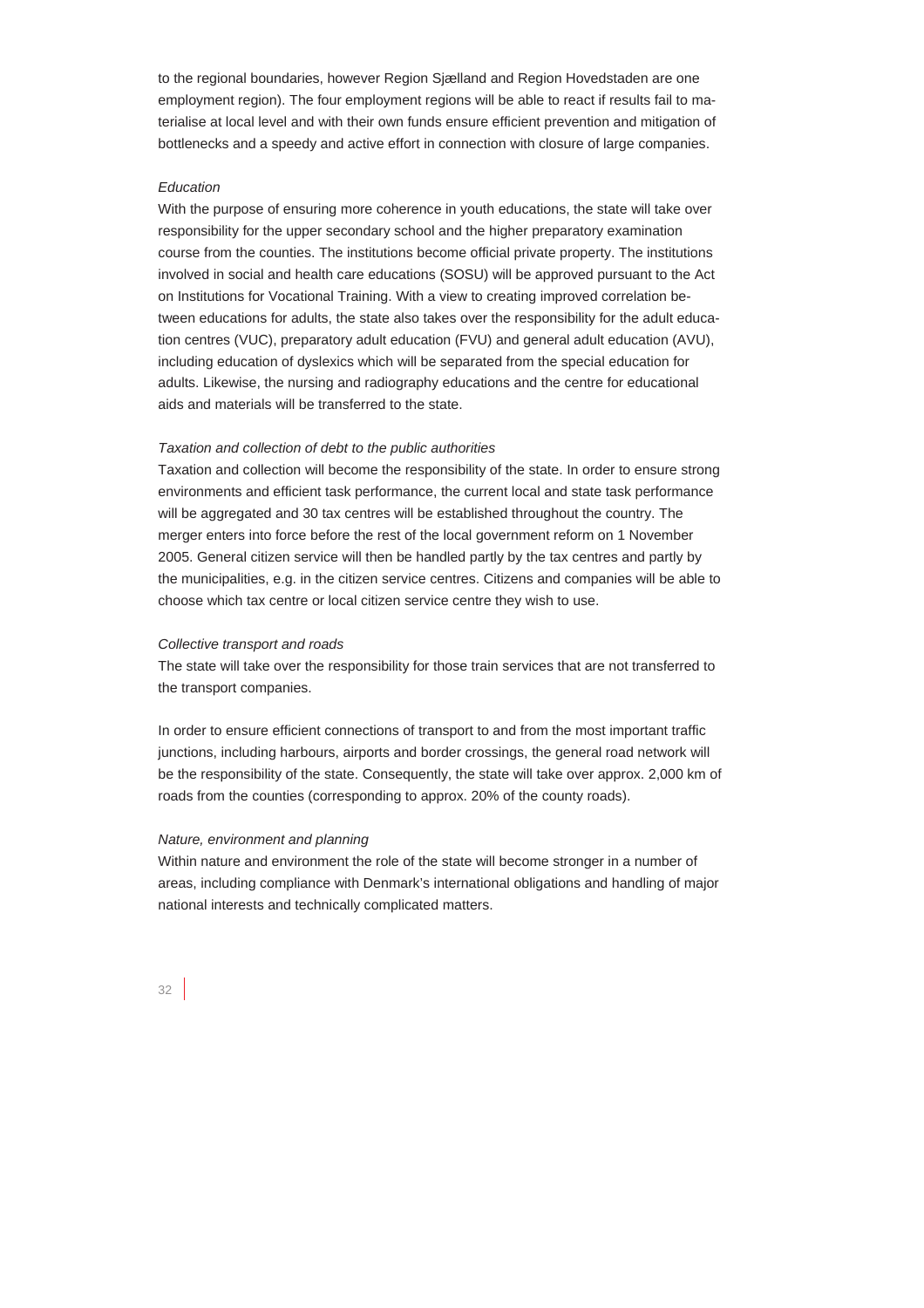to the regional boundaries, however Region Sjælland and Region Hovedstaden are one employment region). The four employment regions will be able to react if results fail to materialise at local level and with their own funds ensure efficient prevention and mitigation of bottlenecks and a speedy and active effort in connection with closure of large companies.

*Education*

With the purpose of ensuring more coherence in youth educations, the state will take over responsibility for the upper secondary school and the higher preparatory examination course from the counties. The institutions become official private property. The institutions involved in social and health care educations (SOSU) will be approved pursuant to the Act on Institutions for Vocational Training. With a view to creating improved correlation between educations for adults, the state also takes over the responsibility for the adult education centres (VUC), preparatory adult education (FVU) and general adult education (AVU), including education of dyslexics which will be separated from the special education for adults. Likewise, the nursing and radiography educations and the centre for educational aids and materials will be transferred to the state.

*Taxation and collection of debt to the public authorities*

Taxation and collection will become the responsibility of the state. In order to ensure strong environments and efficient task performance, the current local and state task performance will be aggregated and 30 tax centres will be established throughout the country. The merger enters into force before the rest of the local government reform on 1 November 2005. General citizen service will then be handled partly by the tax centres and partly by the municipalities, e.g. in the citizen service centres. Citizens and companies will be able to choose which tax centre or local citizen service centre they wish to use.

*Collective transport and roads*

The state will take over the responsibility for those train services that are not transferred to the transport companies.

In order to ensure efficient connections of transport to and from the most important traffic junctions, including harbours, airports and border crossings, the general road network will be the responsibility of the state. Consequently, the state will take over approx. 2,000 km of roads from the counties (corresponding to approx. 20% of the county roads).

*Nature, environment and planning*

Within nature and environment the role of the state will become stronger in a number of areas, including compliance with Denmark's international obligations and handling of major national interests and technically complicated matters.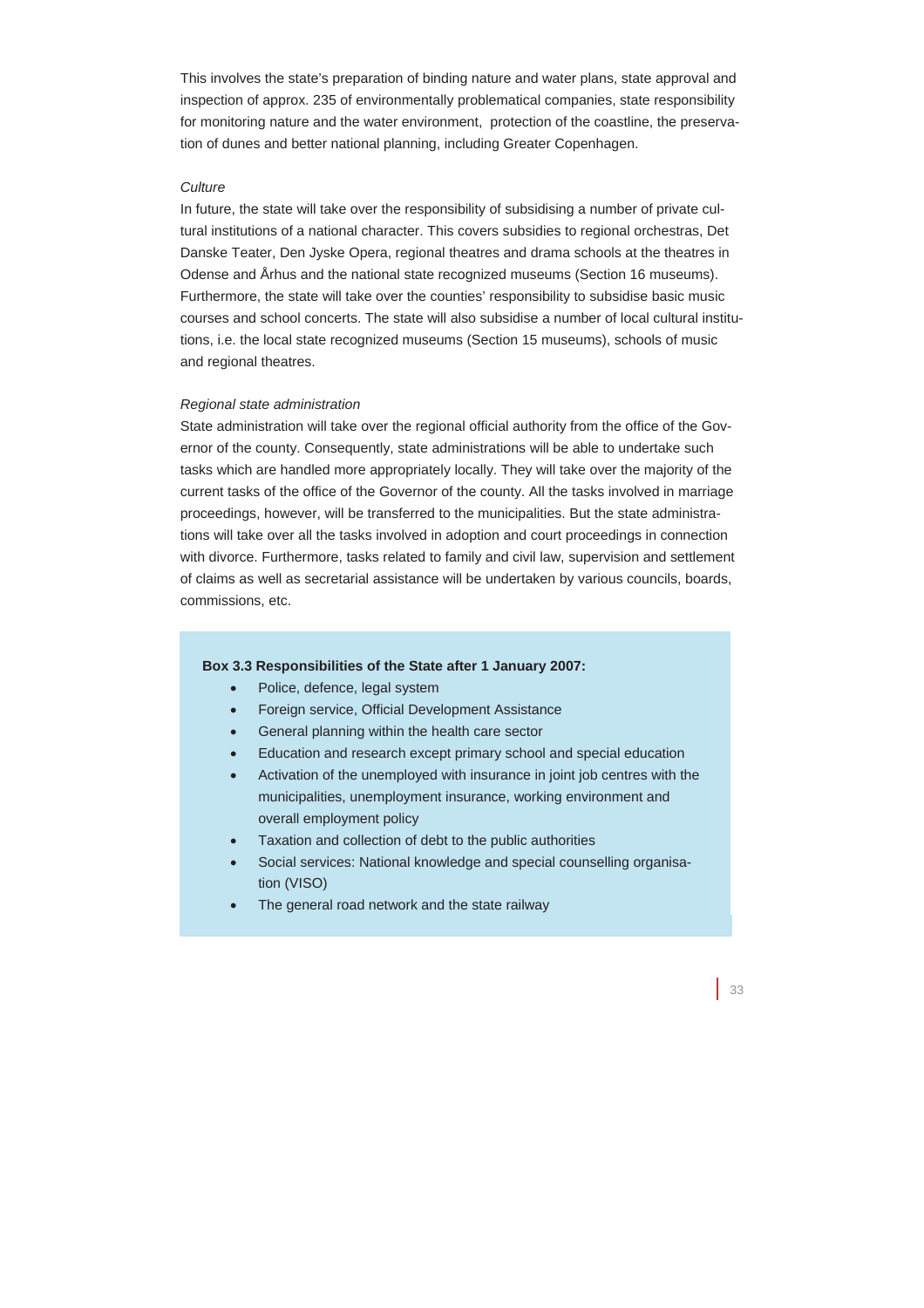This involves the state's preparation of binding nature and water plans, state approval and inspection of approx. 235 of environmentally problematical companies, state responsibility for monitoring nature and the water environment, protection of the coastline, the preservation of dunes and better national planning, including Greater Copenhagen.

*Culture*

In future, the state will take over the responsibility of subsidising a number of private cultural institutions of a national character. This covers subsidies to regional orchestras, Det Danske Teater, Den Jyske Opera, regional theatres and drama schools at the theatres in Odense and Århus and the national state recognized museums (Section 16 museums). Furthermore, the state will take over the counties' responsibility to subsidise basic music courses and school concerts. The state will also subsidise a number of local cultural institutions, i.e. the local state recognized museums (Section 15 museums), schools of music and regional theatres.

*Regional state administration*

State administration will take over the regional official authority from the office of the Governor of the county. Consequently, state administrations will be able to undertake such tasks which are handled more appropriately locally. They will take over the majority of the current tasks of the office of the Governor of the county. All the tasks involved in marriage proceedings, however, will be transferred to the municipalities. But the state administrations will take over all the tasks involved in adoption and court proceedings in connection with divorce. Furthermore, tasks related to family and civil law, supervision and settlement of claims as well as secretarial assistance will be undertaken by various councils, boards, commissions, etc.

**Box 3.3 Responsibilities of the State after 1 January 2007:**

- Police, defence, legal system
- Foreign service, Official Development Assistance
- General planning within the health care sector
- Education and research except primary school and special education
- Activation of the unemployed with insurance in joint job centres with the municipalities, unemployment insurance, working environment and overall employment policy
- Taxation and collection of debt to the public authorities
- Social services: National knowledge and special counselling organisation (VISO)
- The general road network and the state railway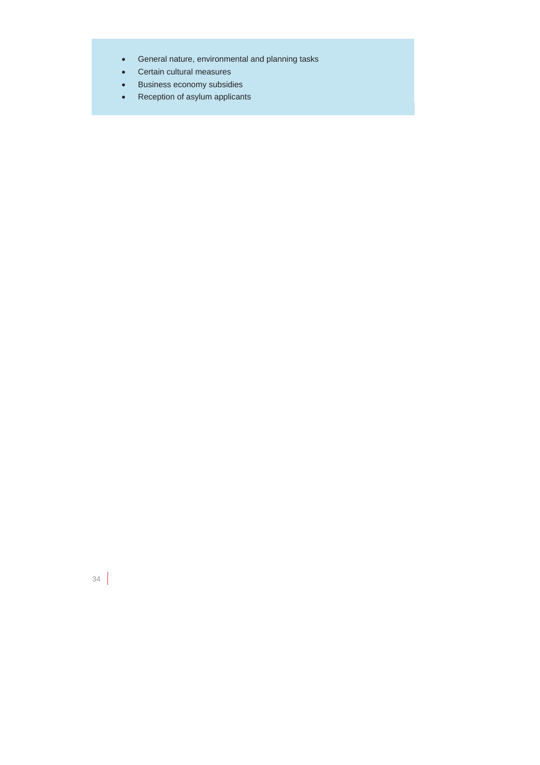- General nature, environmental and planning tasks
- Certain cultural measures
- Business economy subsidies
- Reception of asylum applicants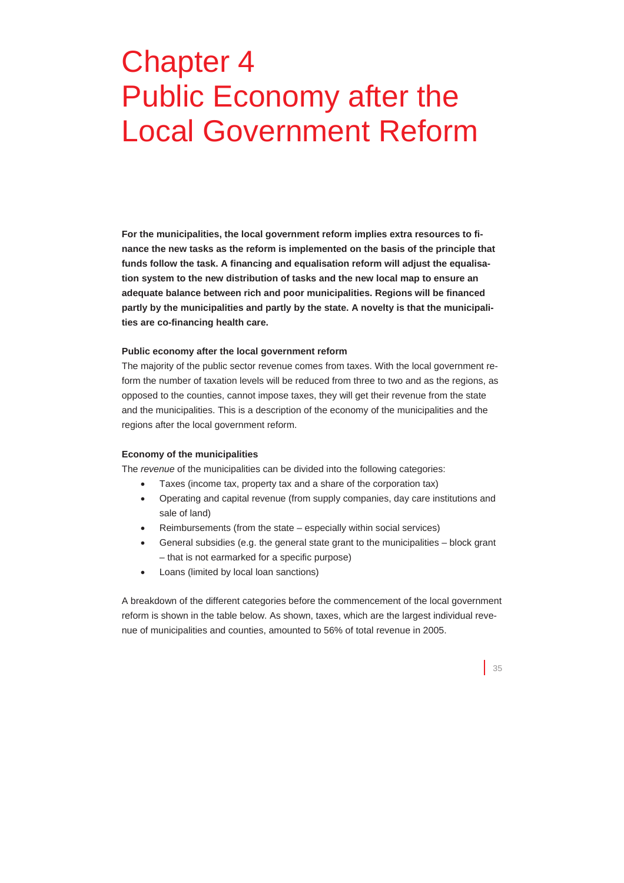# Chapter 4
# Public Economy after the Local Government Reform

**For the municipalities, the local government reform implies extra resources to finance the new tasks as the reform is implemented on the basis of the principle that funds follow the task. A financing and equalisation reform will adjust the equalisation system to the new distribution of tasks and the new local map to ensure an adequate balance between rich and poor municipalities. Regions will be financed partly by the municipalities and partly by the state. A novelty is that the municipalities are co-financing health care.**

**Public economy after the local government reform**

The majority of the public sector revenue comes from taxes. With the local government reform the number of taxation levels will be reduced from three to two and as the regions, as opposed to the counties, cannot impose taxes, they will get their revenue from the state and the municipalities. This is a description of the economy of the municipalities and the regions after the local government reform.

**Economy of the municipalities**

The *revenue* of the municipalities can be divided into the following categories:

- Taxes (income tax, property tax and a share of the corporation tax)
- Operating and capital revenue (from supply companies, day care institutions and sale of land)
- Reimbursements (from the state – especially within social services)
- General subsidies (e.g. the general state grant to the municipalities – block grant – that is not earmarked for a specific purpose)
- Loans (limited by local loan sanctions)

A breakdown of the different categories before the commencement of the local government reform is shown in the table below. As shown, taxes, which are the largest individual revenue of municipalities and counties, amounted to 56% of total revenue in 2005.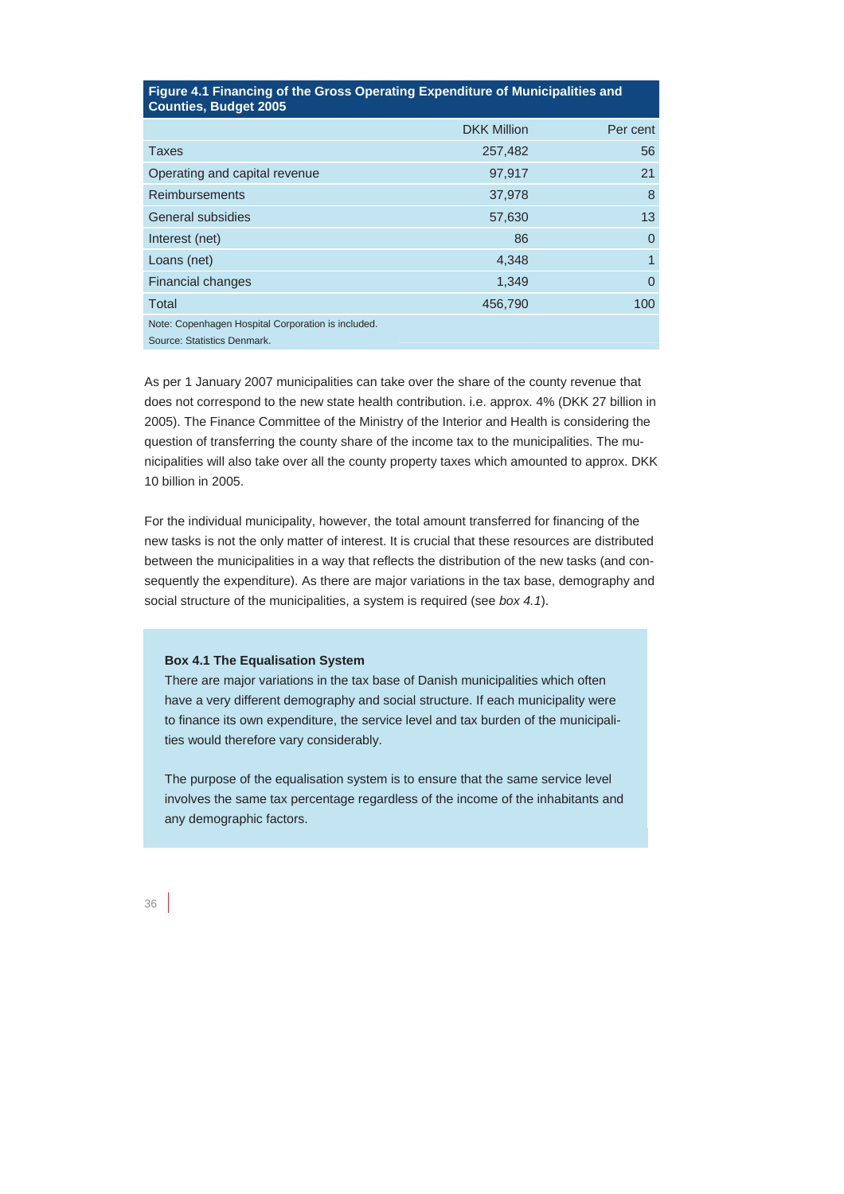**Figure 4.1 Financing of the Gross Operating Expenditure of Municipalities and Counties, Budget 2005**

| | DKK Million | Per cent |
|---|---|---|
| Taxes | 257,482 | 56 |
| Operating and capital revenue | 97,917 | 21 |
| Reimbursements | 37,978 | 8 |
| General subsidies | 57,630 | 13 |
| Interest (net) | 86 | 0 |
| Loans (net) | 4,348 | 1 |
| Financial changes | 1,349 | 0 |
| Total | 456,790 | 100 |

Note: Copenhagen Hospital Corporation is included.

Source: Statistics Denmark.

As per 1 January 2007 municipalities can take over the share of the county revenue that does not correspond to the new state health contribution. i.e. approx. 4% (DKK 27 billion in 2005). The Finance Committee of the Ministry of the Interior and Health is considering the question of transferring the county share of the income tax to the municipalities. The municipalities will also take over all the county property taxes which amounted to approx. DKK 10 billion in 2005.

For the individual municipality, however, the total amount transferred for financing of the new tasks is not the only matter of interest. It is crucial that these resources are distributed between the municipalities in a way that reflects the distribution of the new tasks (and consequently the expenditure). As there are major variations in the tax base, demography and social structure of the municipalities, a system is required (see *box 4.1*).

**Box 4.1 The Equalisation System**

There are major variations in the tax base of Danish municipalities which often have a very different demography and social structure. If each municipality were to finance its own expenditure, the service level and tax burden of the municipalities would therefore vary considerably.

The purpose of the equalisation system is to ensure that the same service level involves the same tax percentage regardless of the income of the inhabitants and any demographic factors.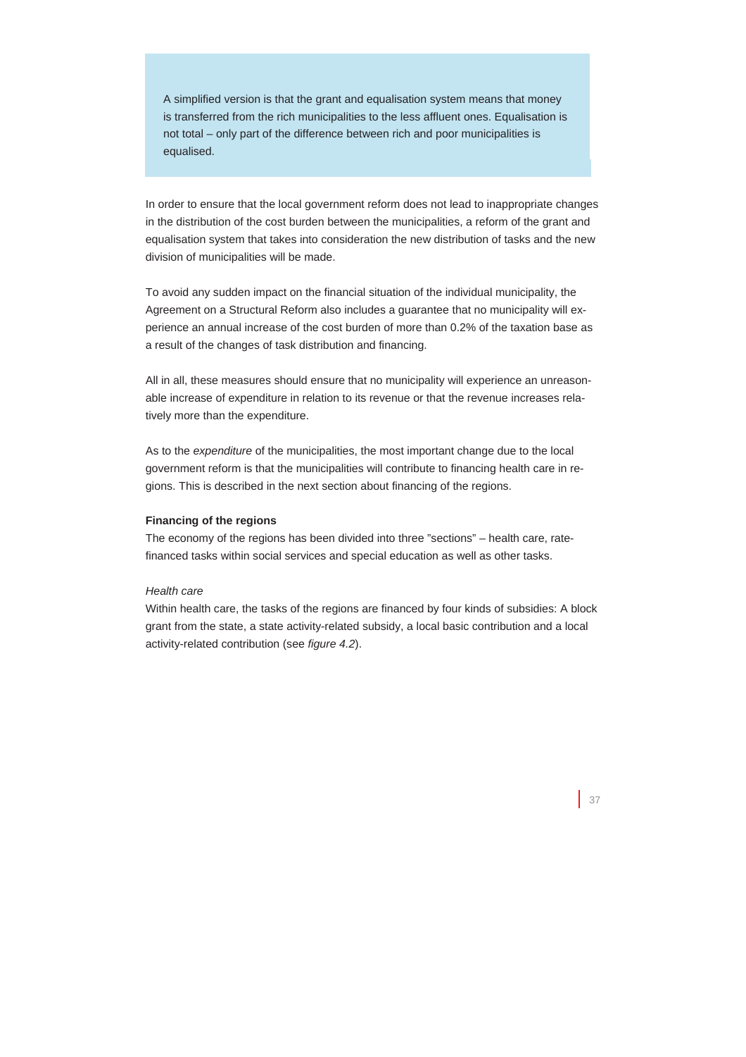> A simplified version is that the grant and equalisation system means that money is transferred from the rich municipalities to the less affluent ones. Equalisation is not total – only part of the difference between rich and poor municipalities is equalised.

In order to ensure that the local government reform does not lead to inappropriate changes in the distribution of the cost burden between the municipalities, a reform of the grant and equalisation system that takes into consideration the new distribution of tasks and the new division of municipalities will be made.

To avoid any sudden impact on the financial situation of the individual municipality, the Agreement on a Structural Reform also includes a guarantee that no municipality will experience an annual increase of the cost burden of more than 0.2% of the taxation base as a result of the changes of task distribution and financing.

All in all, these measures should ensure that no municipality will experience an unreasonable increase of expenditure in relation to its revenue or that the revenue increases relatively more than the expenditure.

As to the *expenditure* of the municipalities, the most important change due to the local government reform is that the municipalities will contribute to financing health care in regions. This is described in the next section about financing of the regions.

**Financing of the regions**

The economy of the regions has been divided into three "sections" – health care, rate-financed tasks within social services and special education as well as other tasks.

*Health care*

Within health care, the tasks of the regions are financed by four kinds of subsidies: A block grant from the state, a state activity-related subsidy, a local basic contribution and a local activity-related contribution (see *figure 4.2*).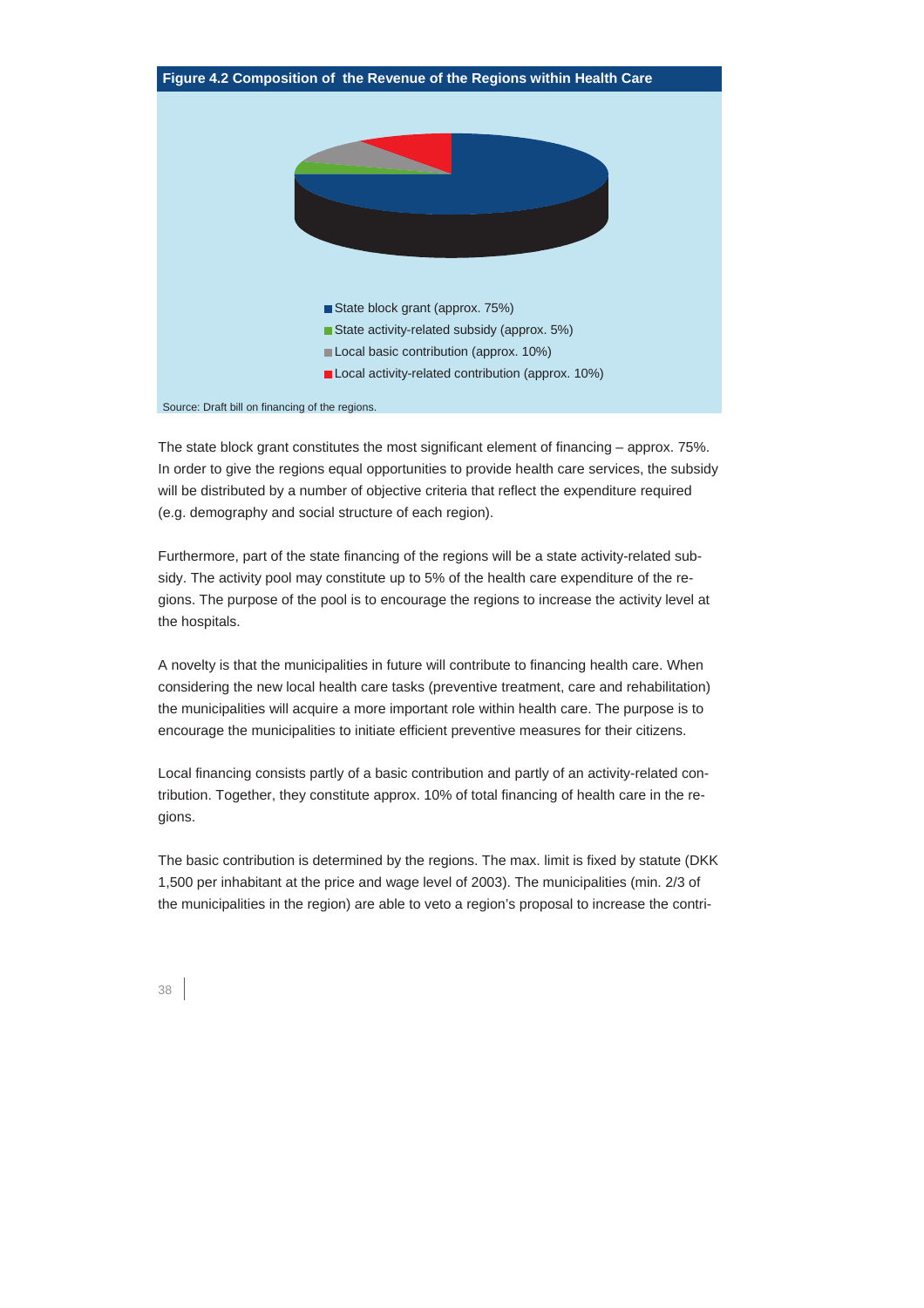**Figure 4.2 Composition of the Revenue of the Regions within Health Care**

- State block grant (approx. 75%)
- State activity-related subsidy (approx. 5%)
- Local basic contribution (approx. 10%)
- Local activity-related contribution (approx. 10%)

Source: Draft bill on financing of the regions.

The state block grant constitutes the most significant element of financing – approx. 75%. In order to give the regions equal opportunities to provide health care services, the subsidy will be distributed by a number of objective criteria that reflect the expenditure required (e.g. demography and social structure of each region).

Furthermore, part of the state financing of the regions will be a state activity-related subsidy. The activity pool may constitute up to 5% of the health care expenditure of the regions. The purpose of the pool is to encourage the regions to increase the activity level at the hospitals.

A novelty is that the municipalities in future will contribute to financing health care. When considering the new local health care tasks (preventive treatment, care and rehabilitation) the municipalities will acquire a more important role within health care. The purpose is to encourage the municipalities to initiate efficient preventive measures for their citizens.

Local financing consists partly of a basic contribution and partly of an activity-related contribution. Together, they constitute approx. 10% of total financing of health care in the regions.

The basic contribution is determined by the regions. The max. limit is fixed by statute (DKK 1,500 per inhabitant at the price and wage level of 2003). The municipalities (min. 2/3 of the municipalities in the region) are able to veto a region's proposal to increase the contri-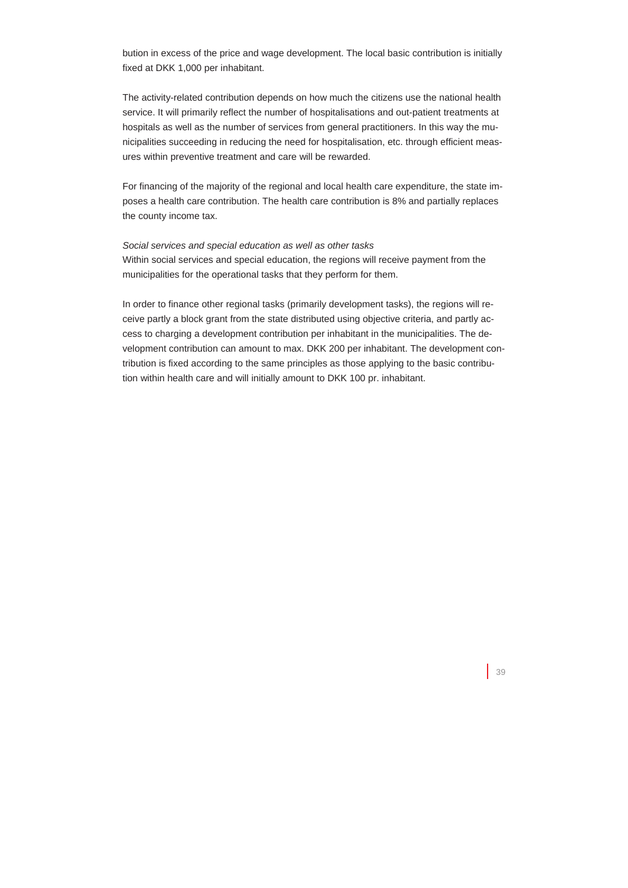bution in excess of the price and wage development. The local basic contribution is initially fixed at DKK 1,000 per inhabitant.

The activity-related contribution depends on how much the citizens use the national health service. It will primarily reflect the number of hospitalisations and out-patient treatments at hospitals as well as the number of services from general practitioners. In this way the municipalities succeeding in reducing the need for hospitalisation, etc. through efficient measures within preventive treatment and care will be rewarded.

For financing of the majority of the regional and local health care expenditure, the state imposes a health care contribution. The health care contribution is 8% and partially replaces the county income tax.

*Social services and special education as well as other tasks*

Within social services and special education, the regions will receive payment from the municipalities for the operational tasks that they perform for them.

In order to finance other regional tasks (primarily development tasks), the regions will receive partly a block grant from the state distributed using objective criteria, and partly access to charging a development contribution per inhabitant in the municipalities. The development contribution can amount to max. DKK 200 per inhabitant. The development contribution is fixed according to the same principles as those applying to the basic contribution within health care and will initially amount to DKK 100 pr. inhabitant.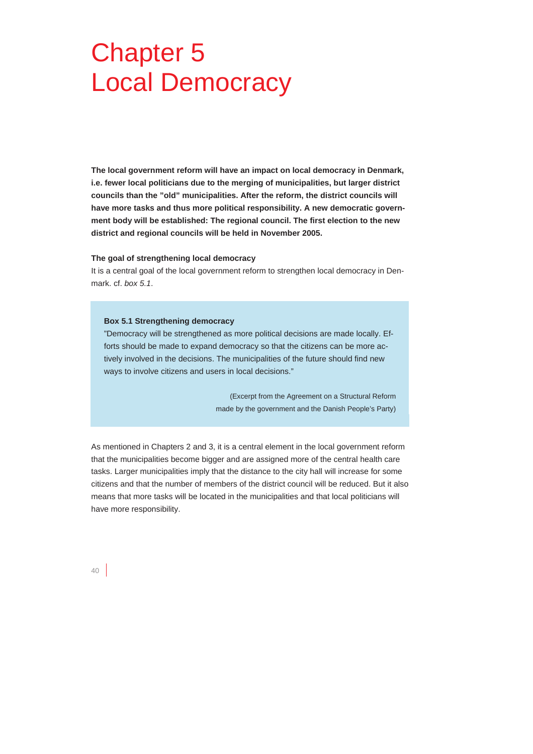# Chapter 5
# Local Democracy

**The local government reform will have an impact on local democracy in Denmark, i.e. fewer local politicians due to the merging of municipalities, but larger district councils than the "old" municipalities. After the reform, the district councils will have more tasks and thus more political responsibility. A new democratic government body will be established: The regional council. The first election to the new district and regional councils will be held in November 2005.**

**The goal of strengthening local democracy**

It is a central goal of the local government reform to strengthen local democracy in Denmark. cf. *box 5.1*.

> **Box 5.1 Strengthening democracy**
>
> "Democracy will be strengthened as more political decisions are made locally. Efforts should be made to expand democracy so that the citizens can be more actively involved in the decisions. The municipalities of the future should find new ways to involve citizens and users in local decisions."
>
> (Excerpt from the Agreement on a Structural Reform made by the government and the Danish People's Party)

As mentioned in Chapters 2 and 3, it is a central element in the local government reform that the municipalities become bigger and are assigned more of the central health care tasks. Larger municipalities imply that the distance to the city hall will increase for some citizens and that the number of members of the district council will be reduced. But it also means that more tasks will be located in the municipalities and that local politicians will have more responsibility.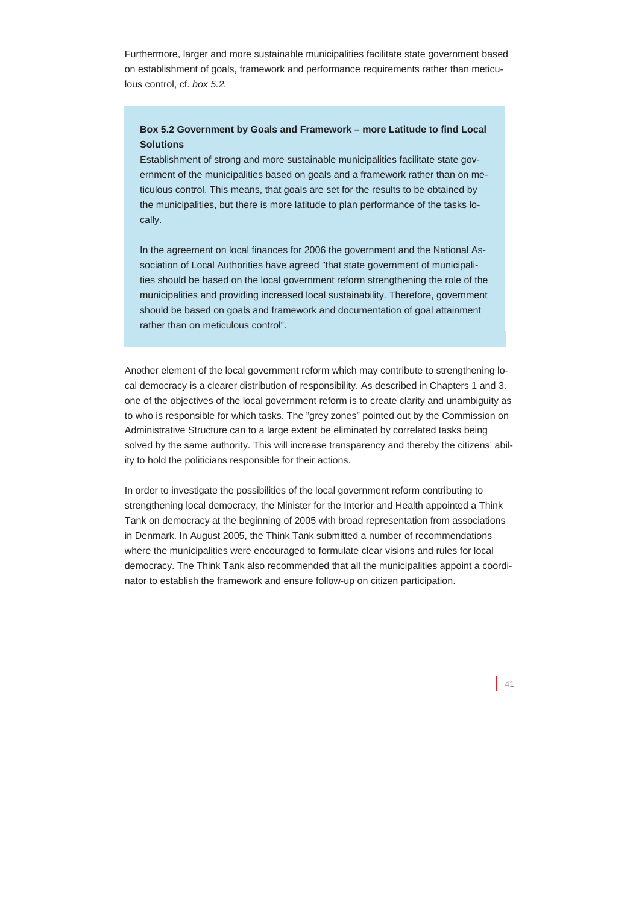Furthermore, larger and more sustainable municipalities facilitate state government based on establishment of goals, framework and performance requirements rather than meticulous control, cf. *box 5.2.*

> **Box 5.2 Government by Goals and Framework – more Latitude to find Local Solutions**
>
> Establishment of strong and more sustainable municipalities facilitate state government of the municipalities based on goals and a framework rather than on meticulous control. This means, that goals are set for the results to be obtained by the municipalities, but there is more latitude to plan performance of the tasks locally.
>
> In the agreement on local finances for 2006 the government and the National Association of Local Authorities have agreed "that state government of municipalities should be based on the local government reform strengthening the role of the municipalities and providing increased local sustainability. Therefore, government should be based on goals and framework and documentation of goal attainment rather than on meticulous control".

Another element of the local government reform which may contribute to strengthening local democracy is a clearer distribution of responsibility. As described in Chapters 1 and 3. one of the objectives of the local government reform is to create clarity and unambiguity as to who is responsible for which tasks. The "grey zones" pointed out by the Commission on Administrative Structure can to a large extent be eliminated by correlated tasks being solved by the same authority. This will increase transparency and thereby the citizens' ability to hold the politicians responsible for their actions.

In order to investigate the possibilities of the local government reform contributing to strengthening local democracy, the Minister for the Interior and Health appointed a Think Tank on democracy at the beginning of 2005 with broad representation from associations in Denmark. In August 2005, the Think Tank submitted a number of recommendations where the municipalities were encouraged to formulate clear visions and rules for local democracy. The Think Tank also recommended that all the municipalities appoint a coordinator to establish the framework and ensure follow-up on citizen participation.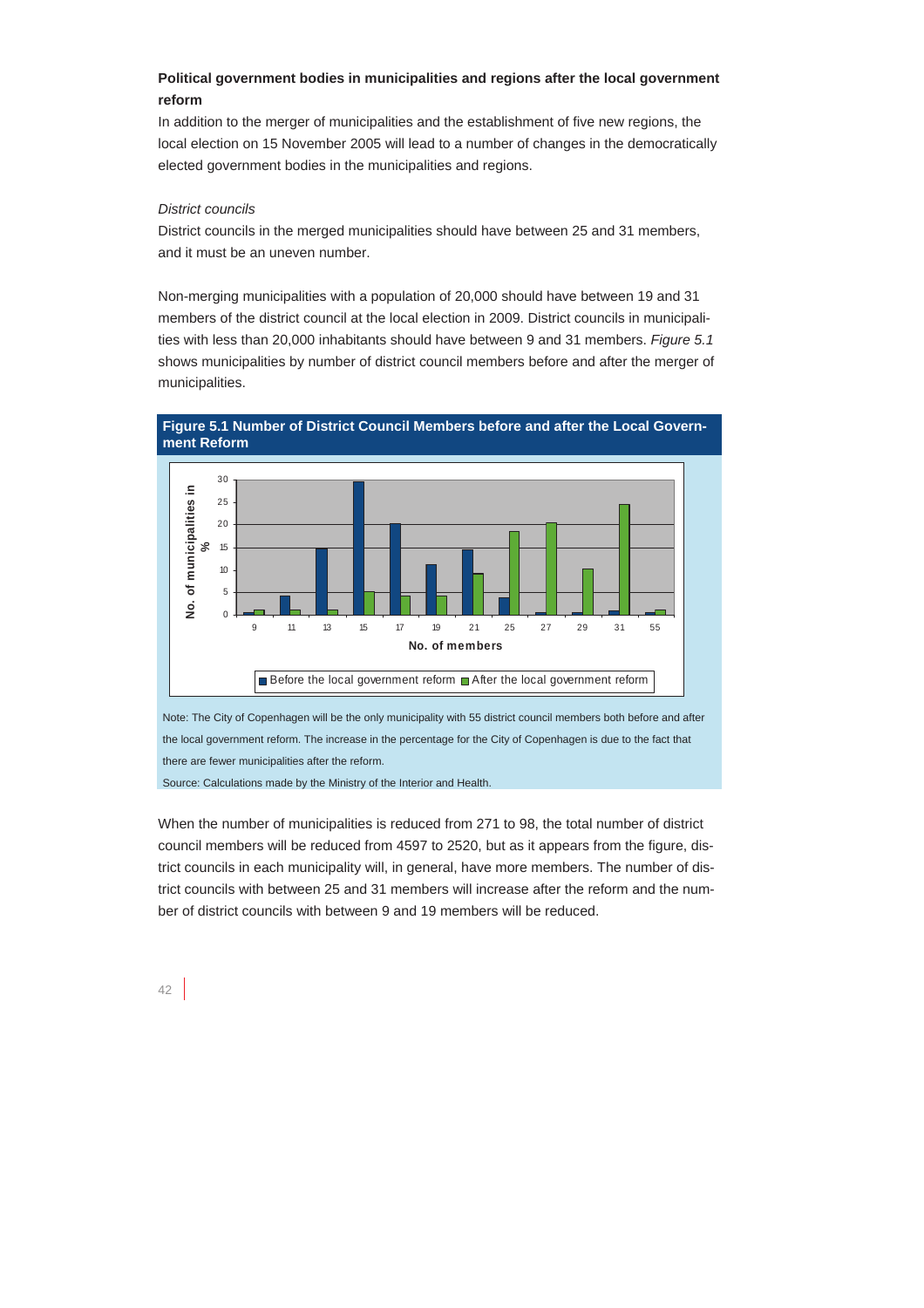**Political government bodies in municipalities and regions after the local government reform**

In addition to the merger of municipalities and the establishment of five new regions, the local election on 15 November 2005 will lead to a number of changes in the democratically elected government bodies in the municipalities and regions.

*District councils*

District councils in the merged municipalities should have between 25 and 31 members, and it must be an uneven number.

Non-merging municipalities with a population of 20,000 should have between 19 and 31 members of the district council at the local election in 2009. District councils in municipalities with less than 20,000 inhabitants should have between 9 and 31 members. *Figure 5.1* shows municipalities by number of district council members before and after the merger of municipalities.

**Figure 5.1 Number of District Council Members before and after the Local Government Reform**

Note: The City of Copenhagen will be the only municipality with 55 district council members both before and after the local government reform. The increase in the percentage for the City of Copenhagen is due to the fact that there are fewer municipalities after the reform.

Source: Calculations made by the Ministry of the Interior and Health.

When the number of municipalities is reduced from 271 to 98, the total number of district council members will be reduced from 4597 to 2520, but as it appears from the figure, district councils in each municipality will, in general, have more members. The number of district councils with between 25 and 31 members will increase after the reform and the number of district councils with between 9 and 19 members will be reduced.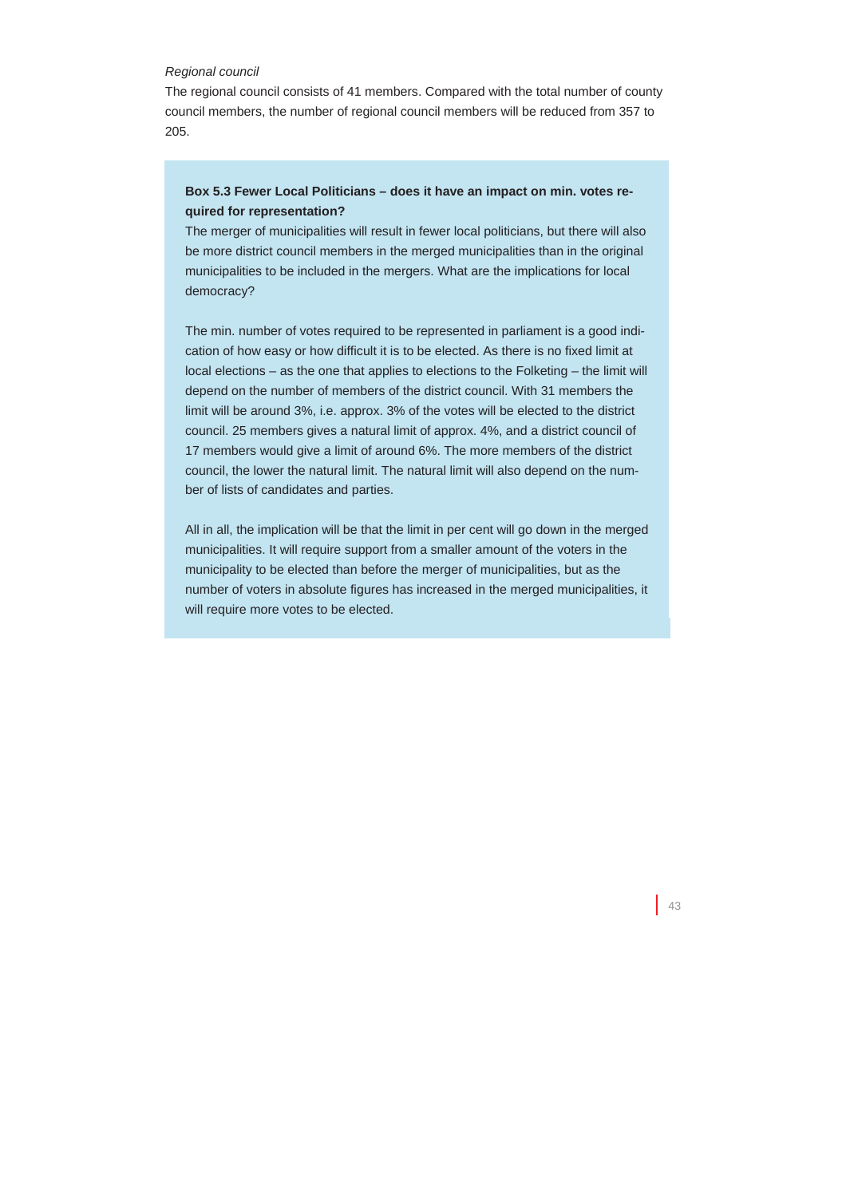*Regional council*

The regional council consists of 41 members. Compared with the total number of county council members, the number of regional council members will be reduced from 357 to 205.

**Box 5.3 Fewer Local Politicians – does it have an impact on min. votes required for representation?**

The merger of municipalities will result in fewer local politicians, but there will also be more district council members in the merged municipalities than in the original municipalities to be included in the mergers. What are the implications for local democracy?

The min. number of votes required to be represented in parliament is a good indication of how easy or how difficult it is to be elected. As there is no fixed limit at local elections – as the one that applies to elections to the Folketing – the limit will depend on the number of members of the district council. With 31 members the limit will be around 3%, i.e. approx. 3% of the votes will be elected to the district council. 25 members gives a natural limit of approx. 4%, and a district council of 17 members would give a limit of around 6%. The more members of the district council, the lower the natural limit. The natural limit will also depend on the number of lists of candidates and parties.

All in all, the implication will be that the limit in per cent will go down in the merged municipalities. It will require support from a smaller amount of the voters in the municipality to be elected than before the merger of municipalities, but as the number of voters in absolute figures has increased in the merged municipalities, it will require more votes to be elected.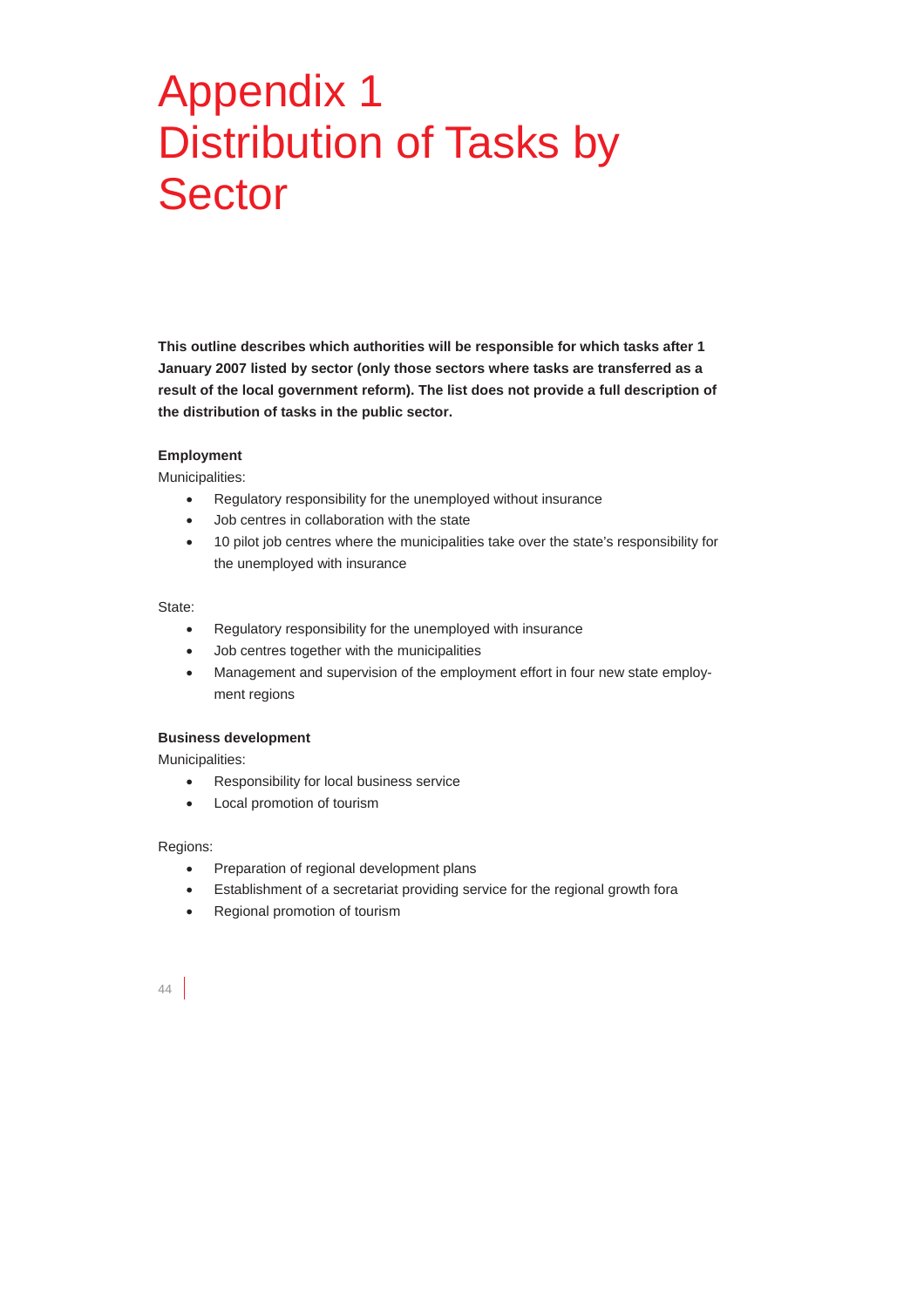# Appendix 1
# Distribution of Tasks by Sector

**This outline describes which authorities will be responsible for which tasks after 1 January 2007 listed by sector (only those sectors where tasks are transferred as a result of the local government reform). The list does not provide a full description of the distribution of tasks in the public sector.**

**Employment**

Municipalities:

- Regulatory responsibility for the unemployed without insurance
- Job centres in collaboration with the state
- 10 pilot job centres where the municipalities take over the state's responsibility for the unemployed with insurance

State:

- Regulatory responsibility for the unemployed with insurance
- Job centres together with the municipalities
- Management and supervision of the employment effort in four new state employment regions

**Business development**

Municipalities:

- Responsibility for local business service
- Local promotion of tourism

Regions:

- Preparation of regional development plans
- Establishment of a secretariat providing service for the regional growth fora
- Regional promotion of tourism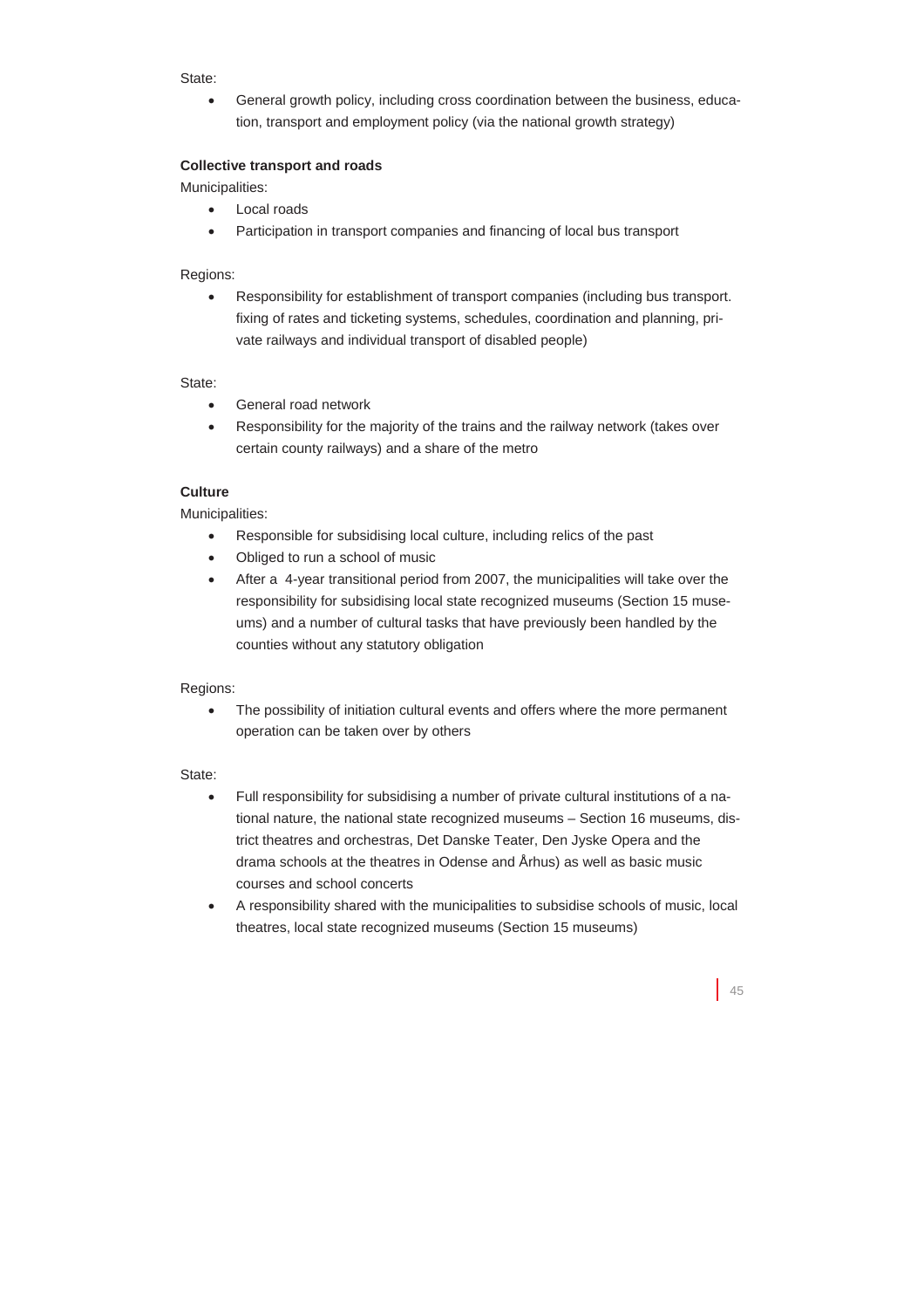State:

- General growth policy, including cross coordination between the business, education, transport and employment policy (via the national growth strategy)

**Collective transport and roads**

Municipalities:

- Local roads
- Participation in transport companies and financing of local bus transport

Regions:

- Responsibility for establishment of transport companies (including bus transport. fixing of rates and ticketing systems, schedules, coordination and planning, private railways and individual transport of disabled people)

State:

- General road network
- Responsibility for the majority of the trains and the railway network (takes over certain county railways) and a share of the metro

**Culture**

Municipalities:

- Responsible for subsidising local culture, including relics of the past
- Obliged to run a school of music
- After a 4-year transitional period from 2007, the municipalities will take over the responsibility for subsidising local state recognized museums (Section 15 museums) and a number of cultural tasks that have previously been handled by the counties without any statutory obligation

Regions:

- The possibility of initiation cultural events and offers where the more permanent operation can be taken over by others

State:

- Full responsibility for subsidising a number of private cultural institutions of a national nature, the national state recognized museums – Section 16 museums, district theatres and orchestras, Det Danske Teater, Den Jyske Opera and the drama schools at the theatres in Odense and Århus) as well as basic music courses and school concerts
- A responsibility shared with the municipalities to subsidise schools of music, local theatres, local state recognized museums (Section 15 museums)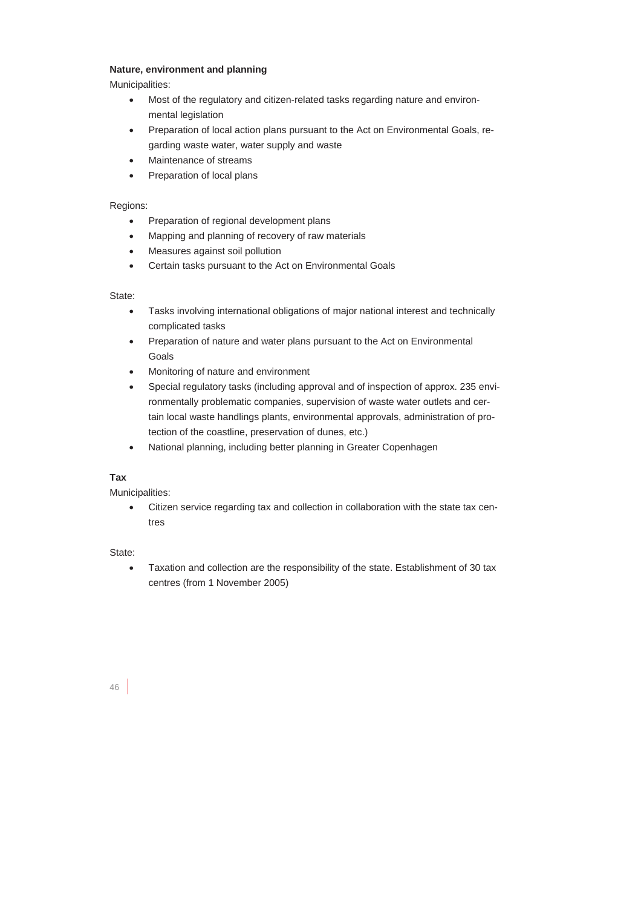**Nature, environment and planning**

Municipalities:

- Most of the regulatory and citizen-related tasks regarding nature and environmental legislation
- Preparation of local action plans pursuant to the Act on Environmental Goals, regarding waste water, water supply and waste
- Maintenance of streams
- Preparation of local plans

Regions:

- Preparation of regional development plans
- Mapping and planning of recovery of raw materials
- Measures against soil pollution
- Certain tasks pursuant to the Act on Environmental Goals

State:

- Tasks involving international obligations of major national interest and technically complicated tasks
- Preparation of nature and water plans pursuant to the Act on Environmental Goals
- Monitoring of nature and environment
- Special regulatory tasks (including approval and of inspection of approx. 235 environmentally problematic companies, supervision of waste water outlets and certain local waste handlings plants, environmental approvals, administration of protection of the coastline, preservation of dunes, etc.)
- National planning, including better planning in Greater Copenhagen

**Tax**

Municipalities:

- Citizen service regarding tax and collection in collaboration with the state tax centres

State:

- Taxation and collection are the responsibility of the state. Establishment of 30 tax centres (from 1 November 2005)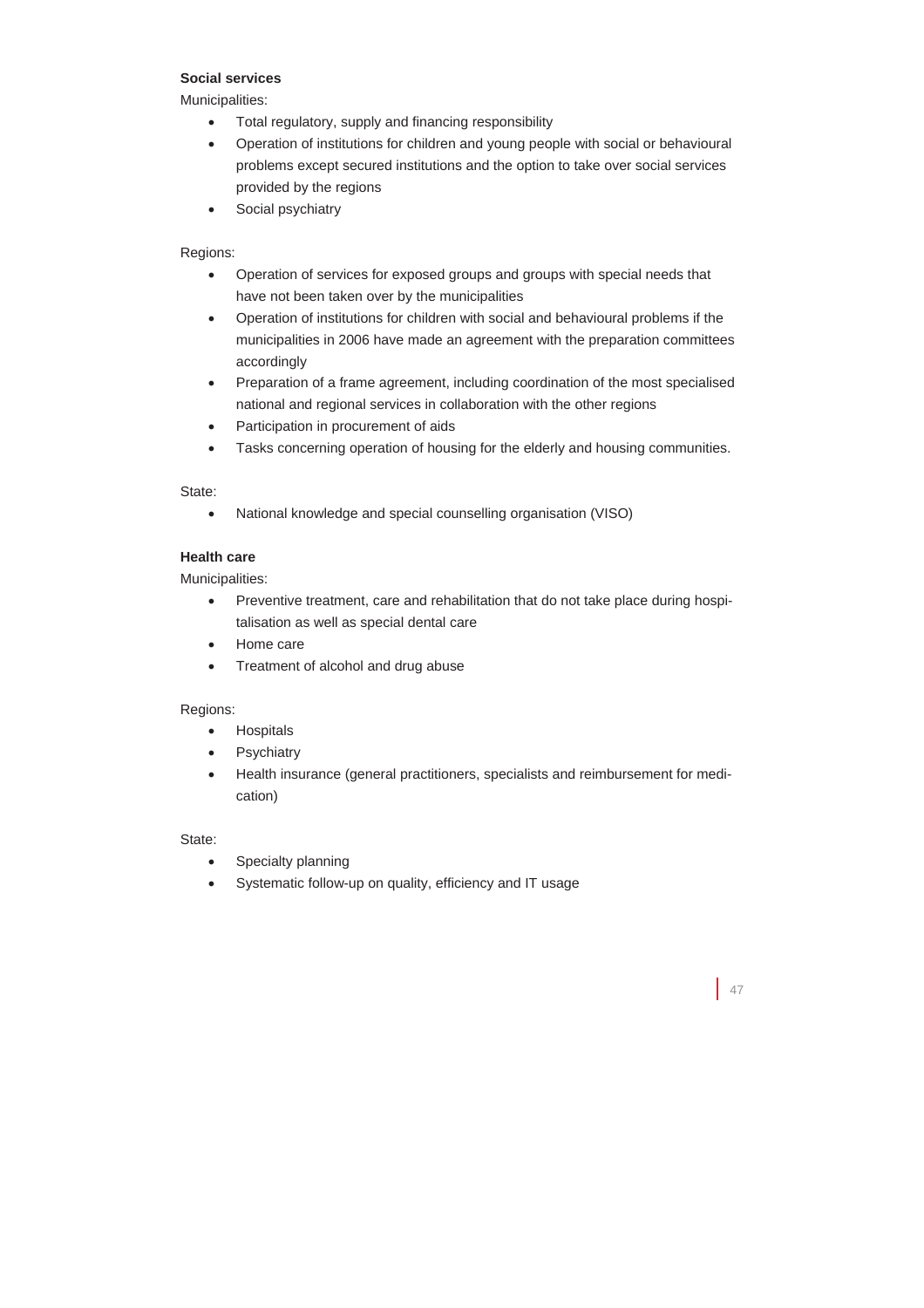**Social services**

Municipalities:

- Total regulatory, supply and financing responsibility
- Operation of institutions for children and young people with social or behavioural problems except secured institutions and the option to take over social services provided by the regions
- Social psychiatry

Regions:

- Operation of services for exposed groups and groups with special needs that have not been taken over by the municipalities
- Operation of institutions for children with social and behavioural problems if the municipalities in 2006 have made an agreement with the preparation committees accordingly
- Preparation of a frame agreement, including coordination of the most specialised national and regional services in collaboration with the other regions
- Participation in procurement of aids
- Tasks concerning operation of housing for the elderly and housing communities.

State:

- National knowledge and special counselling organisation (VISO)

**Health care**

Municipalities:

- Preventive treatment, care and rehabilitation that do not take place during hospitalisation as well as special dental care
- Home care
- Treatment of alcohol and drug abuse

Regions:

- Hospitals
- Psychiatry
- Health insurance (general practitioners, specialists and reimbursement for medication)

State:

- Specialty planning
- Systematic follow-up on quality, efficiency and IT usage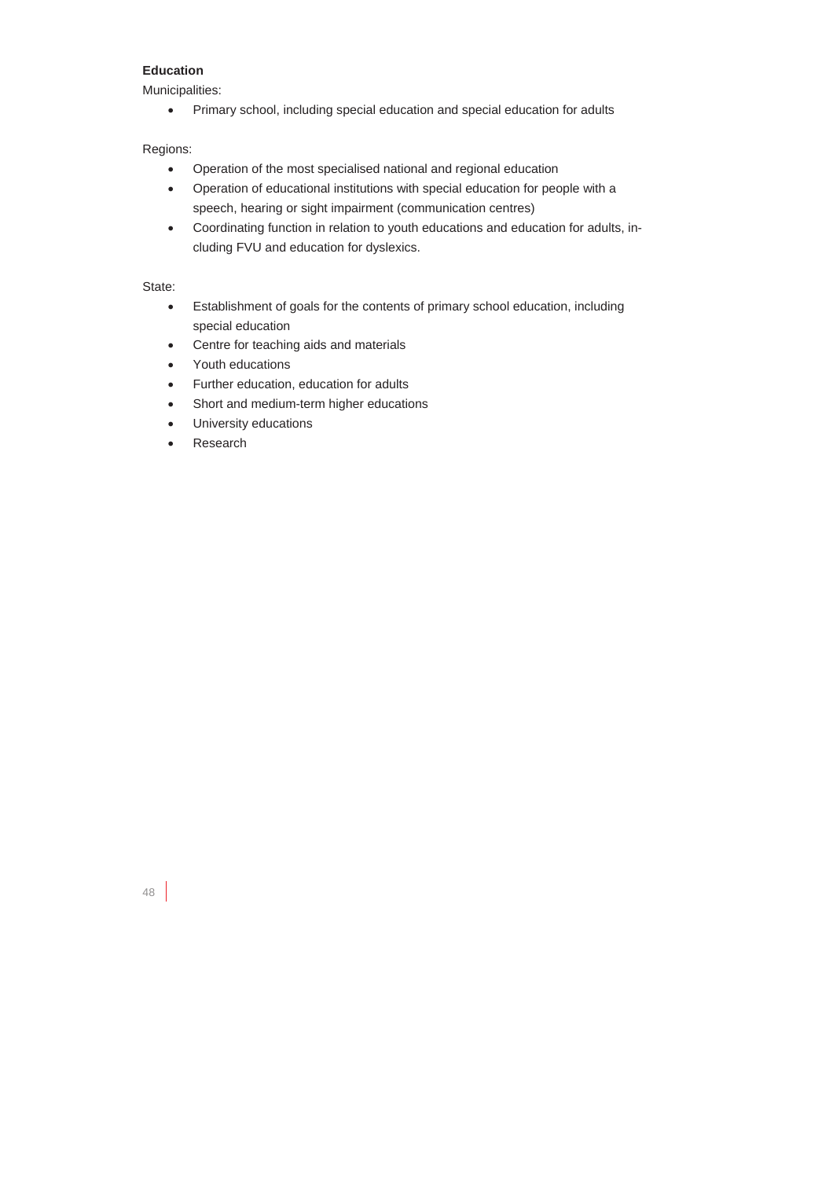**Education**

Municipalities:

- Primary school, including special education and special education for adults

Regions:

- Operation of the most specialised national and regional education
- Operation of educational institutions with special education for people with a speech, hearing or sight impairment (communication centres)
- Coordinating function in relation to youth educations and education for adults, including FVU and education for dyslexics.

State:

- Establishment of goals for the contents of primary school education, including special education
- Centre for teaching aids and materials
- Youth educations
- Further education, education for adults
- Short and medium-term higher educations
- University educations
- Research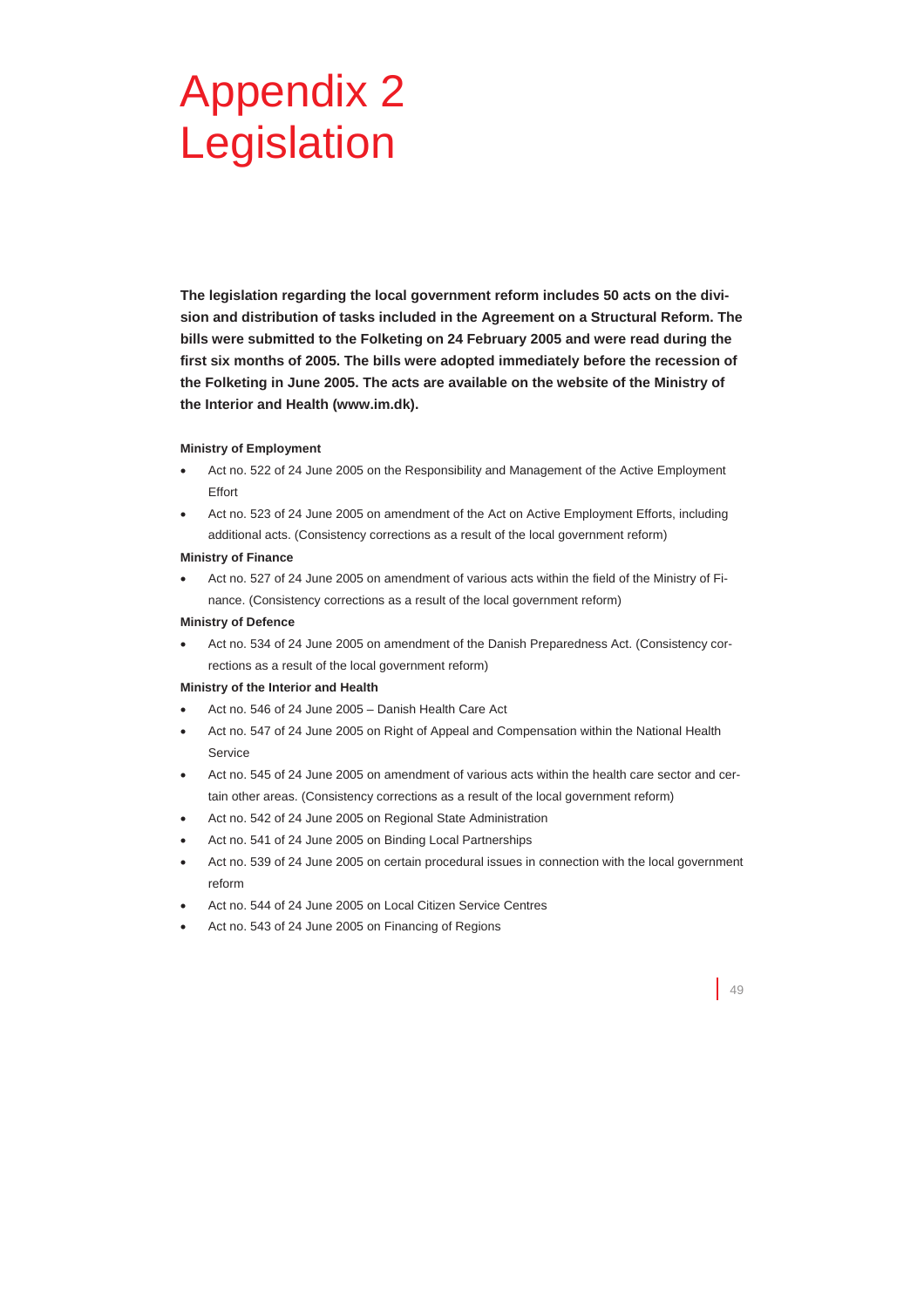# Appendix 2 Legislation

**The legislation regarding the local government reform includes 50 acts on the division and distribution of tasks included in the Agreement on a Structural Reform. The bills were submitted to the Folketing on 24 February 2005 and were read during the first six months of 2005. The bills were adopted immediately before the recession of the Folketing in June 2005. The acts are available on the website of the Ministry of the Interior and Health (www.im.dk).**

**Ministry of Employment**

- Act no. 522 of 24 June 2005 on the Responsibility and Management of the Active Employment Effort
- Act no. 523 of 24 June 2005 on amendment of the Act on Active Employment Efforts, including additional acts. (Consistency corrections as a result of the local government reform)

**Ministry of Finance**

- Act no. 527 of 24 June 2005 on amendment of various acts within the field of the Ministry of Finance. (Consistency corrections as a result of the local government reform)

**Ministry of Defence**

- Act no. 534 of 24 June 2005 on amendment of the Danish Preparedness Act. (Consistency corrections as a result of the local government reform)

**Ministry of the Interior and Health**

- Act no. 546 of 24 June 2005 – Danish Health Care Act
- Act no. 547 of 24 June 2005 on Right of Appeal and Compensation within the National Health Service
- Act no. 545 of 24 June 2005 on amendment of various acts within the health care sector and certain other areas. (Consistency corrections as a result of the local government reform)
- Act no. 542 of 24 June 2005 on Regional State Administration
- Act no. 541 of 24 June 2005 on Binding Local Partnerships
- Act no. 539 of 24 June 2005 on certain procedural issues in connection with the local government reform
- Act no. 544 of 24 June 2005 on Local Citizen Service Centres
- Act no. 543 of 24 June 2005 on Financing of Regions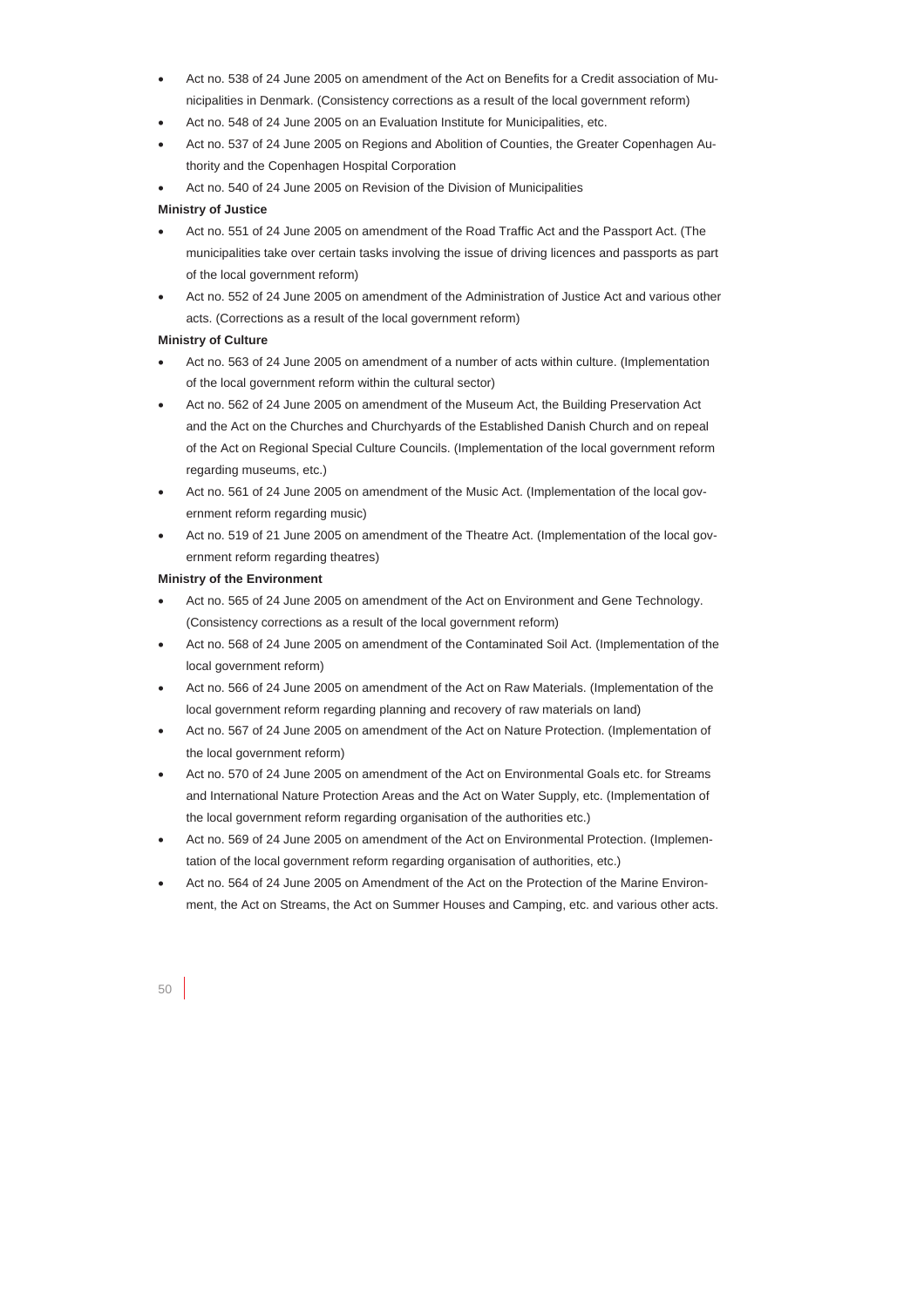- Act no. 538 of 24 June 2005 on amendment of the Act on Benefits for a Credit association of Municipalities in Denmark. (Consistency corrections as a result of the local government reform)
- Act no. 548 of 24 June 2005 on an Evaluation Institute for Municipalities, etc.
- Act no. 537 of 24 June 2005 on Regions and Abolition of Counties, the Greater Copenhagen Authority and the Copenhagen Hospital Corporation
- Act no. 540 of 24 June 2005 on Revision of the Division of Municipalities

**Ministry of Justice**

- Act no. 551 of 24 June 2005 on amendment of the Road Traffic Act and the Passport Act. (The municipalities take over certain tasks involving the issue of driving licences and passports as part of the local government reform)
- Act no. 552 of 24 June 2005 on amendment of the Administration of Justice Act and various other acts. (Corrections as a result of the local government reform)

**Ministry of Culture**

- Act no. 563 of 24 June 2005 on amendment of a number of acts within culture. (Implementation of the local government reform within the cultural sector)
- Act no. 562 of 24 June 2005 on amendment of the Museum Act, the Building Preservation Act and the Act on the Churches and Churchyards of the Established Danish Church and on repeal of the Act on Regional Special Culture Councils. (Implementation of the local government reform regarding museums, etc.)
- Act no. 561 of 24 June 2005 on amendment of the Music Act. (Implementation of the local government reform regarding music)
- Act no. 519 of 21 June 2005 on amendment of the Theatre Act. (Implementation of the local government reform regarding theatres)

**Ministry of the Environment**

- Act no. 565 of 24 June 2005 on amendment of the Act on Environment and Gene Technology. (Consistency corrections as a result of the local government reform)
- Act no. 568 of 24 June 2005 on amendment of the Contaminated Soil Act. (Implementation of the local government reform)
- Act no. 566 of 24 June 2005 on amendment of the Act on Raw Materials. (Implementation of the local government reform regarding planning and recovery of raw materials on land)
- Act no. 567 of 24 June 2005 on amendment of the Act on Nature Protection. (Implementation of the local government reform)
- Act no. 570 of 24 June 2005 on amendment of the Act on Environmental Goals etc. for Streams and International Nature Protection Areas and the Act on Water Supply, etc. (Implementation of the local government reform regarding organisation of the authorities etc.)
- Act no. 569 of 24 June 2005 on amendment of the Act on Environmental Protection. (Implementation of the local government reform regarding organisation of authorities, etc.)
- Act no. 564 of 24 June 2005 on Amendment of the Act on the Protection of the Marine Environment, the Act on Streams, the Act on Summer Houses and Camping, etc. and various other acts.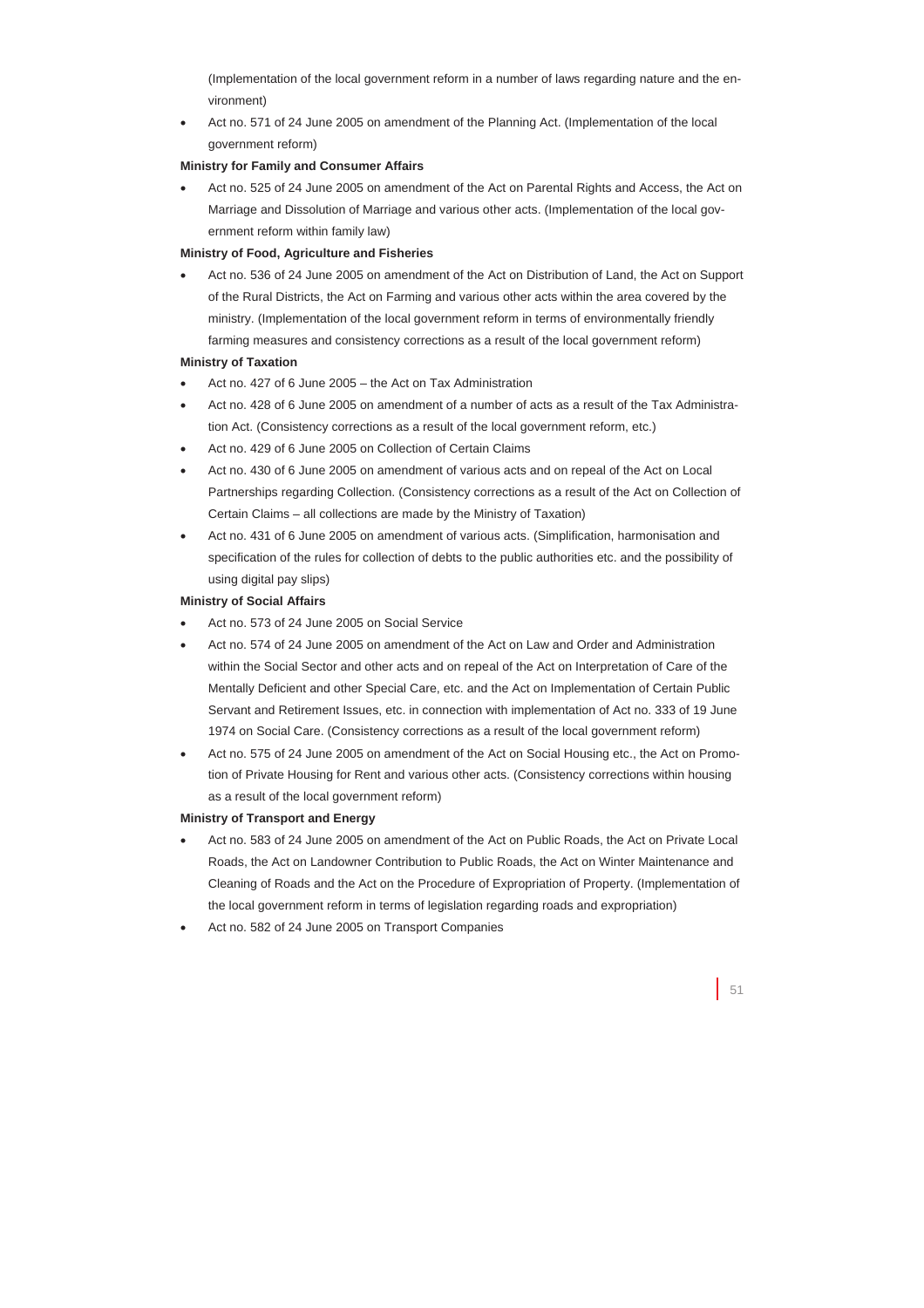(Implementation of the local government reform in a number of laws regarding nature and the environment)

- Act no. 571 of 24 June 2005 on amendment of the Planning Act. (Implementation of the local government reform)

**Ministry for Family and Consumer Affairs**

- Act no. 525 of 24 June 2005 on amendment of the Act on Parental Rights and Access, the Act on Marriage and Dissolution of Marriage and various other acts. (Implementation of the local government reform within family law)

**Ministry of Food, Agriculture and Fisheries**

- Act no. 536 of 24 June 2005 on amendment of the Act on Distribution of Land, the Act on Support of the Rural Districts, the Act on Farming and various other acts within the area covered by the ministry. (Implementation of the local government reform in terms of environmentally friendly farming measures and consistency corrections as a result of the local government reform)

**Ministry of Taxation**

- Act no. 427 of 6 June 2005 – the Act on Tax Administration
- Act no. 428 of 6 June 2005 on amendment of a number of acts as a result of the Tax Administration Act. (Consistency corrections as a result of the local government reform, etc.)
- Act no. 429 of 6 June 2005 on Collection of Certain Claims
- Act no. 430 of 6 June 2005 on amendment of various acts and on repeal of the Act on Local Partnerships regarding Collection. (Consistency corrections as a result of the Act on Collection of Certain Claims – all collections are made by the Ministry of Taxation)
- Act no. 431 of 6 June 2005 on amendment of various acts. (Simplification, harmonisation and specification of the rules for collection of debts to the public authorities etc. and the possibility of using digital pay slips)

**Ministry of Social Affairs**

- Act no. 573 of 24 June 2005 on Social Service
- Act no. 574 of 24 June 2005 on amendment of the Act on Law and Order and Administration within the Social Sector and other acts and on repeal of the Act on Interpretation of Care of the Mentally Deficient and other Special Care, etc. and the Act on Implementation of Certain Public Servant and Retirement Issues, etc. in connection with implementation of Act no. 333 of 19 June 1974 on Social Care. (Consistency corrections as a result of the local government reform)
- Act no. 575 of 24 June 2005 on amendment of the Act on Social Housing etc., the Act on Promotion of Private Housing for Rent and various other acts. (Consistency corrections within housing as a result of the local government reform)

**Ministry of Transport and Energy**

- Act no. 583 of 24 June 2005 on amendment of the Act on Public Roads, the Act on Private Local Roads, the Act on Landowner Contribution to Public Roads, the Act on Winter Maintenance and Cleaning of Roads and the Act on the Procedure of Expropriation of Property. (Implementation of the local government reform in terms of legislation regarding roads and expropriation)
- Act no. 582 of 24 June 2005 on Transport Companies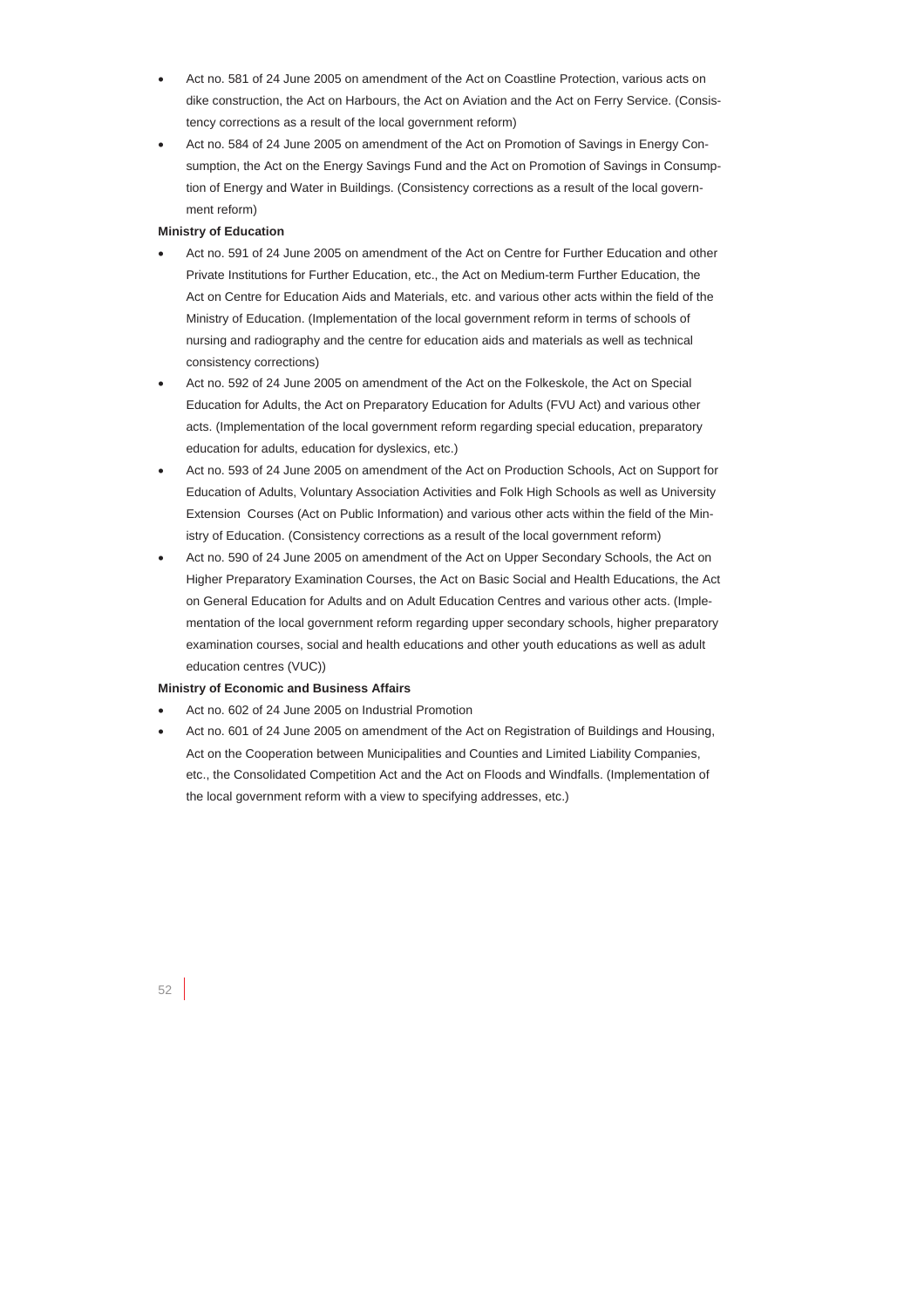- Act no. 581 of 24 June 2005 on amendment of the Act on Coastline Protection, various acts on dike construction, the Act on Harbours, the Act on Aviation and the Act on Ferry Service. (Consistency corrections as a result of the local government reform)
- Act no. 584 of 24 June 2005 on amendment of the Act on Promotion of Savings in Energy Consumption, the Act on the Energy Savings Fund and the Act on Promotion of Savings in Consumption of Energy and Water in Buildings. (Consistency corrections as a result of the local government reform)

**Ministry of Education**

- Act no. 591 of 24 June 2005 on amendment of the Act on Centre for Further Education and other Private Institutions for Further Education, etc., the Act on Medium-term Further Education, the Act on Centre for Education Aids and Materials, etc. and various other acts within the field of the Ministry of Education. (Implementation of the local government reform in terms of schools of nursing and radiography and the centre for education aids and materials as well as technical consistency corrections)
- Act no. 592 of 24 June 2005 on amendment of the Act on the Folkeskole, the Act on Special Education for Adults, the Act on Preparatory Education for Adults (FVU Act) and various other acts. (Implementation of the local government reform regarding special education, preparatory education for adults, education for dyslexics, etc.)
- Act no. 593 of 24 June 2005 on amendment of the Act on Production Schools, Act on Support for Education of Adults, Voluntary Association Activities and Folk High Schools as well as University Extension Courses (Act on Public Information) and various other acts within the field of the Ministry of Education. (Consistency corrections as a result of the local government reform)
- Act no. 590 of 24 June 2005 on amendment of the Act on Upper Secondary Schools, the Act on Higher Preparatory Examination Courses, the Act on Basic Social and Health Educations, the Act on General Education for Adults and on Adult Education Centres and various other acts. (Implementation of the local government reform regarding upper secondary schools, higher preparatory examination courses, social and health educations and other youth educations as well as adult education centres (VUC))

**Ministry of Economic and Business Affairs**

- Act no. 602 of 24 June 2005 on Industrial Promotion
- Act no. 601 of 24 June 2005 on amendment of the Act on Registration of Buildings and Housing, Act on the Cooperation between Municipalities and Counties and Limited Liability Companies, etc., the Consolidated Competition Act and the Act on Floods and Windfalls. (Implementation of the local government reform with a view to specifying addresses, etc.)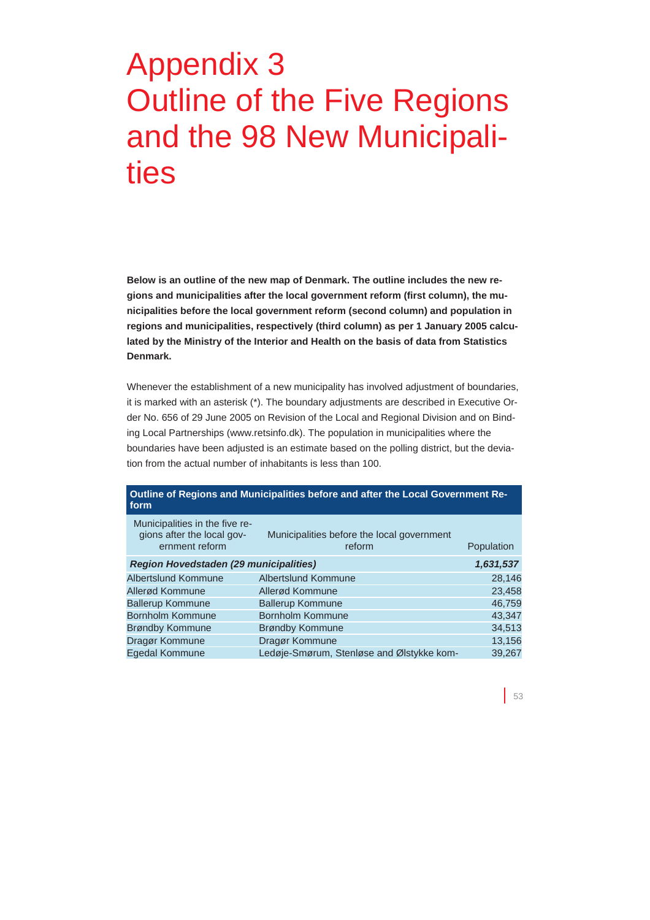# Appendix 3
# Outline of the Five Regions and the 98 New Municipalities

**Below is an outline of the new map of Denmark. The outline includes the new regions and municipalities after the local government reform (first column), the municipalities before the local government reform (second column) and population in regions and municipalities, respectively (third column) as per 1 January 2005 calculated by the Ministry of the Interior and Health on the basis of data from Statistics Denmark.**

Whenever the establishment of a new municipality has involved adjustment of boundaries, it is marked with an asterisk (*). The boundary adjustments are described in Executive Order No. 656 of 29 June 2005 on Revision of the Local and Regional Division and on Binding Local Partnerships (www.retsinfo.dk). The population in municipalities where the boundaries have been adjusted is an estimate based on the polling district, but the deviation from the actual number of inhabitants is less than 100.

**Outline of Regions and Municipalities before and after the Local Government Reform**

| Municipalities in the five regions after the local government reform | Municipalities before the local government reform | Population |
|---|---|---|
| ***Region Hovedstaden (29 municipalities)*** | | ***1,631,537*** |
| Albertslund Kommune | Albertslund Kommune | 28,146 |
| Allerød Kommune | Allerød Kommune | 23,458 |
| Ballerup Kommune | Ballerup Kommune | 46,759 |
| Bornholm Kommune | Bornholm Kommune | 43,347 |
| Brøndby Kommune | Brøndby Kommune | 34,513 |
| Dragør Kommune | Dragør Kommune | 13,156 |
| Egedal Kommune | Ledøje-Smørum, Stenløse and Ølstykke kom- | 39,267 |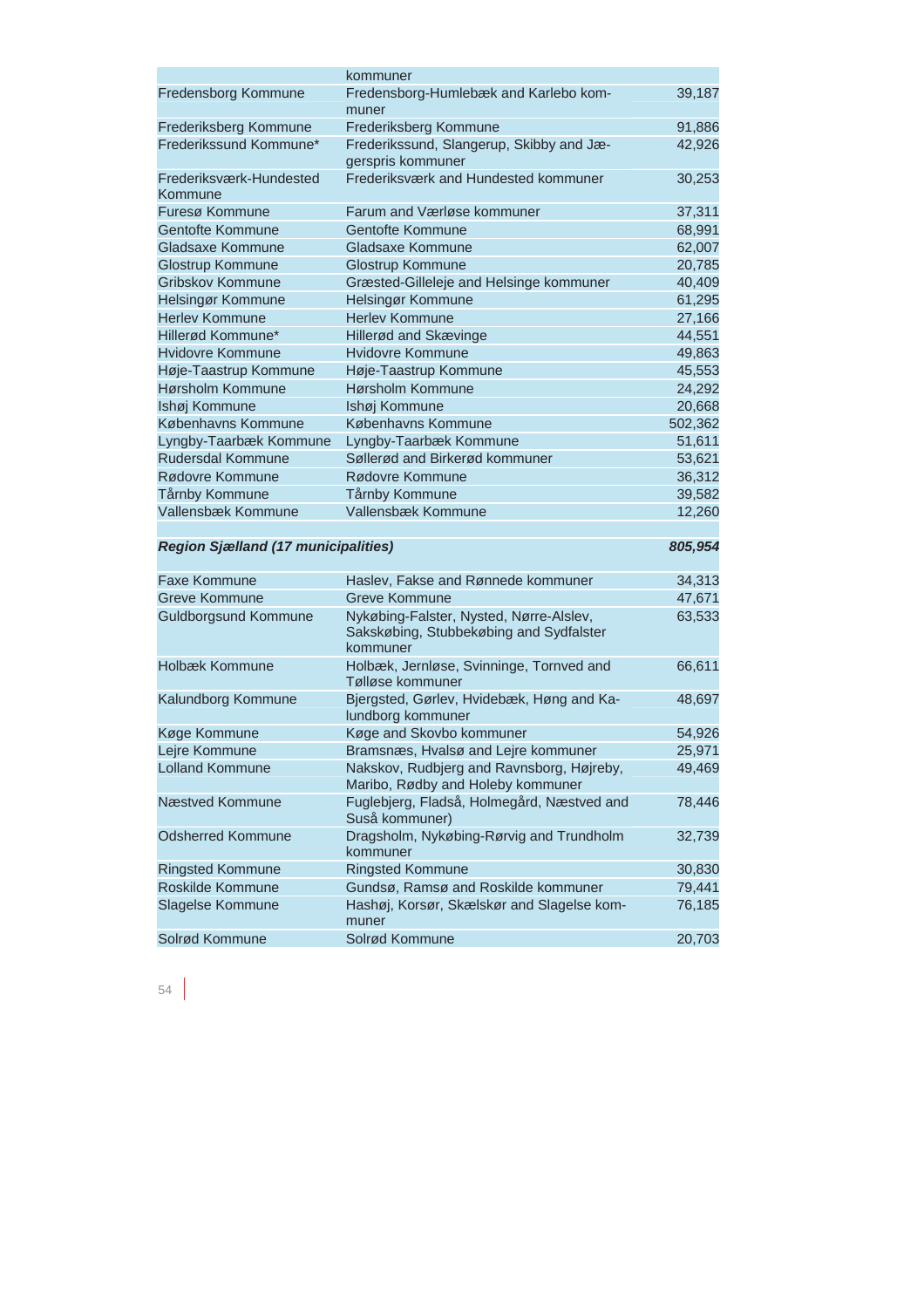| | kommuner | |
|---|---|---|
| Fredensborg Kommune | Fredensborg-Humlebæk and Karlebo kommuner | 39,187 |
| Frederiksberg Kommune | Frederiksberg Kommune | 91,886 |
| Frederikssund Kommune* | Frederikssund, Slangerup, Skibby and Jægerspris kommuner | 42,926 |
| Frederiksværk-Hundested Kommune | Frederiksværk and Hundested kommuner | 30,253 |
| Furesø Kommune | Farum and Værløse kommuner | 37,311 |
| Gentofte Kommune | Gentofte Kommune | 68,991 |
| Gladsaxe Kommune | Gladsaxe Kommune | 62,007 |
| Glostrup Kommune | Glostrup Kommune | 20,785 |
| Gribskov Kommune | Græsted-Gilleleje and Helsinge kommuner | 40,409 |
| Helsingør Kommune | Helsingør Kommune | 61,295 |
| Herlev Kommune | Herlev Kommune | 27,166 |
| Hillerød Kommune* | Hillerød and Skævinge | 44,551 |
| Hvidovre Kommune | Hvidovre Kommune | 49,863 |
| Høje-Taastrup Kommune | Høje-Taastrup Kommune | 45,553 |
| Hørsholm Kommune | Hørsholm Kommune | 24,292 |
| Ishøj Kommune | Ishøj Kommune | 20,668 |
| Københavns Kommune | Københavns Kommune | 502,362 |
| Lyngby-Taarbæk Kommune | Lyngby-Taarbæk Kommune | 51,611 |
| Rudersdal Kommune | Søllerød and Birkerød kommuner | 53,621 |
| Rødovre Kommune | Rødovre Kommune | 36,312 |
| Tårnby Kommune | Tårnby Kommune | 39,582 |
| Vallensbæk Kommune | Vallensbæk Kommune | 12,260 |
| | | |
| ***Region Sjælland (17 municipalities)*** | | ***805,954*** |
| Faxe Kommune | Haslev, Fakse and Rønnede kommuner | 34,313 |
| Greve Kommune | Greve Kommune | 47,671 |
| Guldborgsund Kommune | Nykøbing-Falster, Nysted, Nørre-Alslev, Sakskøbing, Stubbekøbing and Sydfalster kommuner | 63,533 |
| Holbæk Kommune | Holbæk, Jernløse, Svinninge, Tornved and Tølløse kommuner | 66,611 |
| Kalundborg Kommune | Bjergsted, Gørlev, Hvidebæk, Høng and Kalundborg kommuner | 48,697 |
| Køge Kommune | Køge and Skovbo kommuner | 54,926 |
| Lejre Kommune | Bramsnæs, Hvalsø and Lejre kommuner | 25,971 |
| Lolland Kommune | Nakskov, Rudbjerg and Ravnsborg, Højreby, Maribo, Rødby and Holeby kommuner | 49,469 |
| Næstved Kommune | Fuglebjerg, Fladså, Holmegård, Næstved and Suså kommuner) | 78,446 |
| Odsherred Kommune | Dragsholm, Nykøbing-Rørvig and Trundholm kommuner | 32,739 |
| Ringsted Kommune | Ringsted Kommune | 30,830 |
| Roskilde Kommune | Gundsø, Ramsø and Roskilde kommuner | 79,441 |
| Slagelse Kommune | Hashøj, Korsør, Skælskør and Slagelse kommuner | 76,185 |
| Solrød Kommune | Solrød Kommune | 20,703 |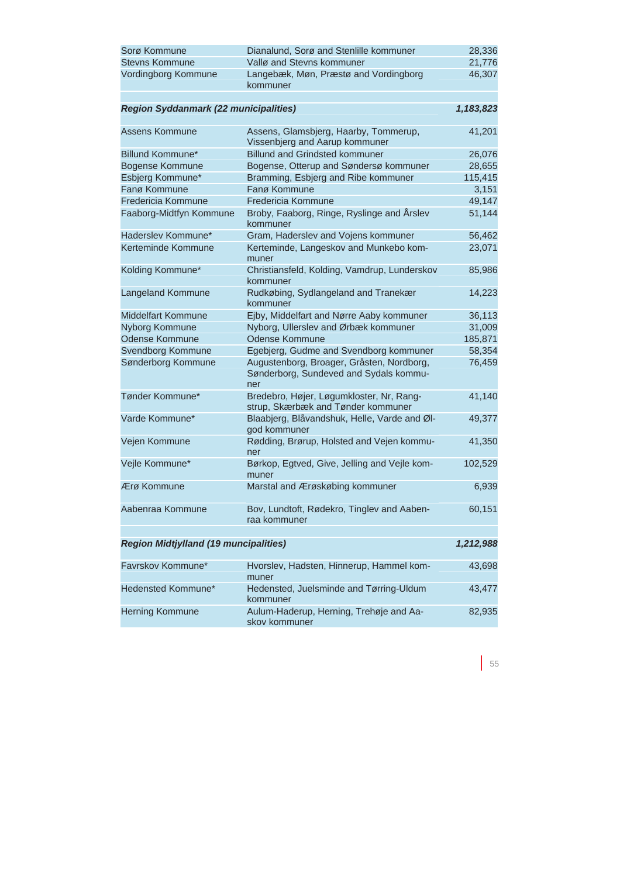| | | |
|---|---|---|
| Sorø Kommune | Dianalund, Sorø and Stenlille kommuner | 28,336 |
| Stevns Kommune | Vallø and Stevns kommuner | 21,776 |
| Vordingborg Kommune | Langebæk, Møn, Præstø and Vordingborg kommuner | 46,307 |
| | | |
| ***Region Syddanmark (22 municipalities)*** | | ***1,183,823*** |
| | | |
| Assens Kommune | Assens, Glamsbjerg, Haarby, Tommerup, Vissenbjerg and Aarup kommuner | 41,201 |
| Billund Kommune* | Billund and Grindsted kommuner | 26,076 |
| Bogense Kommune | Bogense, Otterup and Søndersø kommuner | 28,655 |
| Esbjerg Kommune* | Bramming, Esbjerg and Ribe kommuner | 115,415 |
| Fanø Kommune | Fanø Kommune | 3,151 |
| Fredericia Kommune | Fredericia Kommune | 49,147 |
| Faaborg-Midtfyn Kommune | Broby, Faaborg, Ringe, Ryslinge and Årslev kommuner | 51,144 |
| Haderslev Kommune* | Gram, Haderslev and Vojens kommuner | 56,462 |
| Kerteminde Kommune | Kerteminde, Langeskov and Munkebo kommuner | 23,071 |
| Kolding Kommune* | Christiansfeld, Kolding, Vamdrup, Lunderskov kommuner | 85,986 |
| Langeland Kommune | Rudkøbing, Sydlangeland and Tranekær kommuner | 14,223 |
| Middelfart Kommune | Ejby, Middelfart and Nørre Aaby kommuner | 36,113 |
| Nyborg Kommune | Nyborg, Ullerslev and Ørbæk kommuner | 31,009 |
| Odense Kommune | Odense Kommune | 185,871 |
| Svendborg Kommune | Egebjerg, Gudme and Svendborg kommuner | 58,354 |
| Sønderborg Kommune | Augustenborg, Broager, Gråsten, Nordborg, Sønderborg, Sundeved and Sydals kommuner | 76,459 |
| Tønder Kommune* | Bredebro, Højer, Løgumkloster, Nr, Rangstrup, Skærbæk and Tønder kommuner | 41,140 |
| Varde Kommune* | Blaabjerg, Blåvandshuk, Helle, Varde and Ølgod kommuner | 49,377 |
| Vejen Kommune | Rødding, Brørup, Holsted and Vejen kommuner | 41,350 |
| Vejle Kommune* | Børkop, Egtved, Give, Jelling and Vejle kommuner | 102,529 |
| Ærø Kommune | Marstal and Ærøskøbing kommuner | 6,939 |
| Aabenraa Kommune | Bov, Lundtoft, Rødekro, Tinglev and Aabenraa kommuner | 60,151 |
| | | |
| ***Region Midtjylland (19 muncipalities)*** | | ***1,212,988*** |
| | | |
| Favrskov Kommune* | Hvorslev, Hadsten, Hinnerup, Hammel kommuner | 43,698 |
| Hedensted Kommune* | Hedensted, Juelsminde and Tørring-Uldum kommuner | 43,477 |
| Herning Kommune | Aulum-Haderup, Herning, Trehøje and Aaskov kommuner | 82,935 |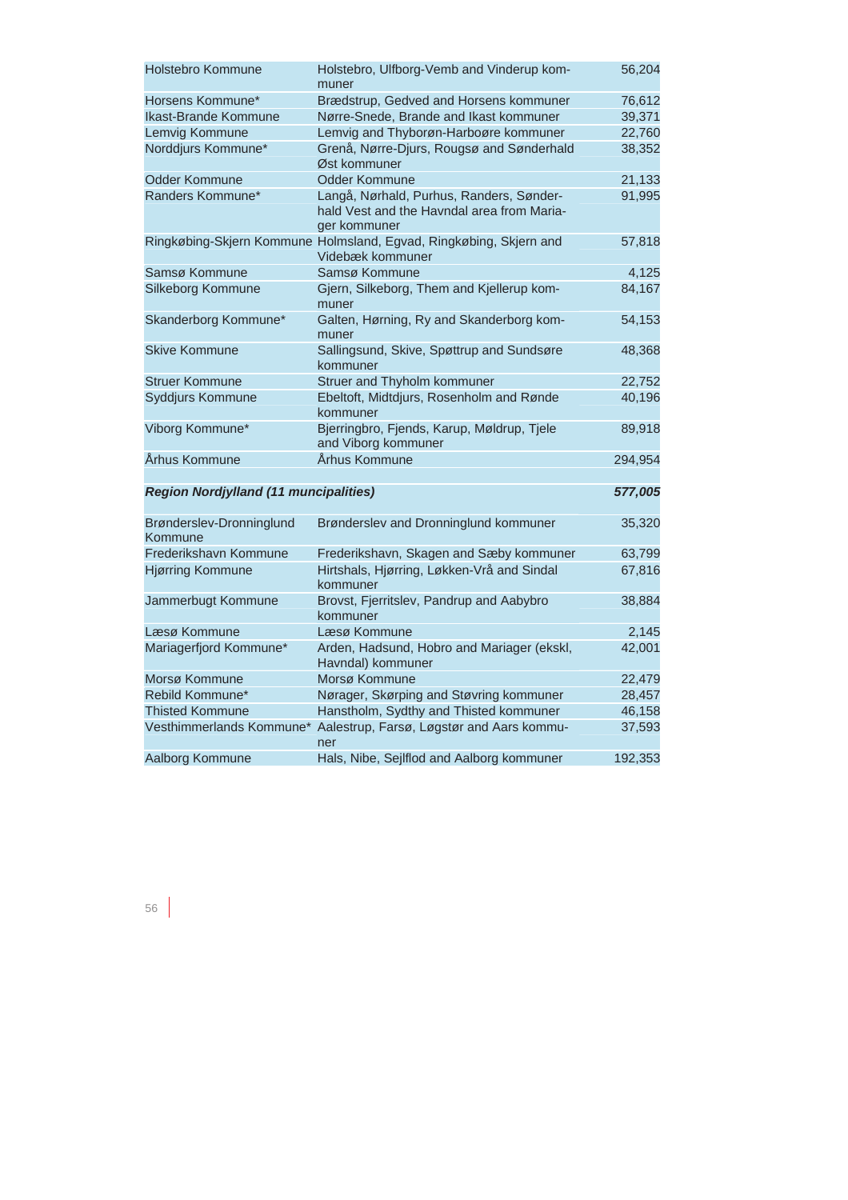| | | |
|---|---|---|
| Holstebro Kommune | Holstebro, Ulfborg-Vemb and Vinderup kommuner | 56,204 |
| Horsens Kommune* | Brædstrup, Gedved and Horsens kommuner | 76,612 |
| Ikast-Brande Kommune | Nørre-Snede, Brande and Ikast kommuner | 39,371 |
| Lemvig Kommune | Lemvig and Thyborøn-Harboøre kommuner | 22,760 |
| Norddjurs Kommune* | Grenå, Nørre-Djurs, Rougsø and Sønderhald Øst kommuner | 38,352 |
| Odder Kommune | Odder Kommune | 21,133 |
| Randers Kommune* | Langå, Nørhald, Purhus, Randers, Sønderhald Vest and the Havndal area from Mariager kommuner | 91,995 |
| Ringkøbing-Skjern Kommune | Holmsland, Egvad, Ringkøbing, Skjern and Videbæk kommuner | 57,818 |
| Samsø Kommune | Samsø Kommune | 4,125 |
| Silkeborg Kommune | Gjern, Silkeborg, Them and Kjellerup kommuner | 84,167 |
| Skanderborg Kommune* | Galten, Hørning, Ry and Skanderborg kommuner | 54,153 |
| Skive Kommune | Sallingsund, Skive, Spøttrup and Sundsøre kommuner | 48,368 |
| Struer Kommune | Struer and Thyholm kommuner | 22,752 |
| Syddjurs Kommune | Ebeltoft, Midtdjurs, Rosenholm and Rønde kommuner | 40,196 |
| Viborg Kommune* | Bjerringbro, Fjends, Karup, Møldrup, Tjele and Viborg kommuner | 89,918 |
| Århus Kommune | Århus Kommune | 294,954 |
| | | |
| ***Region Nordjylland (11 muncipalities)*** | | ***577,005*** |
| | | |
| Brønderslev-Dronninglund Kommune | Brønderslev and Dronninglund kommuner | 35,320 |
| Frederikshavn Kommune | Frederikshavn, Skagen and Sæby kommuner | 63,799 |
| Hjørring Kommune | Hirtshals, Hjørring, Løkken-Vrå and Sindal kommuner | 67,816 |
| Jammerbugt Kommune | Brovst, Fjerritslev, Pandrup and Aabybro kommuner | 38,884 |
| Læsø Kommune | Læsø Kommune | 2,145 |
| Mariagerfjord Kommune* | Arden, Hadsund, Hobro and Mariager (ekskl, Havndal) kommuner | 42,001 |
| Morsø Kommune | Morsø Kommune | 22,479 |
| Rebild Kommune* | Nørager, Skørping and Støvring kommuner | 28,457 |
| Thisted Kommune | Hanstholm, Sydthy and Thisted kommuner | 46,158 |
| Vesthimmerlands Kommune* | Aalestrup, Farsø, Løgstør and Aars kommuner | 37,593 |
| Aalborg Kommune | Hals, Nibe, Sejlflod and Aalborg kommuner | 192,353 |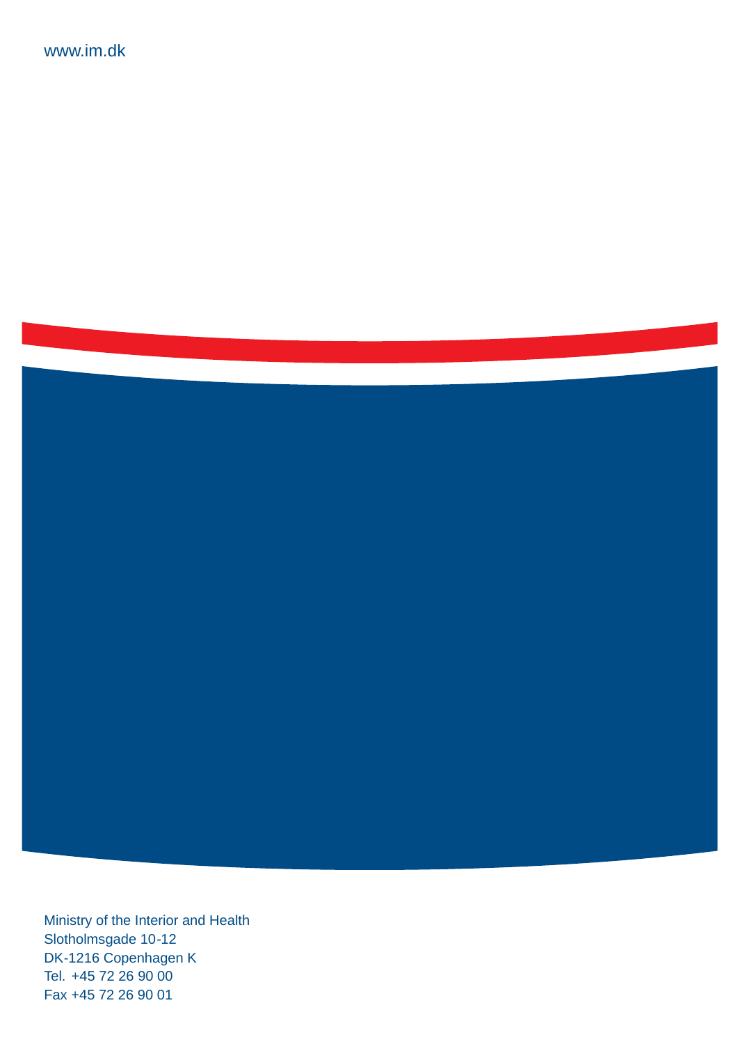www.im.dk

Ministry of the Interior and Health
Slotholmsgade 10-12
DK-1216 Copenhagen K
Tel. +45 72 26 90 00
Fax +45 72 26 90 01